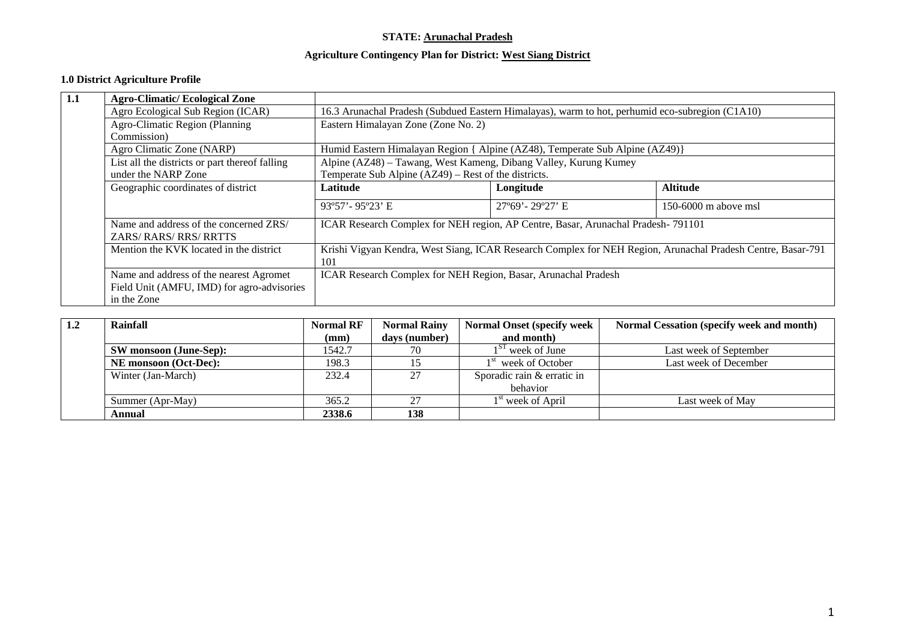**STATE: Arunachal Pradesh**

**Agriculture Contingency Plan for District: West Siang District**

## 1.0 District Agriculture Profile

| 1.1 | **Agro-Climatic/ Ecological Zone** | | | |
|---|---|---|---|---|
| | Agro Ecological Sub Region (ICAR) | 16.3 Arunachal Pradesh (Subdued Eastern Himalayas), warm to hot, perhumid eco-subregion (C1A10) | | |
| | Agro-Climatic Region (Planning Commission) | Eastern Himalayan Zone (Zone No. 2) | | |
| | Agro Climatic Zone (NARP) | Humid Eastern Himalayan Region { Alpine (AZ48), Temperate Sub Alpine (AZ49)} | | |
| | List all the districts or part thereof falling under the NARP Zone | Alpine (AZ48) – Tawang, West Kameng, Dibang Valley, Kurung Kumey<br>Temperate Sub Alpine (AZ49) – Rest of the districts. | | |
| | Geographic coordinates of district | **Latitude** | **Longitude** | **Altitude** |
| | | 93º57'- 95º23' E | 27º69'- 29º27' E | 150-6000 m above msl |
| | Name and address of the concerned ZRS/ ZARS/ RARS/ RRS/ RRTTS | ICAR Research Complex for NEH region, AP Centre, Basar, Arunachal Pradesh- 791101 | | |
| | Mention the KVK located in the district | Krishi Vigyan Kendra, West Siang, ICAR Research Complex for NEH Region, Arunachal Pradesh Centre, Basar-791 101 | | |
| | Name and address of the nearest Agromet Field Unit (AMFU, IMD) for agro-advisories in the Zone | ICAR Research Complex for NEH Region, Basar, Arunachal Pradesh | | |

| 1.2 | **Rainfall** | **Normal RF (mm)** | **Normal Rainy days (number)** | **Normal Onset (specify week and month)** | **Normal Cessation (specify week and month)** |
|---|---|---|---|---|---|
| | **SW monsoon (June-Sep):** | 1542.7 | 70 | 1[ST] week of June | Last week of September |
| | **NE monsoon (Oct-Dec):** | 198.3 | 15 | 1[st] week of October | Last week of December |
| | Winter (Jan-March) | 232.4 | 27 | Sporadic rain & erratic in behavior | |
| | Summer (Apr-May) | 365.2 | 27 | 1[st] week of April | Last week of May |
| | **Annual** | **2338.6** | **138** | | |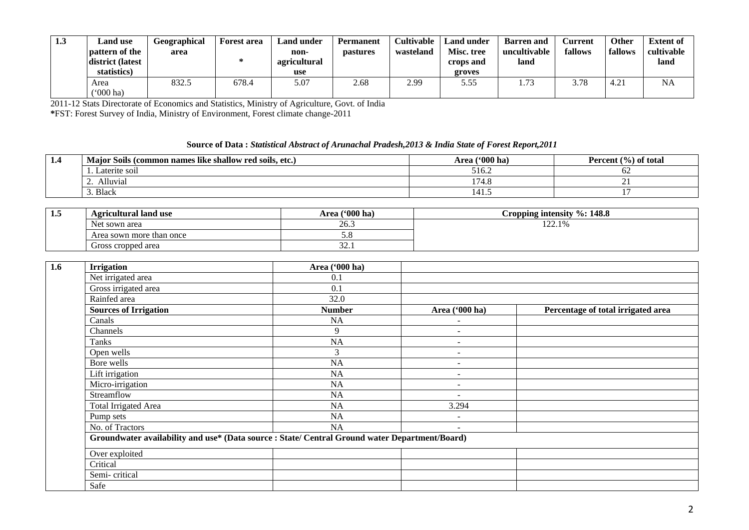| 1.3 | Land use pattern of the district (latest statistics) | Geographical area | Forest area * | Land under non-agricultural use | Permanent pastures | Cultivable wasteland | Land under Misc. tree crops and groves | Barren and uncultivable land | Current fallows | Other fallows | Extent of cultivable land |
|---|---|---|---|---|---|---|---|---|---|---|---|
| | Area ('000 ha) | 832.5 | 678.4 | 5.07 | 2.68 | 2.99 | 5.55 | 1.73 | 3.78 | 4.21 | NA |

2011-12 Stats Directorate of Economics and Statistics, Ministry of Agriculture, Govt. of India
*FST: Forest Survey of India, Ministry of Environment, Forest climate change-2011

**Source of Data :** ***Statistical Abstract of Arunachal Pradesh,2013 & India State of Forest Report,2011***

| 1.4 | Major Soils (common names like shallow red soils, etc.) | Area ('000 ha) | Percent (%) of total |
|---|---|---|---|
| | 1. Laterite soil | 516.2 | 62 |
| | 2. Alluvial | 174.8 | 21 |
| | 3. Black | 141.5 | 17 |

| 1.5 | Agricultural land use | Area ('000 ha) | Cropping intensity %: 148.8 |
|---|---|---|---|
| | Net sown area | 26.3 | 122.1% |
| | Area sown more than once | 5.8 | |
| | Gross cropped area | 32.1 | |

| 1.6 | Irrigation | Area ('000 ha) | | |
|---|---|---|---|---|
| | Net irrigated area | 0.1 | | |
| | Gross irrigated area | 0.1 | | |
| | Rainfed area | 32.0 | | |
| | **Sources of Irrigation** | **Number** | **Area ('000 ha)** | **Percentage of total irrigated area** |
| | Canals | NA | - | |
| | Channels | 9 | - | |
| | Tanks | NA | - | |
| | Open wells | 3 | - | |
| | Bore wells | NA | - | |
| | Lift irrigation | NA | - | |
| | Micro-irrigation | NA | - | |
| | Streamflow | NA | - | |
| | Total Irrigated Area | NA | 3.294 | |
| | Pump sets | NA | - | |
| | No. of Tractors | NA | - | |
| | **Groundwater availability and use* (Data source : State/ Central Ground water Department/Board)** | | | |
| | Over exploited | | | |
| | Critical | | | |
| | Semi- critical | | | |
| | Safe | | | |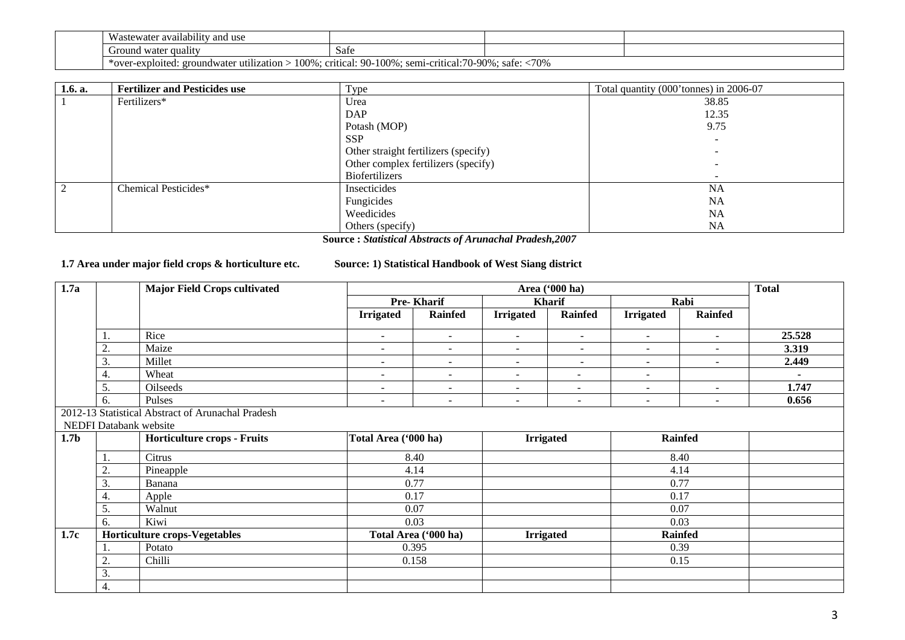| | Wastewater availability and use | | | |
|---|---|---|---|---|
| | Ground water quality | Safe | | |
| | *over-exploited: groundwater utilization > 100%; critical: 90-100%; semi-critical:70-90%; safe: <70% | | | |

| 1.6. a. | Fertilizer and Pesticides use | Type | Total quantity (000'tonnes) in 2006-07 |
|---|---|---|---|
| 1 | Fertilizers* | Urea | 38.85 |
| | | DAP | 12.35 |
| | | Potash (MOP) | 9.75 |
| | | SSP | - |
| | | Other straight fertilizers (specify) | - |
| | | Other complex fertilizers (specify) | - |
| | | Biofertilizers | - |
| 2 | Chemical Pesticides* | Insecticides | NA |
| | | Fungicides | NA |
| | | Weedicides | NA |
| | | Others (specify) | NA |

**Source :** ***Statistical Abstracts of Arunachal Pradesh,2007***

**1.7 Area under major field crops & horticulture etc.** **Source: 1) Statistical Handbook of West Siang district**

| 1.7a | | Major Field Crops cultivated | Area ('000 ha) | | | | | | Total |
|---|---|---|---|---|---|---|---|---|---|
| | | | Pre- Kharif | | Kharif | | Rabi | | |
| | | | Irrigated | Rainfed | Irrigated | Rainfed | Irrigated | Rainfed | |
| | 1. | Rice | - | - | - | - | - | - | **25.528** |
| | 2. | Maize | - | - | - | - | - | - | **3.319** |
| | 3. | Millet | - | - | - | - | - | - | **2.449** |
| | 4. | Wheat | - | - | - | - | - | | **-** |
| | 5. | Oilseeds | - | - | - | - | - | - | **1.747** |
| | 6. | Pulses | - | - | - | - | - | - | **0.656** |

2012-13 Statistical Abstract of Arunachal Pradesh
NEDFI Databank website

| 1.7b | | Horticulture crops - Fruits | Total Area ('000 ha) | Irrigated | Rainfed | |
|---|---|---|---|---|---|---|
| | 1. | Citrus | 8.40 | | 8.40 | |
| | 2. | Pineapple | 4.14 | | 4.14 | |
| | 3. | Banana | 0.77 | | 0.77 | |
| | 4. | Apple | 0.17 | | 0.17 | |
| | 5. | Walnut | 0.07 | | 0.07 | |
| | 6. | Kiwi | 0.03 | | 0.03 | |
| **1.7c** | **Horticulture crops-Vegetables** | | **Total Area ('000 ha)** | **Irrigated** | **Rainfed** | |
| | 1. | Potato | 0.395 | | 0.39 | |
| | 2. | Chilli | 0.158 | | 0.15 | |
| | 3. | | | | | |
| | 4. | | | | | |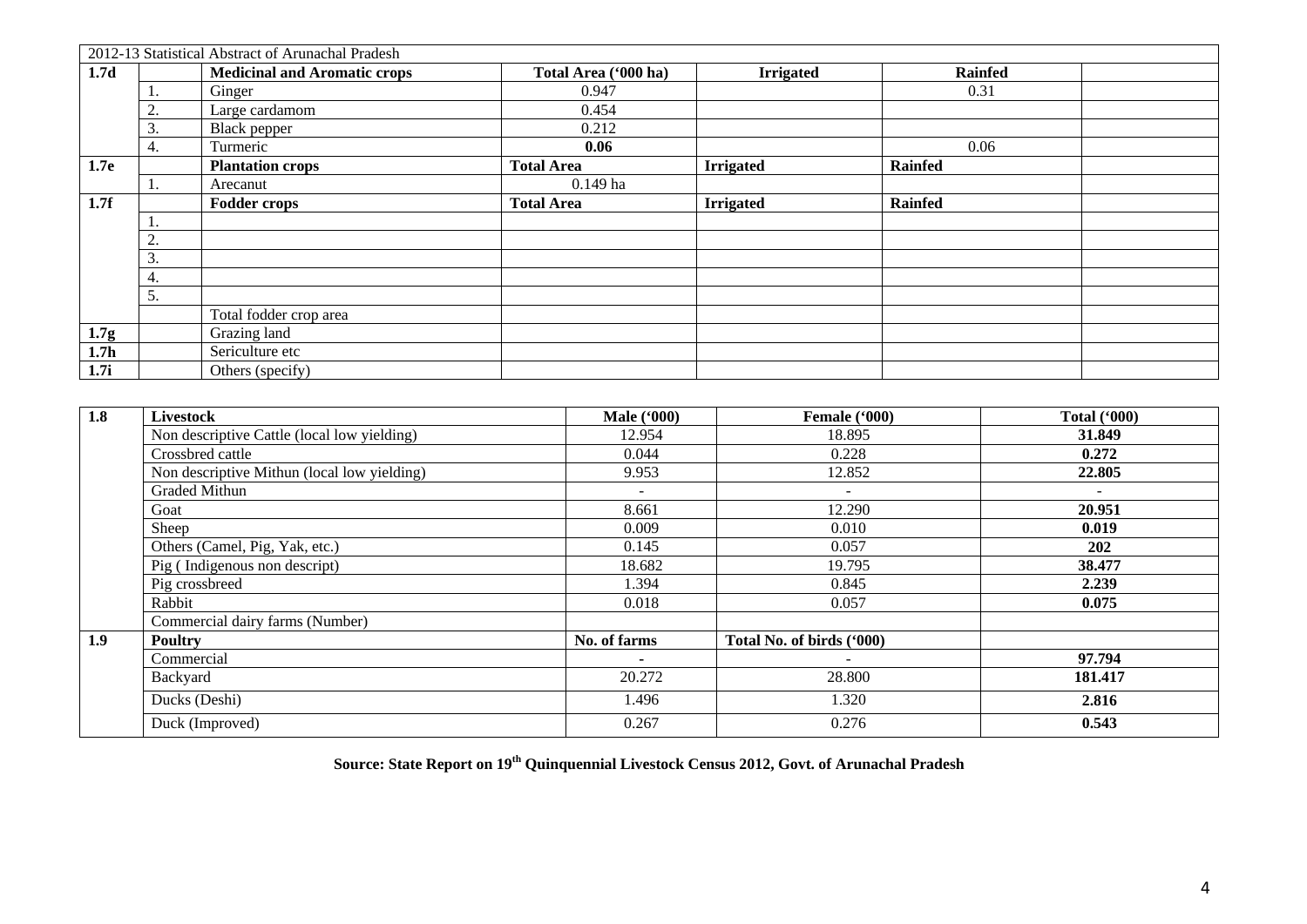| 2012-13 Statistical Abstract of Arunachal Pradesh | | | | | | |
|---|---|---|---|---|---|---|
| **1.7d** | | **Medicinal and Aromatic crops** | **Total Area ('000 ha)** | **Irrigated** | **Rainfed** | |
| | 1. | Ginger | 0.947 | | 0.31 | |
| | 2. | Large cardamom | 0.454 | | | |
| | 3. | Black pepper | 0.212 | | | |
| | 4. | Turmeric | **0.06** | | 0.06 | |
| **1.7e** | | **Plantation crops** | **Total Area** | **Irrigated** | **Rainfed** | |
| | 1. | Arecanut | 0.149 ha | | | |
| **1.7f** | | **Fodder crops** | **Total Area** | **Irrigated** | **Rainfed** | |
| | 1. | | | | | |
| | 2. | | | | | |
| | 3. | | | | | |
| | 4. | | | | | |
| | 5. | | | | | |
| | | Total fodder crop area | | | | |
| **1.7g** | | Grazing land | | | | |
| **1.7h** | | Sericulture etc | | | | |
| **1.7i** | | Others (specify) | | | | |

| **1.8** | **Livestock** | **Male ('000)** | **Female ('000)** | **Total ('000)** |
|---|---|---|---|---|
| | Non descriptive Cattle (local low yielding) | 12.954 | 18.895 | **31.849** |
| | Crossbred cattle | 0.044 | 0.228 | **0.272** |
| | Non descriptive Mithun (local low yielding) | 9.953 | 12.852 | **22.805** |
| | Graded Mithun | - | - | - |
| | Goat | 8.661 | 12.290 | **20.951** |
| | Sheep | 0.009 | 0.010 | **0.019** |
| | Others (Camel, Pig, Yak, etc.) | 0.145 | 0.057 | **202** |
| | Pig ( Indigenous non descript) | 18.682 | 19.795 | **38.477** |
| | Pig crossbreed | 1.394 | 0.845 | **2.239** |
| | Rabbit | 0.018 | 0.057 | **0.075** |
| | Commercial dairy farms (Number) | | | |
| **1.9** | **Poultry** | **No. of farms** | **Total No. of birds ('000)** | |
| | Commercial | - | - | **97.794** |
| | Backyard | 20.272 | 28.800 | **181.417** |
| | Ducks (Deshi) | 1.496 | 1.320 | **2.816** |
| | Duck (Improved) | 0.267 | 0.276 | **0.543** |

**Source: State Report on 19th Quinquennial Livestock Census 2012, Govt. of Arunachal Pradesh**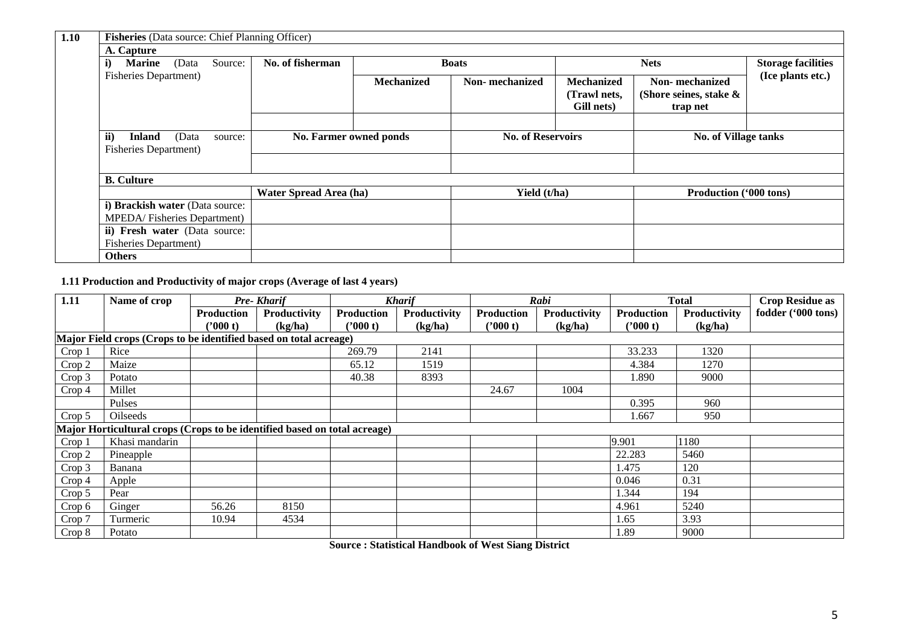| 1.10 | **Fisheries** (Data source: Chief Planning Officer) | | | | | | |
|---|---|---|---|---|---|---|---|
| | **A. Capture** | | | | | | |
| | **i) Marine** (Data Source: Fisheries Department) | **No. of fisherman** | **Boats** | | **Nets** | | **Storage facilities (Ice plants etc.)** |
| | | | **Mechanized** | **Non- mechanized** | **Mechanized (Trawl nets, Gill nets)** | **Non- mechanized (Shore seines, stake & trap net** | |
| | | | | | | | |
| | **ii) Inland** (Data source: Fisheries Department) | **No. Farmer owned ponds** | | **No. of Reservoirs** | | **No. of Village tanks** | |
| | | | | | | | |
| | **B. Culture** | | | | | | |
| | | **Water Spread Area (ha)** | | **Yield (t/ha)** | | **Production ('000 tons)** | |
| | **i) Brackish water** (Data source: MPEDA/ Fisheries Department) | | | | | | |
| | **ii) Fresh water** (Data source: Fisheries Department) | | | | | | |
| | **Others** | | | | | | |

**1.11 Production and Productivity of major crops (Average of last 4 years)**

| 1.11 | Name of crop | *Pre- Kharif* | | *Kharif* | | *Rabi* | | Total | | Crop Residue as fodder ('000 tons) |
|---|---|---|---|---|---|---|---|---|---|---|
| | | **Production ('000 t)** | **Productivity (kg/ha)** | **Production ('000 t)** | **Productivity (kg/ha)** | **Production ('000 t)** | **Productivity (kg/ha)** | **Production ('000 t)** | **Productivity (kg/ha)** | |
| **Major Field crops (Crops to be identified based on total acreage)** | | | | | | | | | | |
| Crop 1 | Rice | | | 269.79 | 2141 | | | 33.233 | 1320 | |
| Crop 2 | Maize | | | 65.12 | 1519 | | | 4.384 | 1270 | |
| Crop 3 | Potato | | | 40.38 | 8393 | | | 1.890 | 9000 | |
| Crop 4 | Millet | | | | | 24.67 | 1004 | | | |
| | Pulses | | | | | | | 0.395 | 960 | |
| Crop 5 | Oilseeds | | | | | | | 1.667 | 950 | |
| **Major Horticultural crops (Crops to be identified based on total acreage)** | | | | | | | | | | |
| Crop 1 | Khasi mandarin | | | | | | | 9.901 | 1180 | |
| Crop 2 | Pineapple | | | | | | | 22.283 | 5460 | |
| Crop 3 | Banana | | | | | | | 1.475 | 120 | |
| Crop 4 | Apple | | | | | | | 0.046 | 0.31 | |
| Crop 5 | Pear | | | | | | | 1.344 | 194 | |
| Crop 6 | Ginger | 56.26 | 8150 | | | | | 4.961 | 5240 | |
| Crop 7 | Turmeric | 10.94 | 4534 | | | | | 1.65 | 3.93 | |
| Crop 8 | Potato | | | | | | | 1.89 | 9000 | |

**Source : Statistical Handbook of West Siang District**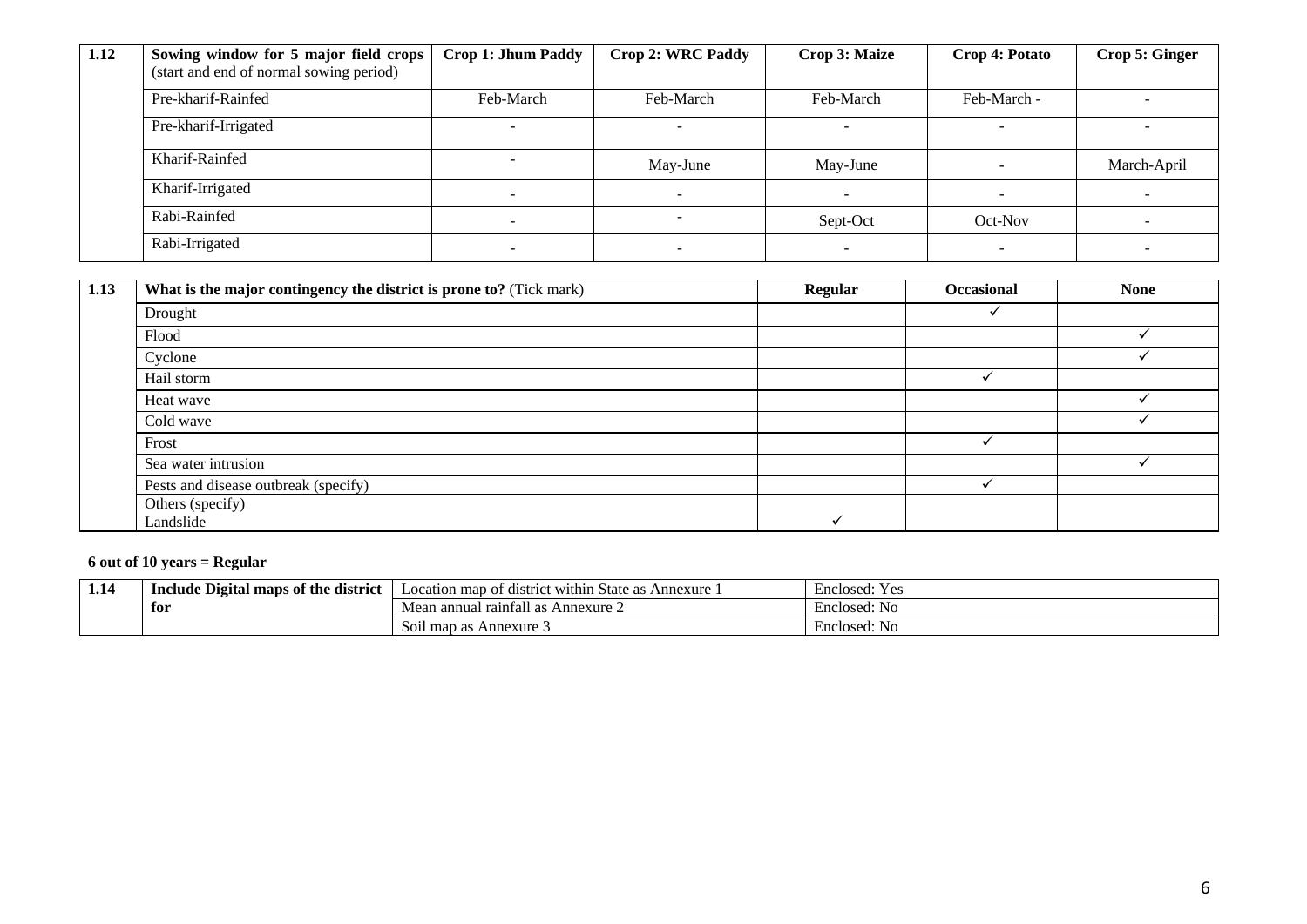| 1.12 | Sowing window for 5 major field crops (start and end of normal sowing period) | Crop 1: Jhum Paddy | Crop 2: WRC Paddy | Crop 3: Maize | Crop 4: Potato | Crop 5: Ginger |
|---|---|---|---|---|---|---|
| | Pre-kharif-Rainfed | Feb-March | Feb-March | Feb-March | Feb-March - | - |
| | Pre-kharif-Irrigated | - | - | - | - | - |
| | Kharif-Rainfed | - | May-June | May-June | - | March-April |
| | Kharif-Irrigated | - | - | - | - | - |
| | Rabi-Rainfed | - | - | Sept-Oct | Oct-Nov | - |
| | Rabi-Irrigated | - | - | - | - | - |

| 1.13 | What is the major contingency the district is prone to? (Tick mark) | Regular | Occasional | None |
|---|---|---|---|---|
| | Drought | | ✓ | |
| | Flood | | | ✓ |
| | Cyclone | | | ✓ |
| | Hail storm | | ✓ | |
| | Heat wave | | | ✓ |
| | Cold wave | | | ✓ |
| | Frost | | ✓ | |
| | Sea water intrusion | | | ✓ |
| | Pests and disease outbreak (specify) | | ✓ | |
| | Others (specify) Landslide | ✓ | | |

**6 out of 10 years = Regular**

| 1.14 | Include Digital maps of the district for | Location map of district within State as Annexure 1 | Enclosed: Yes |
|---|---|---|---|
| | | Mean annual rainfall as Annexure 2 | Enclosed: No |
| | | Soil map as Annexure 3 | Enclosed: No |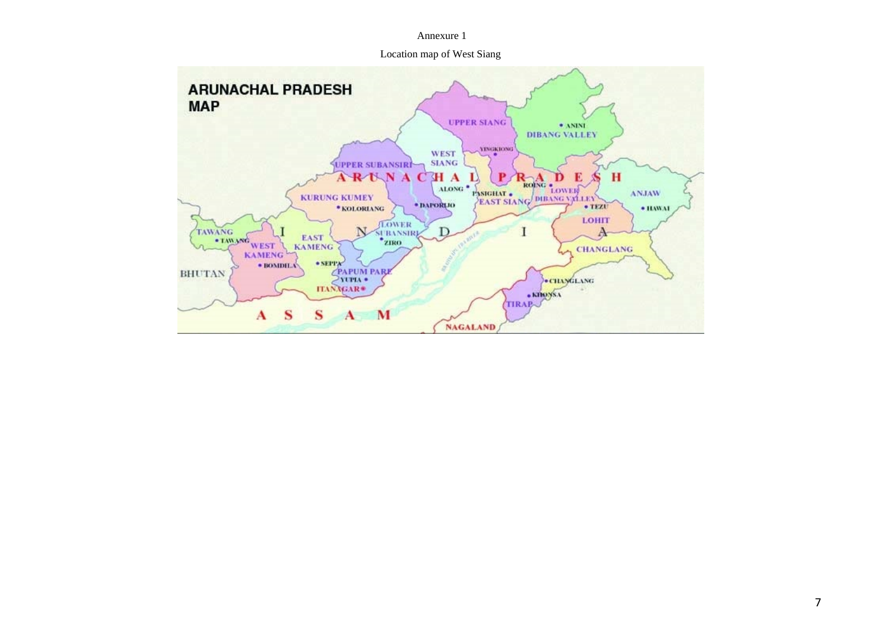Annexure 1

Location map of West Siang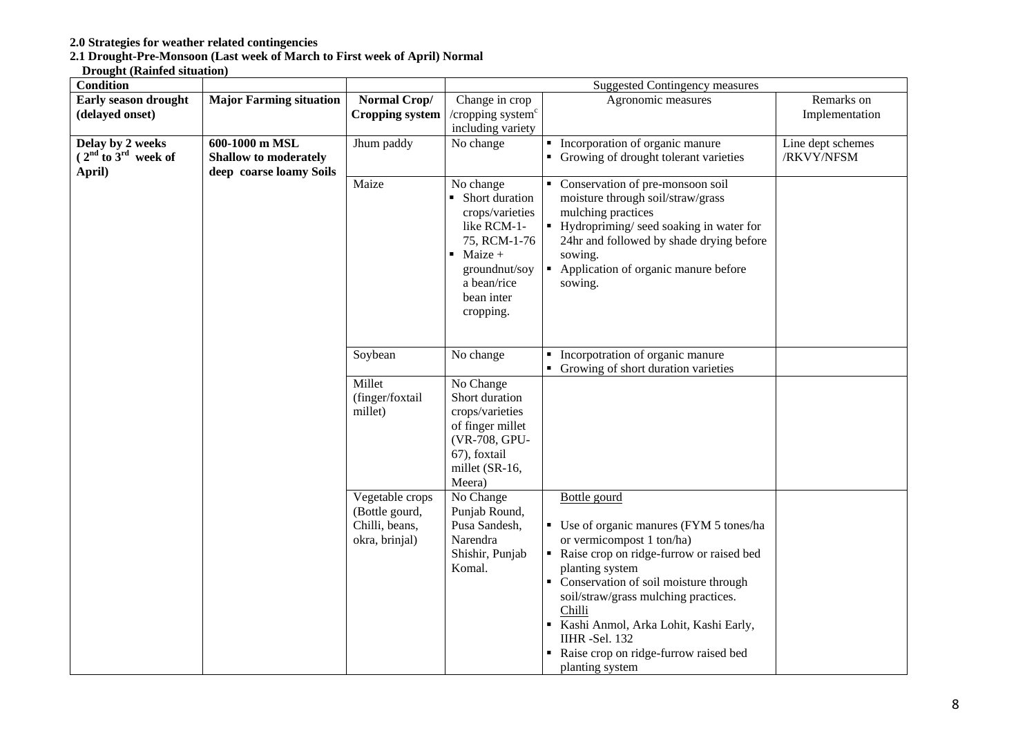**2.0 Strategies for weather related contingencies**

**2.1 Drought-Pre-Monsoon (Last week of March to First week of April) Normal**

**Drought (Rainfed situation)**

| **Condition** | | | Suggested Contingency measures | | |
|---|---|---|---|---|---|
| **Early season drought (delayed onset)** | **Major Farming situation** | **Normal Crop/ Cropping system** | Change in crop /cropping system[c] including variety | Agronomic measures | Remarks on Implementation |
| **Delay by 2 weeks ($2^{nd}$ to $3^{rd}$ week of April)** | **600-1000 m MSL Shallow to moderately deep coarse loamy Soils** | Jhum paddy | No change | ▪ Incorporation of organic manure<br>▪ Growing of drought tolerant varieties | Line dept schemes /RKVY/NFSM |
| | | Maize | No change<br>▪ Short duration crops/varieties like RCM-1-75, RCM-1-76<br>▪ Maize + groundnut/soy a bean/rice bean inter cropping. | ▪ Conservation of pre-monsoon soil moisture through soil/straw/grass mulching practices<br>▪ Hydropriming/ seed soaking in water for 24hr and followed by shade drying before sowing.<br>▪ Application of organic manure before sowing. | |
| | | Soybean | No change | ▪ Incorpotration of organic manure<br>▪ Growing of short duration varieties | |
| | | Millet (finger/foxtail millet) | No Change<br>Short duration crops/varieties of finger millet (VR-708, GPU-67), foxtail millet (SR-16, Meera) | | |
| | | Vegetable crops (Bottle gourd, Chilli, beans, okra, brinjal) | No Change<br>Punjab Round, Pusa Sandesh, Narendra Shishir, Punjab Komal. | Bottle gourd<br>▪ Use of organic manures (FYM 5 tones/ha or vermicompost 1 ton/ha)<br>▪ Raise crop on ridge-furrow or raised bed planting system<br>▪ Conservation of soil moisture through soil/straw/grass mulching practices.<br>Chilli<br>▪ Kashi Anmol, Arka Lohit, Kashi Early, IIHR -Sel. 132<br>▪ Raise crop on ridge-furrow raised bed planting system | |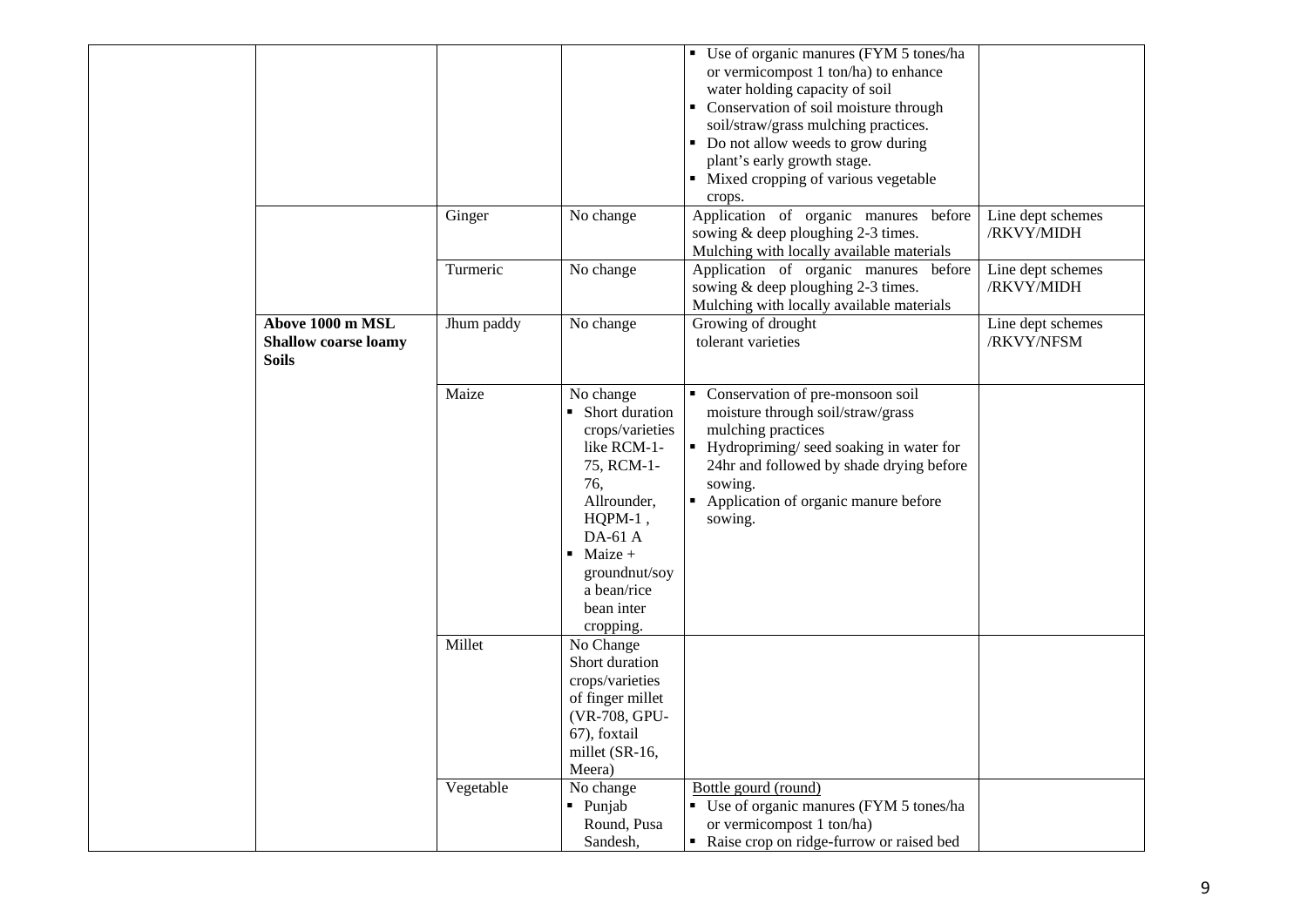| | | | | | |
|---|---|---|---|---|---|
| | | | | ▪ Use of organic manures (FYM 5 tones/ha or vermicompost 1 ton/ha) to enhance water holding capacity of soil ▪ Conservation of soil moisture through soil/straw/grass mulching practices. ▪ Do not allow weeds to grow during plant's early growth stage. ▪ Mixed cropping of various vegetable crops. | |
| | | Ginger | No change | Application of organic manures before sowing & deep ploughing 2-3 times. Mulching with locally available materials | Line dept schemes /RKVY/MIDH |
| | | Turmeric | No change | Application of organic manures before sowing & deep ploughing 2-3 times. Mulching with locally available materials | Line dept schemes /RKVY/MIDH |
| | **Above 1000 m MSL Shallow coarse loamy Soils** | Jhum paddy | No change | Growing of drought tolerant varieties | Line dept schemes /RKVY/NFSM |
| | | Maize | No change ▪ Short duration crops/varieties like RCM-1-75, RCM-1-76, Allrounder, HQPM-1 , DA-61 A ▪ Maize + groundnut/soy a bean/rice bean inter cropping. | ▪ Conservation of pre-monsoon soil moisture through soil/straw/grass mulching practices ▪ Hydropriming/ seed soaking in water for 24hr and followed by shade drying before sowing. ▪ Application of organic manure before sowing. | |
| | | Millet | No Change Short duration crops/varieties of finger millet (VR-708, GPU-67), foxtail millet (SR-16, Meera) | | |
| | | Vegetable | No change ▪ Punjab Round, Pusa Sandesh, | Bottle gourd (round) ▪ Use of organic manures (FYM 5 tones/ha or vermicompost 1 ton/ha) ▪ Raise crop on ridge-furrow or raised bed | |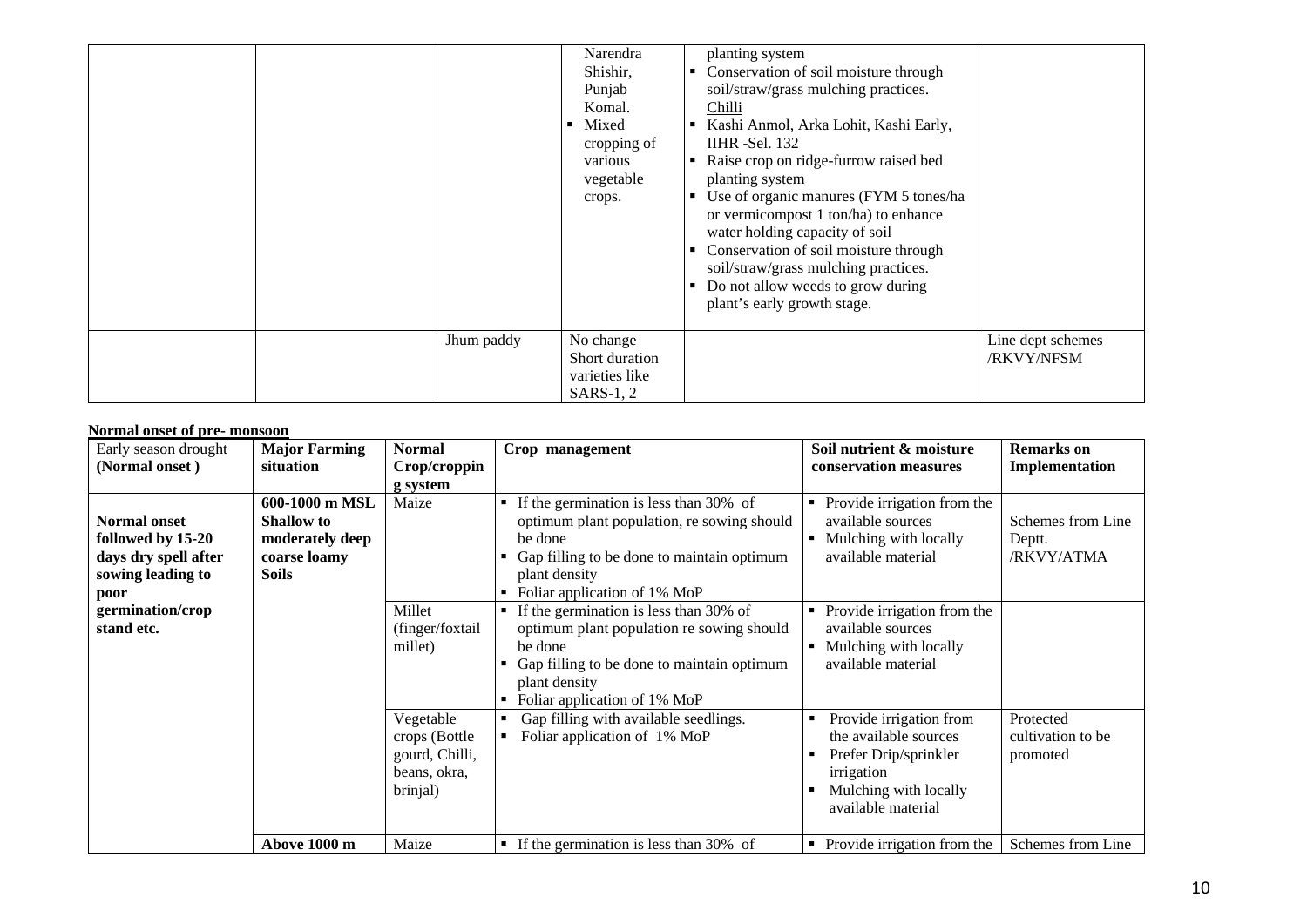| | | | | | |
|---|---|---|---|---|---|
| | | | Narendra Shishir, Punjab Komal.<br>▪ Mixed cropping of various vegetable crops. | planting system<br>▪ Conservation of soil moisture through soil/straw/grass mulching practices.<br>Chilli<br>▪ Kashi Anmol, Arka Lohit, Kashi Early, IIHR -Sel. 132<br>▪ Raise crop on ridge-furrow raised bed planting system<br>▪ Use of organic manures (FYM 5 tones/ha or vermicompost 1 ton/ha) to enhance water holding capacity of soil<br>▪ Conservation of soil moisture through soil/straw/grass mulching practices.<br>▪ Do not allow weeds to grow during plant's early growth stage. | |
| | | Jhum paddy | No change Short duration varieties like SARS-1, 2 | | Line dept schemes /RKVY/NFSM |

**Normal onset of pre- monsoon**

| Early season drought (Normal onset ) | Major Farming situation | Normal Crop/cropping system | Crop management | Soil nutrient & moisture conservation measures | Remarks on Implementation |
|---|---|---|---|---|---|
| **Normal onset followed by 15-20 days dry spell after sowing leading to poor germination/crop stand etc.** | **600-1000 m MSL Shallow to moderately deep coarse loamy Soils** | Maize | ▪ If the germination is less than 30% of optimum plant population, re sowing should be done<br>▪ Gap filling to be done to maintain optimum plant density<br>▪ Foliar application of 1% MoP | ▪ Provide irrigation from the available sources<br>▪ Mulching with locally available material | Schemes from Line Deptt. /RKVY/ATMA |
| | | Millet (finger/foxtail millet) | ▪ If the germination is less than 30% of optimum plant population re sowing should be done<br>▪ Gap filling to be done to maintain optimum plant density<br>▪ Foliar application of 1% MoP | ▪ Provide irrigation from the available sources<br>▪ Mulching with locally available material | |
| | | Vegetable crops (Bottle gourd, Chilli, beans, okra, brinjal) | ▪ Gap filling with available seedlings.<br>▪ Foliar application of 1% MoP | ▪ Provide irrigation from the available sources<br>▪ Prefer Drip/sprinkler irrigation<br>▪ Mulching with locally available material | Protected cultivation to be promoted |
| | **Above 1000 m** | Maize | ▪ If the germination is less than 30% of | ▪ Provide irrigation from the | Schemes from Line |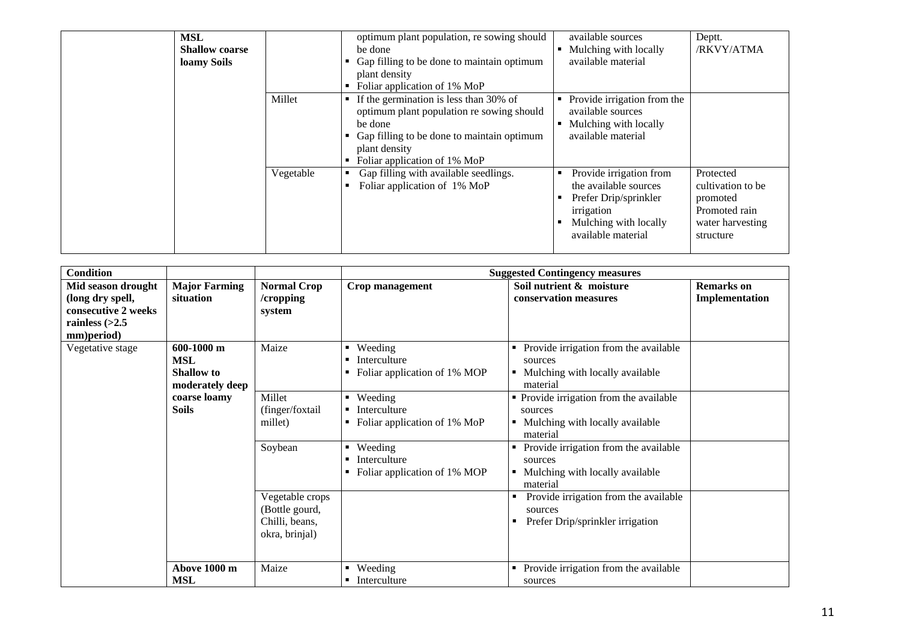| | | | | | |
|---|---|---|---|---|---|
| | **MSL Shallow coarse loamy Soils** | | ▪ optimum plant population, re sowing should be done<br>▪ Gap filling to be done to maintain optimum plant density<br>▪ Foliar application of 1% MoP | available sources<br>▪ Mulching with locally available material | Deptt. /RKVY/ATMA |
| | | Millet | ▪ If the germination is less than 30% of optimum plant population re sowing should be done<br>▪ Gap filling to be done to maintain optimum plant density<br>▪ Foliar application of 1% MoP | ▪ Provide irrigation from the available sources<br>▪ Mulching with locally available material | |
| | | Vegetable | ▪ Gap filling with available seedlings.<br>▪ Foliar application of 1% MoP | ▪ Provide irrigation from the available sources<br>▪ Prefer Drip/sprinkler irrigation<br>▪ Mulching with locally available material | Protected cultivation to be promoted Promoted rain water harvesting structure |

| **Condition** | | | **Suggested Contingency measures** | | |
|---|---|---|---|---|---|
| **Mid season drought (long dry spell, consecutive 2 weeks rainless (>2.5 mm)period)** | **Major Farming situation** | **Normal Crop /cropping system** | **Crop management** | **Soil nutrient & moisture conservation measures** | **Remarks on Implementation** |
| Vegetative stage | **600-1000 m MSL Shallow to moderately deep coarse loamy Soils** | Maize | ▪ Weeding<br>▪ Interculture<br>▪ Foliar application of 1% MOP | ▪ Provide irrigation from the available sources<br>▪ Mulching with locally available material | |
| | | Millet (finger/foxtail millet) | ▪ Weeding<br>▪ Interculture<br>▪ Foliar application of 1% MoP | ▪ Provide irrigation from the available sources<br>▪ Mulching with locally available material | |
| | | Soybean | ▪ Weeding<br>▪ Interculture<br>▪ Foliar application of 1% MOP | ▪ Provide irrigation from the available sources<br>▪ Mulching with locally available material | |
| | | Vegetable crops (Bottle gourd, Chilli, beans, okra, brinjal) | | ▪ Provide irrigation from the available sources<br>▪ Prefer Drip/sprinkler irrigation | |
| | **Above 1000 m MSL** | Maize | ▪ Weeding<br>▪ Interculture | ▪ Provide irrigation from the available sources | |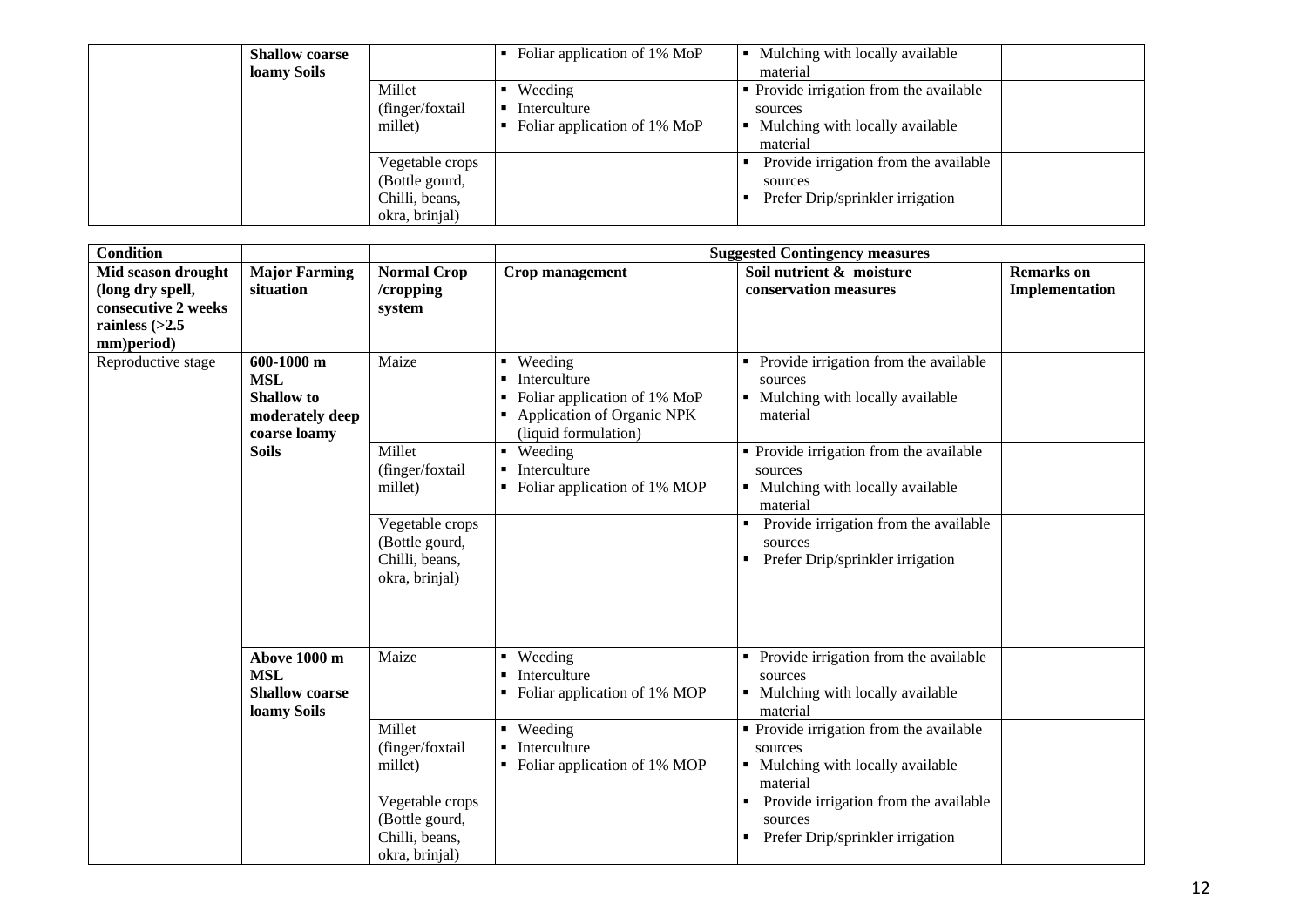| | Shallow coarse loamy Soils | | ▪ Foliar application of 1% MoP | ▪ Mulching with locally available material | |
|---|---|---|---|---|---|
| | | Millet (finger/foxtail millet) | ▪ Weeding<br>▪ Interculture<br>▪ Foliar application of 1% MoP | ▪ Provide irrigation from the available sources<br>▪ Mulching with locally available material | |
| | | Vegetable crops (Bottle gourd, Chilli, beans, okra, brinjal) | | ▪ Provide irrigation from the available sources<br>▪ Prefer Drip/sprinkler irrigation | |

| **Condition** | | | **Suggested Contingency measures** | | |
|---|---|---|---|---|---|
| **Mid season drought (long dry spell, consecutive 2 weeks rainless (>2.5 mm)period)** | **Major Farming situation** | **Normal Crop /cropping system** | **Crop management** | **Soil nutrient & moisture conservation measures** | **Remarks on Implementation** |
| Reproductive stage | **600-1000 m MSL Shallow to moderately deep coarse loamy Soils** | Maize | ▪ Weeding<br>▪ Interculture<br>▪ Foliar application of 1% MoP<br>▪ Application of Organic NPK (liquid formulation) | ▪ Provide irrigation from the available sources<br>▪ Mulching with locally available material | |
| | | Millet (finger/foxtail millet) | ▪ Weeding<br>▪ Interculture<br>▪ Foliar application of 1% MOP | ▪ Provide irrigation from the available sources<br>▪ Mulching with locally available material | |
| | | Vegetable crops (Bottle gourd, Chilli, beans, okra, brinjal) | | ▪ Provide irrigation from the available sources<br>▪ Prefer Drip/sprinkler irrigation | |
| | **Above 1000 m MSL Shallow coarse loamy Soils** | Maize | ▪ Weeding<br>▪ Interculture<br>▪ Foliar application of 1% MOP | ▪ Provide irrigation from the available sources<br>▪ Mulching with locally available material | |
| | | Millet (finger/foxtail millet) | ▪ Weeding<br>▪ Interculture<br>▪ Foliar application of 1% MOP | ▪ Provide irrigation from the available sources<br>▪ Mulching with locally available material | |
| | | Vegetable crops (Bottle gourd, Chilli, beans, okra, brinjal) | | ▪ Provide irrigation from the available sources<br>▪ Prefer Drip/sprinkler irrigation | |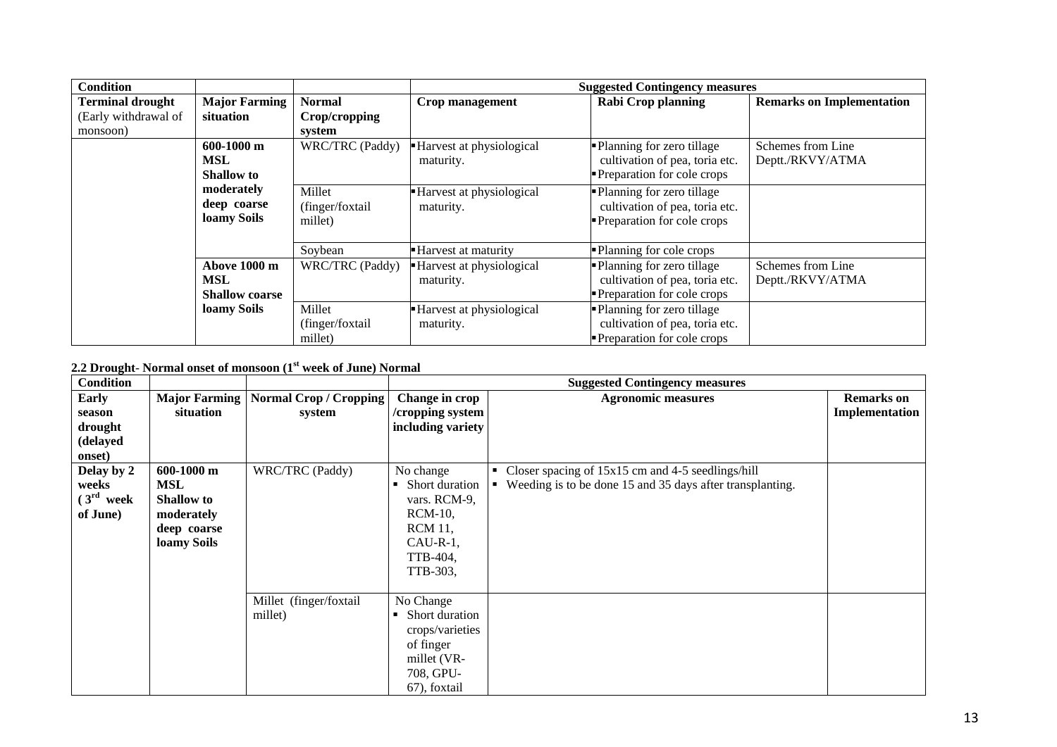| Condition | | | Suggested Contingency measures | | |
|---|---|---|---|---|---|
| **Terminal drought** (Early withdrawal of monsoon) | **Major Farming situation** | **Normal Crop/cropping system** | **Crop management** | **Rabi Crop planning** | **Remarks on Implementation** |
| | **600-1000 m MSL Shallow to moderately deep coarse loamy Soils** | WRC/TRC (Paddy) | ▪ Harvest at physiological maturity. | ▪ Planning for zero tillage cultivation of pea, toria etc. ▪ Preparation for cole crops | Schemes from Line Deptt./RKVY/ATMA |
| | | Millet (finger/foxtail millet) | ▪ Harvest at physiological maturity. | ▪ Planning for zero tillage cultivation of pea, toria etc. ▪ Preparation for cole crops | |
| | | Soybean | ▪ Harvest at maturity | ▪ Planning for cole crops | |
| | **Above 1000 m MSL Shallow coarse loamy Soils** | WRC/TRC (Paddy) | ▪ Harvest at physiological maturity. | ▪ Planning for zero tillage cultivation of pea, toria etc. ▪ Preparation for cole crops | Schemes from Line Deptt./RKVY/ATMA |
| | | Millet (finger/foxtail millet) | ▪ Harvest at physiological maturity. | ▪ Planning for zero tillage cultivation of pea, toria etc. ▪ Preparation for cole crops | |

**2.2 Drought- Normal onset of monsoon (1st week of June) Normal**

| Condition | | | Suggested Contingency measures | | |
|---|---|---|---|---|---|
| **Early season drought (delayed onset)** | **Major Farming situation** | **Normal Crop / Cropping system** | **Change in crop /cropping system including variety** | **Agronomic measures** | **Remarks on Implementation** |
| **Delay by 2 weeks (3rd week of June)** | **600-1000 m MSL Shallow to moderately deep coarse loamy Soils** | WRC/TRC (Paddy) | No change ▪ Short duration vars. RCM-9, RCM-10, RCM 11, CAU-R-1, TTB-404, TTB-303, | ▪ Closer spacing of 15x15 cm and 4-5 seedlings/hill ▪ Weeding is to be done 15 and 35 days after transplanting. | |
| | | Millet (finger/foxtail millet) | No Change ▪ Short duration crops/varieties of finger millet (VR-708, GPU-67), foxtail | | |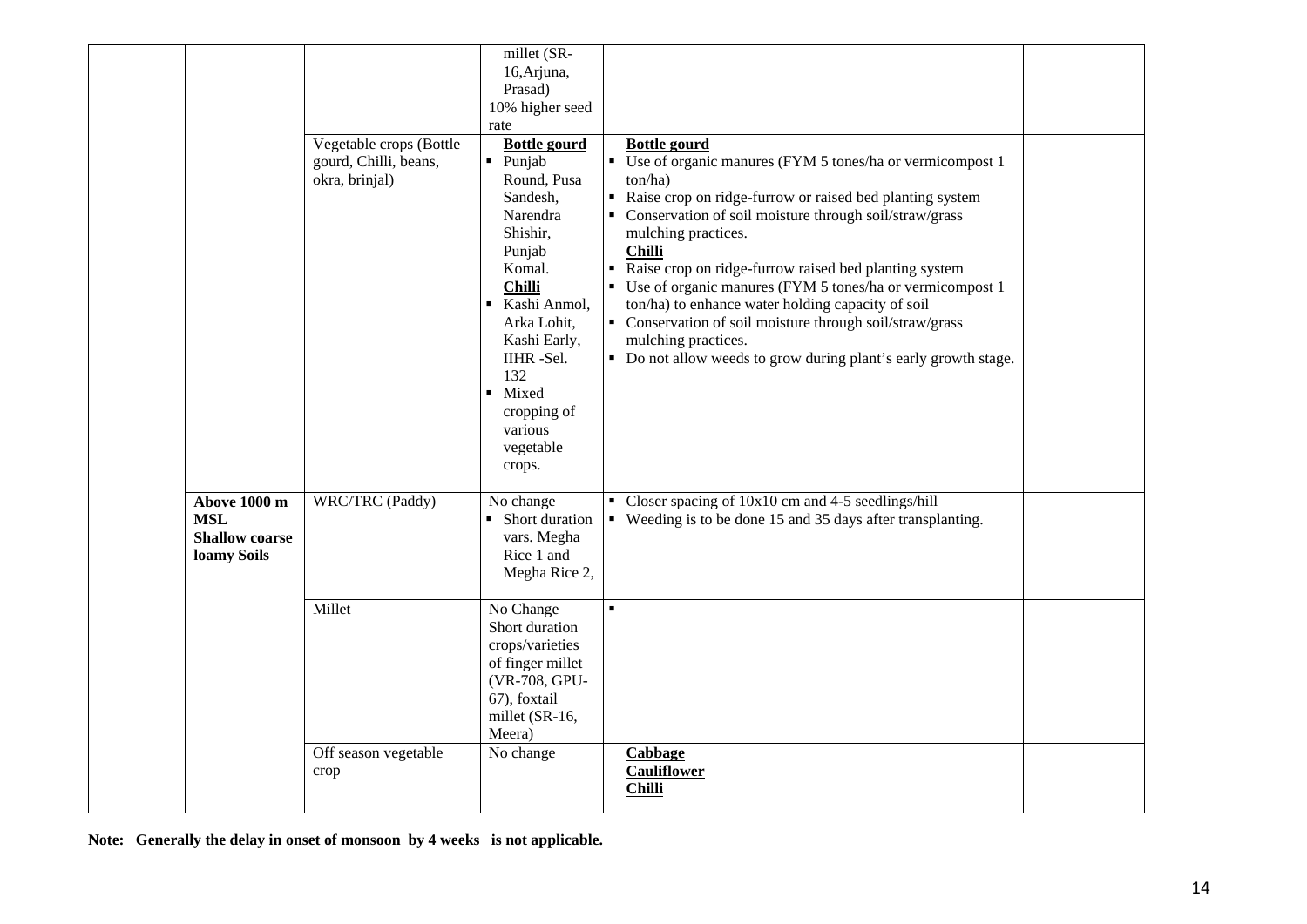| | | | | | |
|---|---|---|---|---|---|
| | | | millet (SR-16,Arjuna, Prasad)<br>10% higher seed rate | | |
| | | Vegetable crops (Bottle gourd, Chilli, beans, okra, brinjal) | **Bottle gourd**<br>▪ Punjab Round, Pusa Sandesh, Narendra Shishir, Punjab Komal.<br>**Chilli**<br>▪ Kashi Anmol, Arka Lohit, Kashi Early, IIHR -Sel. 132<br>▪ Mixed cropping of various vegetable crops. | **Bottle gourd**<br>▪ Use of organic manures (FYM 5 tones/ha or vermicompost 1 ton/ha)<br>▪ Raise crop on ridge-furrow or raised bed planting system<br>▪ Conservation of soil moisture through soil/straw/grass mulching practices.<br>**Chilli**<br>▪ Raise crop on ridge-furrow raised bed planting system<br>▪ Use of organic manures (FYM 5 tones/ha or vermicompost 1 ton/ha) to enhance water holding capacity of soil<br>▪ Conservation of soil moisture through soil/straw/grass mulching practices.<br>▪ Do not allow weeds to grow during plant's early growth stage. | |
| | **Above 1000 m MSL Shallow coarse loamy Soils** | WRC/TRC (Paddy) | No change<br>▪ Short duration vars. Megha Rice 1 and Megha Rice 2, | ▪ Closer spacing of 10x10 cm and 4-5 seedlings/hill<br>▪ Weeding is to be done 15 and 35 days after transplanting. | |
| | | Millet | No Change<br>Short duration crops/varieties of finger millet (VR-708, GPU-67), foxtail millet (SR-16, Meera) | ▪ | |
| | | Off season vegetable crop | No change | **Cabbage**<br>**Cauliflower**<br>**Chilli** | |

**Note: Generally the delay in onset of monsoon by 4 weeks is not applicable.**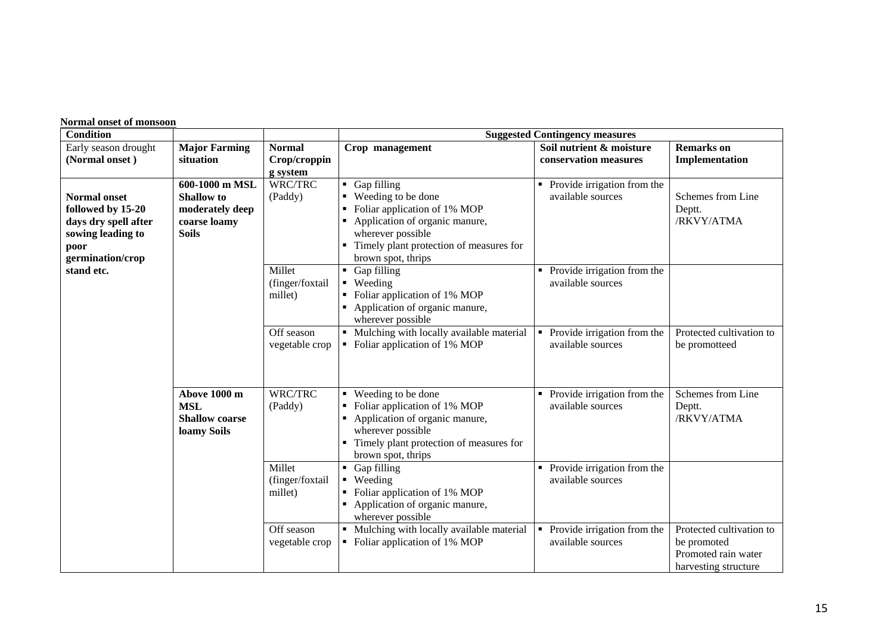**Normal onset of monsoon**

| Condition | | | Suggested Contingency measures | | |
|---|---|---|---|---|---|
| Early season drought (Normal onset ) | **Major Farming situation** | **Normal Crop/cropping system** | **Crop management** | **Soil nutrient & moisture conservation measures** | **Remarks on Implementation** |
| **Normal onset followed by 15-20 days dry spell after sowing leading to poor germination/crop stand etc.** | **600-1000 m MSL Shallow to moderately deep coarse loamy Soils** | WRC/TRC (Paddy) | ▪ Gap filling<br>▪ Weeding to be done<br>▪ Foliar application of 1% MOP<br>▪ Application of organic manure, wherever possible<br>▪ Timely plant protection of measures for brown spot, thrips | ▪ Provide irrigation from the available sources | Schemes from Line Deptt. /RKVY/ATMA |
| | | Millet (finger/foxtail millet) | ▪ Gap filling<br>▪ Weeding<br>▪ Foliar application of 1% MOP<br>▪ Application of organic manure, wherever possible | ▪ Provide irrigation from the available sources | |
| | | Off season vegetable crop | ▪ Mulching with locally available material<br>▪ Foliar application of 1% MOP | ▪ Provide irrigation from the available sources | Protected cultivation to be promotteed |
| | **Above 1000 m MSL Shallow coarse loamy Soils** | WRC/TRC (Paddy) | ▪ Weeding to be done<br>▪ Foliar application of 1% MOP<br>▪ Application of organic manure, wherever possible<br>▪ Timely plant protection of measures for brown spot, thrips | ▪ Provide irrigation from the available sources | Schemes from Line Deptt. /RKVY/ATMA |
| | | Millet (finger/foxtail millet) | ▪ Gap filling<br>▪ Weeding<br>▪ Foliar application of 1% MOP<br>▪ Application of organic manure, wherever possible | ▪ Provide irrigation from the available sources | |
| | | Off season vegetable crop | ▪ Mulching with locally available material<br>▪ Foliar application of 1% MOP | ▪ Provide irrigation from the available sources | Protected cultivation to be promoted<br>Promoted rain water harvesting structure |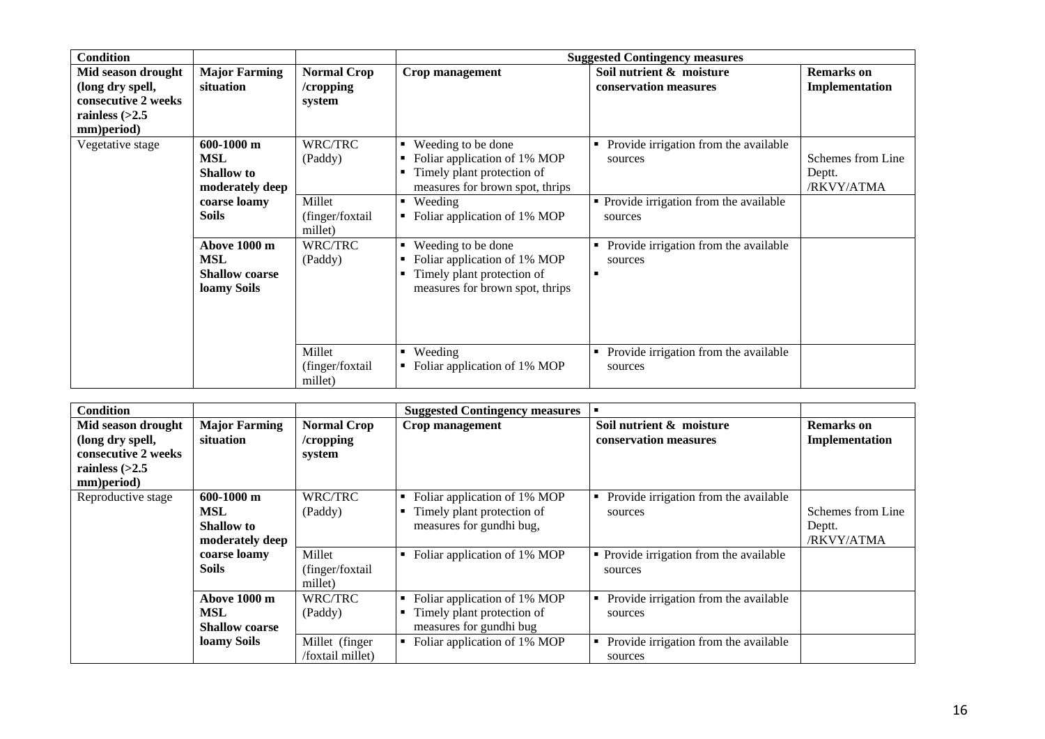| Condition | | | Suggested Contingency measures | | |
|---|---|---|---|---|---|
| **Mid season drought (long dry spell, consecutive 2 weeks rainless (>2.5 mm)period)** | **Major Farming situation** | **Normal Crop /cropping system** | **Crop management** | **Soil nutrient & moisture conservation measures** | **Remarks on Implementation** |
| Vegetative stage | **600-1000 m MSL Shallow to moderately deep coarse loamy Soils** | WRC/TRC (Paddy) | ▪ Weeding to be done<br>▪ Foliar application of 1% MOP<br>▪ Timely plant protection of measures for brown spot, thrips | ▪ Provide irrigation from the available sources | Schemes from Line Deptt. /RKVY/ATMA |
| | | Millet (finger/foxtail millet) | ▪ Weeding<br>▪ Foliar application of 1% MOP | ▪ Provide irrigation from the available sources | |
| | **Above 1000 m MSL Shallow coarse loamy Soils** | WRC/TRC (Paddy) | ▪ Weeding to be done<br>▪ Foliar application of 1% MOP<br>▪ Timely plant protection of measures for brown spot, thrips | ▪ Provide irrigation from the available sources<br>▪ | |
| | | Millet (finger/foxtail millet) | ▪ Weeding<br>▪ Foliar application of 1% MOP | ▪ Provide irrigation from the available sources | |

| Condition | | | Suggested Contingency measures | ▪ | |
|---|---|---|---|---|---|
| **Mid season drought (long dry spell, consecutive 2 weeks rainless (>2.5 mm)period)** | **Major Farming situation** | **Normal Crop /cropping system** | **Crop management** | **Soil nutrient & moisture conservation measures** | **Remarks on Implementation** |
| Reproductive stage | **600-1000 m MSL Shallow to moderately deep coarse loamy Soils** | WRC/TRC (Paddy) | ▪ Foliar application of 1% MOP<br>▪ Timely plant protection of measures for gundhi bug, | ▪ Provide irrigation from the available sources | Schemes from Line Deptt. /RKVY/ATMA |
| | | Millet (finger/foxtail millet) | ▪ Foliar application of 1% MOP | ▪ Provide irrigation from the available sources | |
| | **Above 1000 m MSL Shallow coarse loamy Soils** | WRC/TRC (Paddy) | ▪ Foliar application of 1% MOP<br>▪ Timely plant protection of measures for gundhi bug | ▪ Provide irrigation from the available sources | |
| | | Millet (finger /foxtail millet) | ▪ Foliar application of 1% MOP | ▪ Provide irrigation from the available sources | |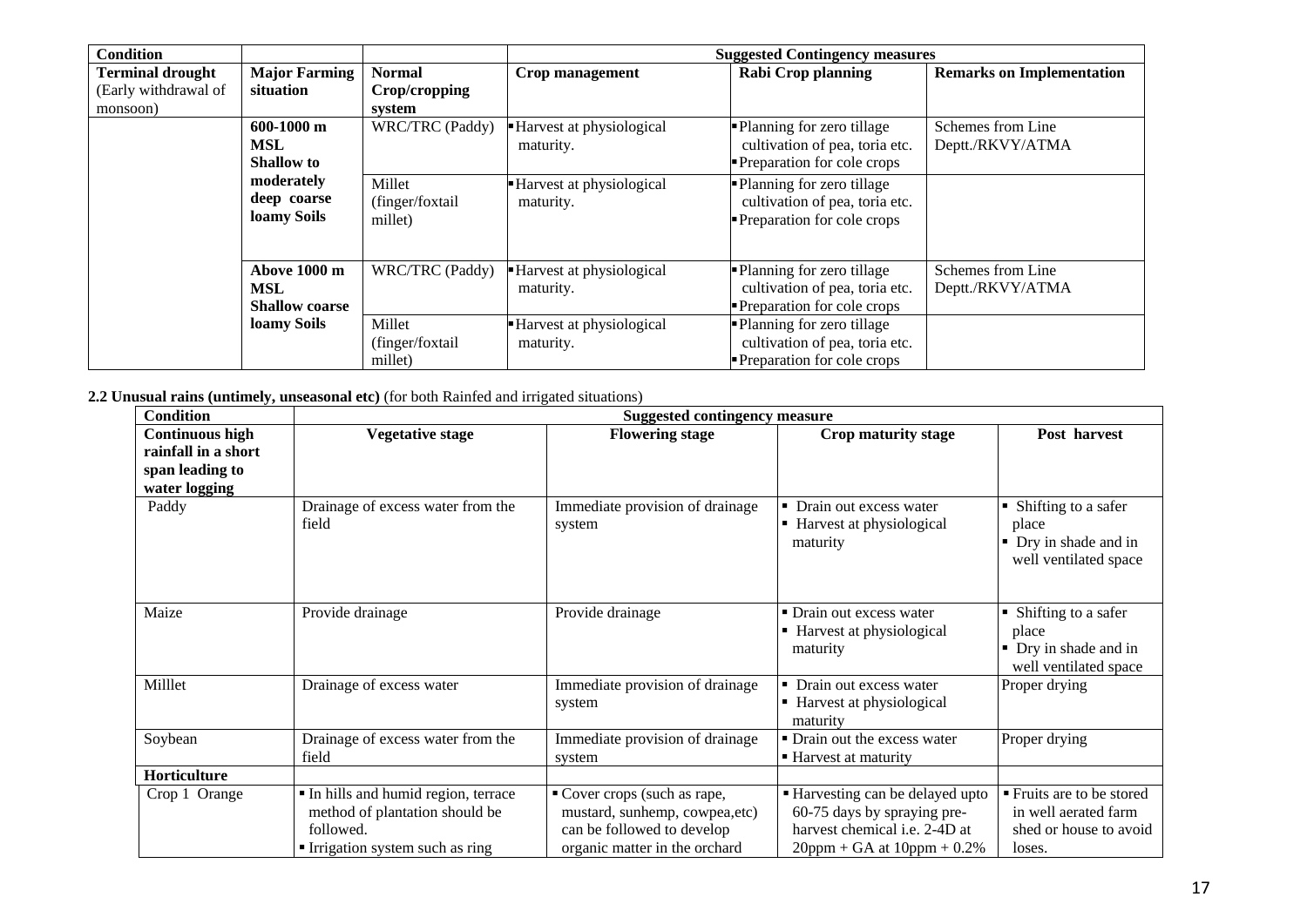| Condition | | | Suggested Contingency measures | | |
|---|---|---|---|---|---|
| **Terminal drought** (Early withdrawal of monsoon) | **Major Farming situation** | **Normal Crop/cropping system** | **Crop management** | **Rabi Crop planning** | **Remarks on Implementation** |
| | **600-1000 m MSL Shallow to moderately deep coarse loamy Soils** | WRC/TRC (Paddy) | ▪ Harvest at physiological maturity. | ▪ Planning for zero tillage cultivation of pea, toria etc.<br>▪ Preparation for cole crops | Schemes from Line Deptt./RKVY/ATMA |
| | | Millet (finger/foxtail millet) | ▪ Harvest at physiological maturity. | ▪ Planning for zero tillage cultivation of pea, toria etc.<br>▪ Preparation for cole crops | |
| | **Above 1000 m MSL Shallow coarse loamy Soils** | WRC/TRC (Paddy) | ▪ Harvest at physiological maturity. | ▪ Planning for zero tillage cultivation of pea, toria etc.<br>▪ Preparation for cole crops | Schemes from Line Deptt./RKVY/ATMA |
| | | Millet (finger/foxtail millet) | ▪ Harvest at physiological maturity. | ▪ Planning for zero tillage cultivation of pea, toria etc.<br>▪ Preparation for cole crops | |

**2.2 Unusual rains (untimely, unseasonal etc)** (for both Rainfed and irrigated situations)

| Condition | Suggested contingency measure | | | |
|---|---|---|---|---|
| **Continuous high rainfall in a short span leading to water logging** | **Vegetative stage** | **Flowering stage** | **Crop maturity stage** | **Post harvest** |
| Paddy | Drainage of excess water from the field | Immediate provision of drainage system | ▪ Drain out excess water<br>▪ Harvest at physiological maturity | ▪ Shifting to a safer place<br>▪ Dry in shade and in well ventilated space |
| Maize | Provide drainage | Provide drainage | ▪ Drain out excess water<br>▪ Harvest at physiological maturity | ▪ Shifting to a safer place<br>▪ Dry in shade and in well ventilated space |
| Milllet | Drainage of excess water | Immediate provision of drainage system | ▪ Drain out excess water<br>▪ Harvest at physiological maturity | Proper drying |
| Soybean | Drainage of excess water from the field | Immediate provision of drainage system | ▪ Drain out the excess water<br>▪ Harvest at maturity | Proper drying |
| **Horticulture** | | | | |
| Crop 1 Orange | ▪ In hills and humid region, terrace method of plantation should be followed.<br>▪ Irrigation system such as ring | ▪ Cover crops (such as rape, mustard, sunhemp, cowpea,etc) can be followed to develop organic matter in the orchard | ▪ Harvesting can be delayed upto 60-75 days by spraying pre-harvest chemical i.e. 2-4D at 20ppm + GA at 10ppm + 0.2% | ▪ Fruits are to be stored in well aerated farm shed or house to avoid loses. |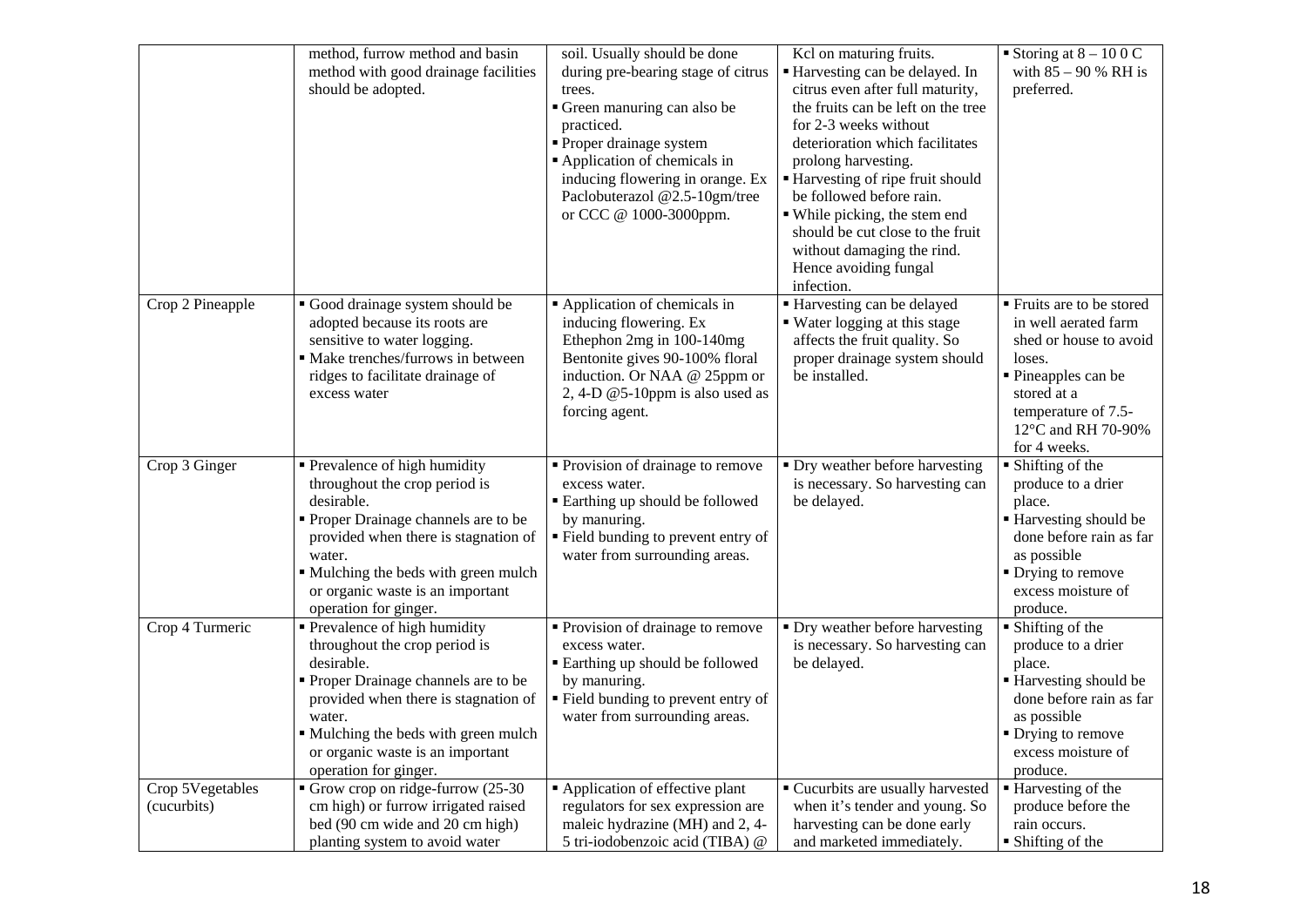| | | | | |
|---|---|---|---|---|
| | method, furrow method and basin method with good drainage facilities should be adopted. | soil. Usually should be done during pre-bearing stage of citrus trees.<br>▪ Green manuring can also be practiced.<br>▪ Proper drainage system<br>▪ Application of chemicals in inducing flowering in orange. Ex Paclobuterazol @2.5-10gm/tree or CCC @ 1000-3000ppm. | Kcl on maturing fruits.<br>▪ Harvesting can be delayed. In citrus even after full maturity, the fruits can be left on the tree for 2-3 weeks without deterioration which facilitates prolong harvesting.<br>▪ Harvesting of ripe fruit should be followed before rain.<br>▪ While picking, the stem end should be cut close to the fruit without damaging the rind. Hence avoiding fungal infection. | ▪ Storing at 8 – 10 0 C with 85 – 90 % RH is preferred. |
| Crop 2 Pineapple | ▪ Good drainage system should be adopted because its roots are sensitive to water logging.<br>▪ Make trenches/furrows in between ridges to facilitate drainage of excess water | ▪ Application of chemicals in inducing flowering. Ex Ethephon 2mg in 100-140mg Bentonite gives 90-100% floral induction. Or NAA @ 25ppm or 2, 4-D @5-10ppm is also used as forcing agent. | ▪ Harvesting can be delayed<br>▪ Water logging at this stage affects the fruit quality. So proper drainage system should be installed. | ▪ Fruits are to be stored in well aerated farm shed or house to avoid loses.<br>▪ Pineapples can be stored at a temperature of 7.5-12°C and RH 70-90% for 4 weeks. |
| Crop 3 Ginger | ▪ Prevalence of high humidity throughout the crop period is desirable.<br>▪ Proper Drainage channels are to be provided when there is stagnation of water.<br>▪ Mulching the beds with green mulch or organic waste is an important operation for ginger. | ▪ Provision of drainage to remove excess water.<br>▪ Earthing up should be followed by manuring.<br>▪ Field bunding to prevent entry of water from surrounding areas. | ▪ Dry weather before harvesting is necessary. So harvesting can be delayed. | ▪ Shifting of the produce to a drier place.<br>▪ Harvesting should be done before rain as far as possible<br>▪ Drying to remove excess moisture of produce. |
| Crop 4 Turmeric | ▪ Prevalence of high humidity throughout the crop period is desirable.<br>▪ Proper Drainage channels are to be provided when there is stagnation of water.<br>▪ Mulching the beds with green mulch or organic waste is an important operation for ginger. | ▪ Provision of drainage to remove excess water.<br>▪ Earthing up should be followed by manuring.<br>▪ Field bunding to prevent entry of water from surrounding areas. | ▪ Dry weather before harvesting is necessary. So harvesting can be delayed. | ▪ Shifting of the produce to a drier place.<br>▪ Harvesting should be done before rain as far as possible<br>▪ Drying to remove excess moisture of produce. |
| Crop 5Vegetables (cucurbits) | ▪ Grow crop on ridge-furrow (25-30 cm high) or furrow irrigated raised bed (90 cm wide and 20 cm high) planting system to avoid water | ▪ Application of effective plant regulators for sex expression are maleic hydrazine (MH) and 2, 4-5 tri-iodobenzoic acid (TIBA) @ | ▪ Cucurbits are usually harvested when it's tender and young. So harvesting can be done early and marketed immediately. | ▪ Harvesting of the produce before the rain occurs.<br>▪ Shifting of the |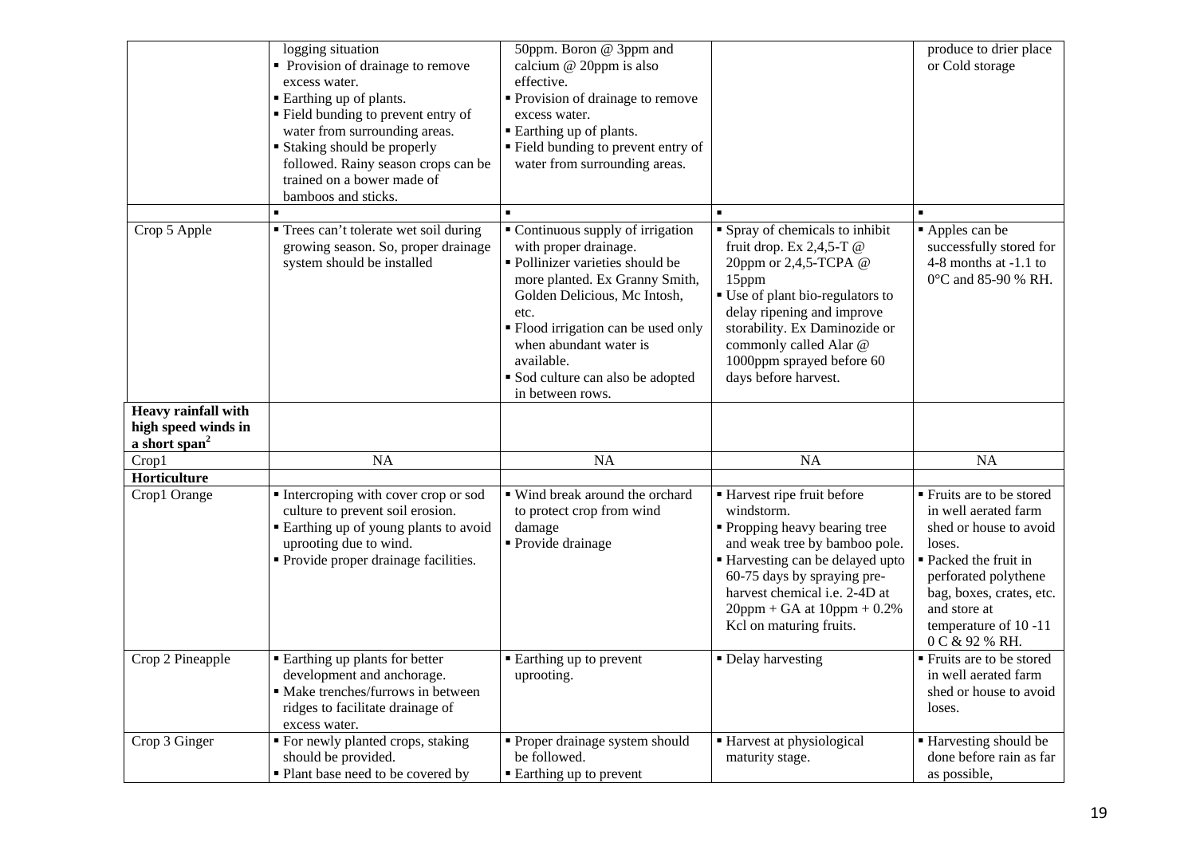| | | | | |
|---|---|---|---|---|
| | logging situation<br>▪ Provision of drainage to remove excess water.<br>▪ Earthing up of plants.<br>▪ Field bunding to prevent entry of water from surrounding areas.<br>▪ Staking should be properly followed. Rainy season crops can be trained on a bower made of bamboos and sticks. | 50ppm. Boron @ 3ppm and calcium @ 20ppm is also effective.<br>▪ Provision of drainage to remove excess water.<br>▪ Earthing up of plants.<br>▪ Field bunding to prevent entry of water from surrounding areas. | | produce to drier place or Cold storage |
| | ▪ | ▪ | ▪ | ▪ |
| Crop 5 Apple | ▪ Trees can't tolerate wet soil during growing season. So, proper drainage system should be installed | ▪ Continuous supply of irrigation with proper drainage.<br>▪ Pollinizer varieties should be more planted. Ex Granny Smith, Golden Delicious, Mc Intosh, etc.<br>▪ Flood irrigation can be used only when abundant water is available.<br>▪ Sod culture can also be adopted in between rows. | ▪ Spray of chemicals to inhibit fruit drop. Ex 2,4,5-T @ 20ppm or 2,4,5-TCPA @ 15ppm<br>▪ Use of plant bio-regulators to delay ripening and improve storability. Ex Daminozide or commonly called Alar @ 1000ppm sprayed before 60 days before harvest. | ▪ Apples can be successfully stored for 4-8 months at -1.1 to 0°C and 85-90 % RH. |
| **Heavy rainfall with high speed winds in a short span**[2] | | | | |
| Crop1 | NA | NA | NA | NA |
| **Horticulture** | | | | |
| Crop1 Orange | ▪ Intercroping with cover crop or sod culture to prevent soil erosion.<br>▪ Earthing up of young plants to avoid uprooting due to wind.<br>▪ Provide proper drainage facilities. | ▪ Wind break around the orchard to protect crop from wind damage<br>▪ Provide drainage | ▪ Harvest ripe fruit before windstorm.<br>▪ Propping heavy bearing tree and weak tree by bamboo pole.<br>▪ Harvesting can be delayed upto 60-75 days by spraying pre-harvest chemical i.e. 2-4D at 20ppm + GA at 10ppm + 0.2% Kcl on maturing fruits. | ▪ Fruits are to be stored in well aerated farm shed or house to avoid loses.<br>▪ Packed the fruit in perforated polythene bag, boxes, crates, etc. and store at temperature of 10 -11 0 C & 92 % RH. |
| Crop 2 Pineapple | ▪ Earthing up plants for better development and anchorage.<br>▪ Make trenches/furrows in between ridges to facilitate drainage of excess water. | ▪ Earthing up to prevent uprooting. | ▪ Delay harvesting | ▪ Fruits are to be stored in well aerated farm shed or house to avoid loses. |
| Crop 3 Ginger | ▪ For newly planted crops, staking should be provided.<br>▪ Plant base need to be covered by | ▪ Proper drainage system should be followed.<br>▪ Earthing up to prevent | ▪ Harvest at physiological maturity stage. | ▪ Harvesting should be done before rain as far as possible, |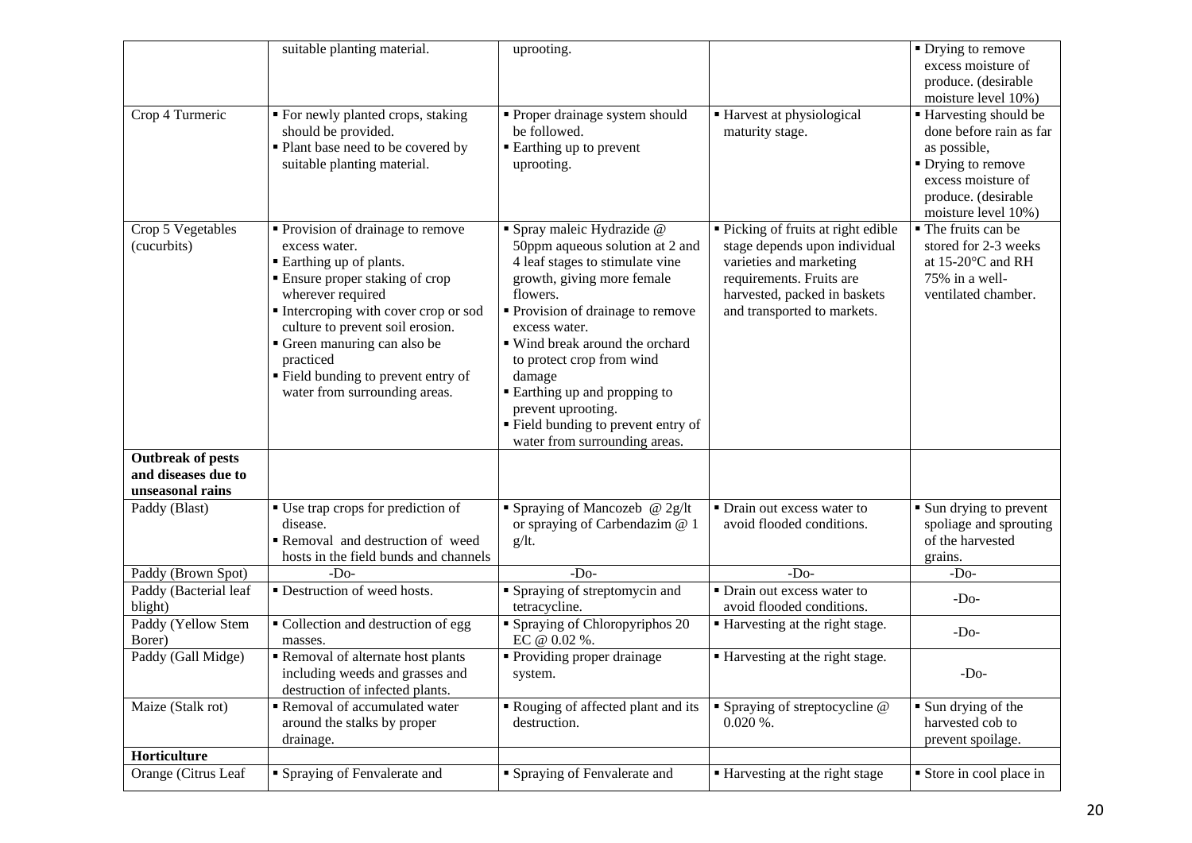| | | | | |
|---|---|---|---|---|
| | suitable planting material. | uprooting. | | ▪ Drying to remove excess moisture of produce. (desirable moisture level 10%) |
| Crop 4 Turmeric | ▪ For newly planted crops, staking should be provided.<br>▪ Plant base need to be covered by suitable planting material. | ▪ Proper drainage system should be followed.<br>▪ Earthing up to prevent uprooting. | ▪ Harvest at physiological maturity stage. | ▪ Harvesting should be done before rain as far as possible,<br>▪ Drying to remove excess moisture of produce. (desirable moisture level 10%) |
| Crop 5 Vegetables (cucurbits) | ▪ Provision of drainage to remove excess water.<br>▪ Earthing up of plants.<br>▪ Ensure proper staking of crop wherever required<br>▪ Intercroping with cover crop or sod culture to prevent soil erosion.<br>▪ Green manuring can also be practiced<br>▪ Field bunding to prevent entry of water from surrounding areas. | ▪ Spray maleic Hydrazide @ 50ppm aqueous solution at 2 and 4 leaf stages to stimulate vine growth, giving more female flowers.<br>▪ Provision of drainage to remove excess water.<br>▪ Wind break around the orchard to protect crop from wind damage<br>▪ Earthing up and propping to prevent uprooting.<br>▪ Field bunding to prevent entry of water from surrounding areas. | ▪ Picking of fruits at right edible stage depends upon individual varieties and marketing requirements. Fruits are harvested, packed in baskets and transported to markets. | ▪ The fruits can be stored for 2-3 weeks at 15-20°C and RH 75% in a well-ventilated chamber. |
| **Outbreak of pests and diseases due to unseasonal rains** | | | | |
| Paddy (Blast) | ▪ Use trap crops for prediction of disease.<br>▪ Removal and destruction of weed hosts in the field bunds and channels | ▪ Spraying of Mancozeb @ 2g/lt or spraying of Carbendazim @ 1 g/lt. | ▪ Drain out excess water to avoid flooded conditions. | ▪ Sun drying to prevent spoliage and sprouting of the harvested grains. |
| Paddy (Brown Spot) | -Do- | -Do- | -Do- | -Do- |
| Paddy (Bacterial leaf blight) | ▪ Destruction of weed hosts. | ▪ Spraying of streptomycin and tetracycline. | ▪ Drain out excess water to avoid flooded conditions. | -Do- |
| Paddy (Yellow Stem Borer) | ▪ Collection and destruction of egg masses. | ▪ Spraying of Chloropyriphos 20 EC @ 0.02 %. | ▪ Harvesting at the right stage. | -Do- |
| Paddy (Gall Midge) | ▪ Removal of alternate host plants including weeds and grasses and destruction of infected plants. | ▪ Providing proper drainage system. | ▪ Harvesting at the right stage. | -Do- |
| Maize (Stalk rot) | ▪ Removal of accumulated water around the stalks by proper drainage. | ▪ Rouging of affected plant and its destruction. | ▪ Spraying of streptocycline @ 0.020 %. | ▪ Sun drying of the harvested cob to prevent spoilage. |
| **Horticulture** | | | | |
| Orange (Citrus Leaf | ▪ Spraying of Fenvalerate and | ▪ Spraying of Fenvalerate and | ▪ Harvesting at the right stage | ▪ Store in cool place in |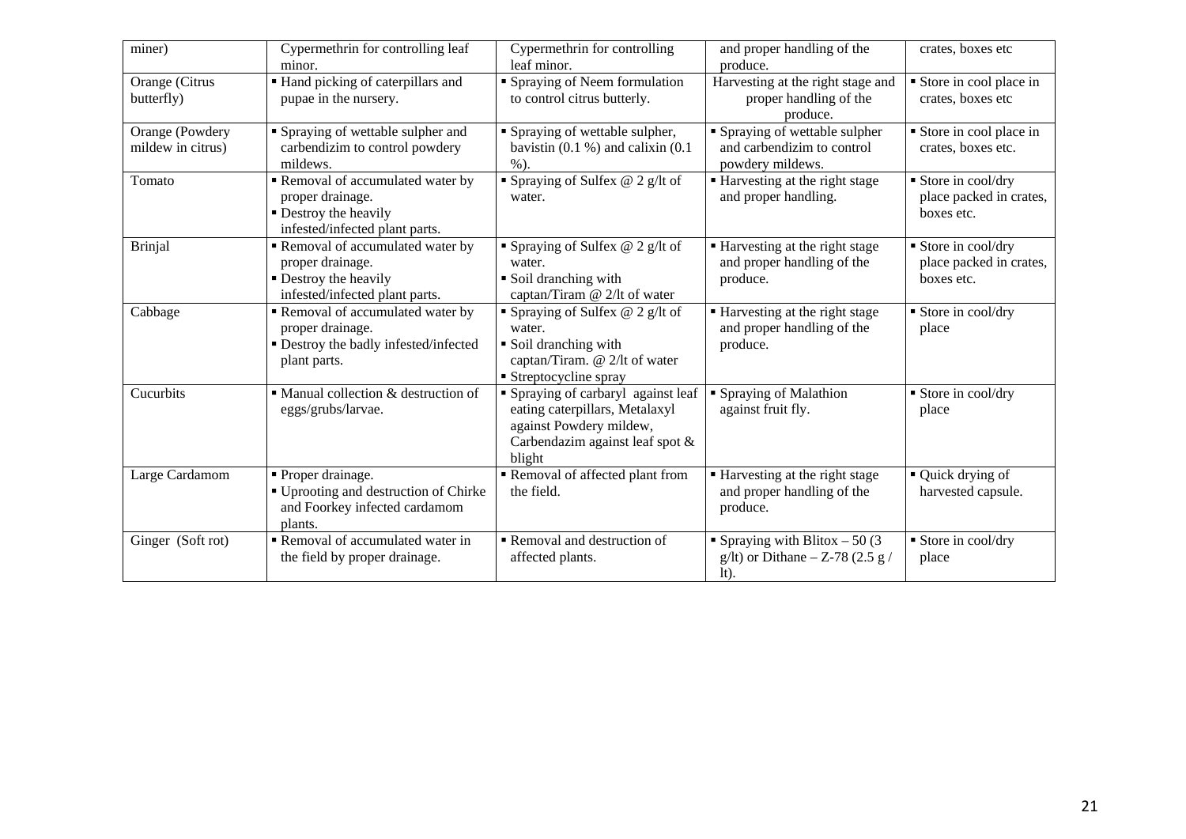| | | | | |
|---|---|---|---|---|
| miner) | Cypermethrin for controlling leaf minor. | Cypermethrin for controlling leaf minor. | and proper handling of the produce. | crates, boxes etc |
| Orange (Citrus butterfly) | ▪ Hand picking of caterpillars and pupae in the nursery. | ▪ Spraying of Neem formulation to control citrus butterly. | Harvesting at the right stage and proper handling of the produce. | ▪ Store in cool place in crates, boxes etc |
| Orange (Powdery mildew in citrus) | ▪ Spraying of wettable sulpher and carbendizim to control powdery mildews. | ▪ Spraying of wettable sulpher, bavistin (0.1 %) and calixin (0.1 %). | ▪ Spraying of wettable sulpher and carbendizim to control powdery mildews. | ▪ Store in cool place in crates, boxes etc. |
| Tomato | ▪ Removal of accumulated water by proper drainage.<br>▪ Destroy the heavily infested/infected plant parts. | ▪ Spraying of Sulfex @ 2 g/lt of water. | ▪ Harvesting at the right stage and proper handling. | ▪ Store in cool/dry place packed in crates, boxes etc. |
| Brinjal | ▪ Removal of accumulated water by proper drainage.<br>▪ Destroy the heavily infested/infected plant parts. | ▪ Spraying of Sulfex @ 2 g/lt of water.<br>▪ Soil dranching with captan/Tiram @ 2/lt of water | ▪ Harvesting at the right stage and proper handling of the produce. | ▪ Store in cool/dry place packed in crates, boxes etc. |
| Cabbage | ▪ Removal of accumulated water by proper drainage.<br>▪ Destroy the badly infested/infected plant parts. | ▪ Spraying of Sulfex @ 2 g/lt of water.<br>▪ Soil dranching with captan/Tiram. @ 2/lt of water<br>▪ Streptocycline spray | ▪ Harvesting at the right stage and proper handling of the produce. | ▪ Store in cool/dry place |
| Cucurbits | ▪ Manual collection & destruction of eggs/grubs/larvae. | ▪ Spraying of carbaryl against leaf eating caterpillars, Metalaxyl against Powdery mildew, Carbendazim against leaf spot & blight | ▪ Spraying of Malathion against fruit fly. | ▪ Store in cool/dry place |
| Large Cardamom | ▪ Proper drainage.<br>▪ Uprooting and destruction of Chirke and Foorkey infected cardamom plants. | ▪ Removal of affected plant from the field. | ▪ Harvesting at the right stage and proper handling of the produce. | ▪ Quick drying of harvested capsule. |
| Ginger (Soft rot) | ▪ Removal of accumulated water in the field by proper drainage. | ▪ Removal and destruction of affected plants. | ▪ Spraying with Blitox – 50 (3 g/lt) or Dithane – Z-78 (2.5 g / lt). | ▪ Store in cool/dry place |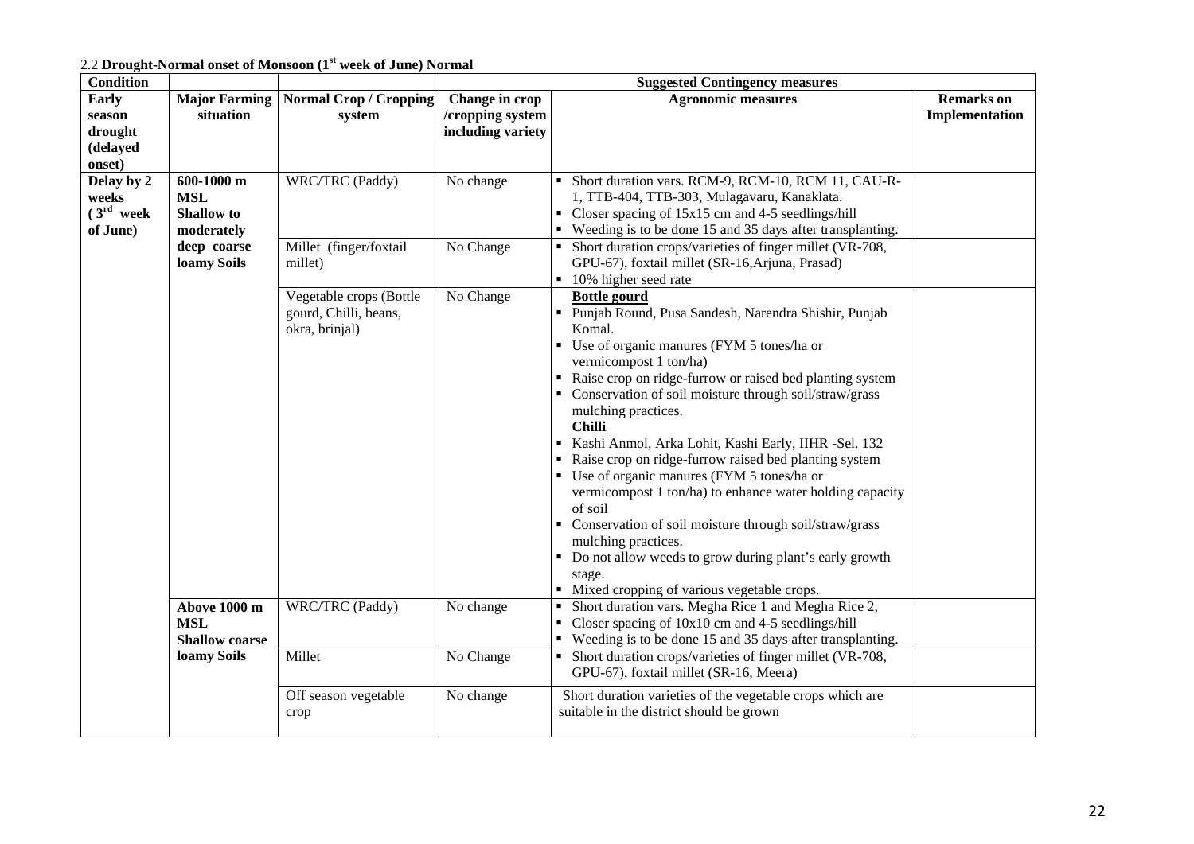2.2 **Drought-Normal onset of Monsoon (1st week of June) Normal**

| Condition | | | Suggested Contingency measures | | |
|---|---|---|---|---|---|
| **Early season drought (delayed onset)** | **Major Farming situation** | **Normal Crop / Cropping system** | **Change in crop /cropping system including variety** | **Agronomic measures** | **Remarks on Implementation** |
| **Delay by 2 weeks (3rd week of June)** | **600-1000 m MSL Shallow to moderately deep coarse loamy Soils** | WRC/TRC (Paddy) | No change | ▪ Short duration vars. RCM-9, RCM-10, RCM 11, CAU-R-1, TTB-404, TTB-303, Mulagavaru, Kanaklata.<br>▪ Closer spacing of 15x15 cm and 4-5 seedlings/hill<br>▪ Weeding is to be done 15 and 35 days after transplanting. | |
| | | Millet (finger/foxtail millet) | No Change | ▪ Short duration crops/varieties of finger millet (VR-708, GPU-67), foxtail millet (SR-16,Arjuna, Prasad)<br>▪ 10% higher seed rate | |
| | | Vegetable crops (Bottle gourd, Chilli, beans, okra, brinjal) | No Change | **Bottle gourd**<br>▪ Punjab Round, Pusa Sandesh, Narendra Shishir, Punjab Komal.<br>▪ Use of organic manures (FYM 5 tones/ha or vermicompost 1 ton/ha)<br>▪ Raise crop on ridge-furrow or raised bed planting system<br>▪ Conservation of soil moisture through soil/straw/grass mulching practices.<br>**Chilli**<br>▪ Kashi Anmol, Arka Lohit, Kashi Early, IIHR -Sel. 132<br>▪ Raise crop on ridge-furrow raised bed planting system<br>▪ Use of organic manures (FYM 5 tones/ha or vermicompost 1 ton/ha) to enhance water holding capacity of soil<br>▪ Conservation of soil moisture through soil/straw/grass mulching practices.<br>▪ Do not allow weeds to grow during plant's early growth stage.<br>▪ Mixed cropping of various vegetable crops. | |
| | **Above 1000 m MSL Shallow coarse loamy Soils** | WRC/TRC (Paddy) | No change | ▪ Short duration vars. Megha Rice 1 and Megha Rice 2,<br>▪ Closer spacing of 10x10 cm and 4-5 seedlings/hill<br>▪ Weeding is to be done 15 and 35 days after transplanting. | |
| | | Millet | No Change | ▪ Short duration crops/varieties of finger millet (VR-708, GPU-67), foxtail millet (SR-16, Meera) | |
| | | Off season vegetable crop | No change | Short duration varieties of the vegetable crops which are suitable in the district should be grown | |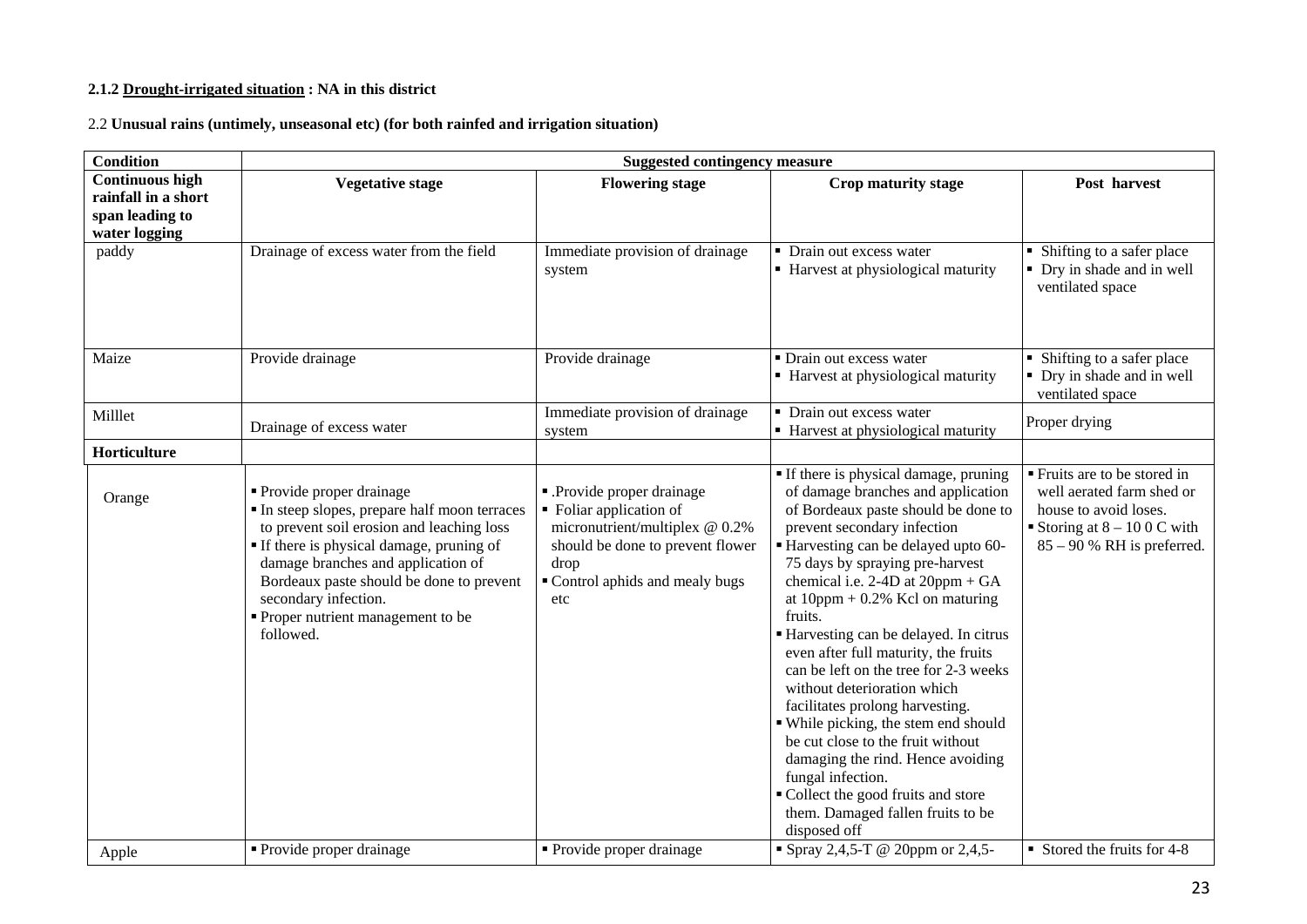**2.1.2 Drought-irrigated situation : NA in this district**

2.2 **Unusual rains (untimely, unseasonal etc) (for both rainfed and irrigation situation)**

| Condition | Suggested contingency measure | | | |
|---|---|---|---|---|
| **Continuous high rainfall in a short span leading to water logging** | **Vegetative stage** | **Flowering stage** | **Crop maturity stage** | **Post harvest** |
| paddy | Drainage of excess water from the field | Immediate provision of drainage system | ▪ Drain out excess water<br>▪ Harvest at physiological maturity | ▪ Shifting to a safer place<br>▪ Dry in shade and in well ventilated space |
| Maize | Provide drainage | Provide drainage | ▪ Drain out excess water<br>▪ Harvest at physiological maturity | ▪ Shifting to a safer place<br>▪ Dry in shade and in well ventilated space |
| Milllet | Drainage of excess water | Immediate provision of drainage system | ▪ Drain out excess water<br>▪ Harvest at physiological maturity | Proper drying |
| **Horticulture** | | | | |
| Orange | ▪ Provide proper drainage<br>▪ In steep slopes, prepare half moon terraces to prevent soil erosion and leaching loss<br>▪ If there is physical damage, pruning of damage branches and application of Bordeaux paste should be done to prevent secondary infection.<br>▪ Proper nutrient management to be followed. | ▪ .Provide proper drainage<br>▪ Foliar application of micronutrient/multiplex @ 0.2% should be done to prevent flower drop<br>▪ Control aphids and mealy bugs etc | ▪ If there is physical damage, pruning of damage branches and application of Bordeaux paste should be done to prevent secondary infection<br>▪ Harvesting can be delayed upto 60-75 days by spraying pre-harvest chemical i.e. 2-4D at 20ppm + GA at 10ppm + 0.2% Kcl on maturing fruits.<br>▪ Harvesting can be delayed. In citrus even after full maturity, the fruits can be left on the tree for 2-3 weeks without deterioration which facilitates prolong harvesting.<br>▪ While picking, the stem end should be cut close to the fruit without damaging the rind. Hence avoiding fungal infection.<br>▪ Collect the good fruits and store them. Damaged fallen fruits to be disposed off | ▪ Fruits are to be stored in well aerated farm shed or house to avoid loses.<br>▪ Storing at 8 – 10 0 C with 85 – 90 % RH is preferred. |
| Apple | ▪ Provide proper drainage | ▪ Provide proper drainage | ▪ Spray 2,4,5-T @ 20ppm or 2,4,5- | ▪ Stored the fruits for 4-8 |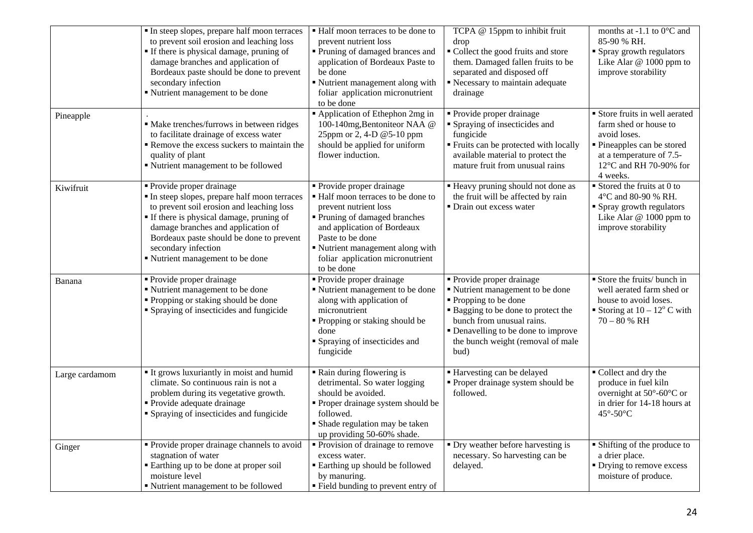| | | | | |
|---|---|---|---|---|
| | ▪ In steep slopes, prepare half moon terraces to prevent soil erosion and leaching loss<br>▪ If there is physical damage, pruning of damage branches and application of Bordeaux paste should be done to prevent secondary infection<br>▪ Nutrient management to be done | ▪ Half moon terraces to be done to prevent nutrient loss<br>▪ Pruning of damaged brances and application of Bordeaux Paste to be done<br>▪ Nutrient management along with foliar application micronutrient to be done | TCPA @ 15ppm to inhibit fruit drop<br>▪ Collect the good fruits and store them. Damaged fallen fruits to be separated and disposed off<br>▪ Necessary to maintain adequate drainage | months at -1.1 to 0°C and 85-90 % RH.<br>▪ Spray growth regulators Like Alar @ 1000 ppm to improve storability |
| Pineapple | .<br>▪ Make trenches/furrows in between ridges to facilitate drainage of excess water<br>▪ Remove the excess suckers to maintain the quality of plant<br>▪ Nutrient management to be followed | ▪ Application of Ethephon 2mg in 100-140mg,Bentoniteor NAA @ 25ppm or 2, 4-D @5-10 ppm should be applied for uniform flower induction. | ▪ Provide proper drainage<br>▪ Spraying of insecticides and fungicide<br>▪ Fruits can be protected with locally available material to protect the mature fruit from unusual rains | ▪ Store fruits in well aerated farm shed or house to avoid loses.<br>▪ Pineapples can be stored at a temperature of 7.5-12°C and RH 70-90% for 4 weeks. |
| Kiwifruit | ▪ Provide proper drainage<br>▪ In steep slopes, prepare half moon terraces to prevent soil erosion and leaching loss<br>▪ If there is physical damage, pruning of damage branches and application of Bordeaux paste should be done to prevent secondary infection<br>▪ Nutrient management to be done | ▪ Provide proper drainage<br>▪ Half moon terraces to be done to prevent nutrient loss<br>▪ Pruning of damaged branches and application of Bordeaux Paste to be done<br>▪ Nutrient management along with foliar application micronutrient to be done | ▪ Heavy pruning should not done as the fruit will be affected by rain<br>▪ Drain out excess water | ▪ Stored the fruits at 0 to 4°C and 80-90 % RH.<br>▪ Spray growth regulators Like Alar @ 1000 ppm to improve storability |
| Banana | ▪ Provide proper drainage<br>▪ Nutrient management to be done<br>▪ Propping or staking should be done<br>▪ Spraying of insecticides and fungicide | ▪ Provide proper drainage<br>▪ Nutrient management to be done along with application of micronutrient<br>▪ Propping or staking should be done<br>▪ Spraying of insecticides and fungicide | ▪ Provide proper drainage<br>▪ Nutrient management to be done<br>▪ Propping to be done<br>▪ Bagging to be done to protect the bunch from unusual rains.<br>▪ Denavelling to be done to improve the bunch weight (removal of male bud) | ▪ Store the fruits/ bunch in well aerated farm shed or house to avoid loses.<br>▪ Storing at $10 – 12^{o}$ C with 70 – 80 % RH |
| Large cardamom | ▪ It grows luxuriantly in moist and humid climate. So continuous rain is not a problem during its vegetative growth.<br>▪ Provide adequate drainage<br>▪ Spraying of insecticides and fungicide | ▪ Rain during flowering is detrimental. So water logging should be avoided.<br>▪ Proper drainage system should be followed.<br>▪ Shade regulation may be taken up providing 50-60% shade. | ▪ Harvesting can be delayed<br>▪ Proper drainage system should be followed. | ▪ Collect and dry the produce in fuel kiln overnight at 50°-60°C or in drier for 14-18 hours at 45°-50°C |
| Ginger | ▪ Provide proper drainage channels to avoid stagnation of water<br>▪ Earthing up to be done at proper soil moisture level<br>▪ Nutrient management to be followed | ▪ Provision of drainage to remove excess water.<br>▪ Earthing up should be followed by manuring.<br>▪ Field bunding to prevent entry of | ▪ Dry weather before harvesting is necessary. So harvesting can be delayed. | ▪ Shifting of the produce to a drier place.<br>▪ Drying to remove excess moisture of produce. |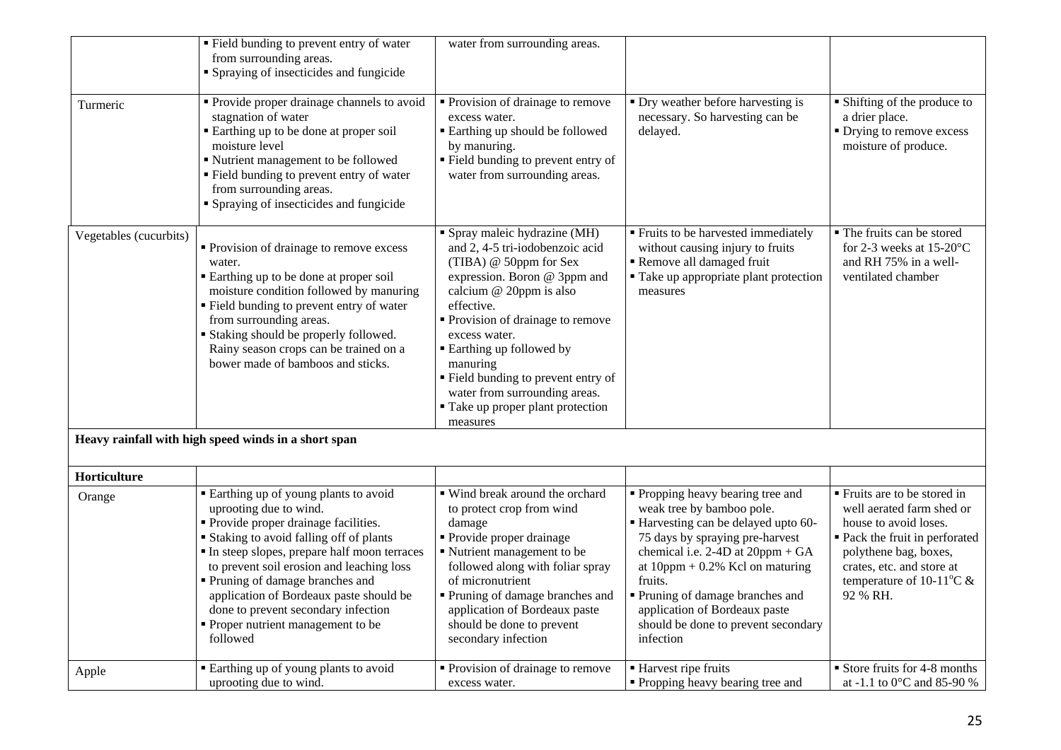| | | | | |
|---|---|---|---|---|
| | ▪ Field bunding to prevent entry of water from surrounding areas.<br>▪ Spraying of insecticides and fungicide | water from surrounding areas. | | |
| Turmeric | ▪ Provide proper drainage channels to avoid stagnation of water<br>▪ Earthing up to be done at proper soil moisture level<br>▪ Nutrient management to be followed<br>▪ Field bunding to prevent entry of water from surrounding areas.<br>▪ Spraying of insecticides and fungicide | ▪ Provision of drainage to remove excess water.<br>▪ Earthing up should be followed by manuring.<br>▪ Field bunding to prevent entry of water from surrounding areas. | ▪ Dry weather before harvesting is necessary. So harvesting can be delayed. | ▪ Shifting of the produce to a drier place.<br>▪ Drying to remove excess moisture of produce. |
| Vegetables (cucurbits) | ▪ Provision of drainage to remove excess water.<br>▪ Earthing up to be done at proper soil moisture condition followed by manuring<br>▪ Field bunding to prevent entry of water from surrounding areas.<br>▪ Staking should be properly followed. Rainy season crops can be trained on a bower made of bamboos and sticks. | ▪ Spray maleic hydrazine (MH) and 2, 4-5 tri-iodobenzoic acid (TIBA) @ 50ppm for Sex expression. Boron @ 3ppm and calcium @ 20ppm is also effective.<br>▪ Provision of drainage to remove excess water.<br>▪ Earthing up followed by manuring<br>▪ Field bunding to prevent entry of water from surrounding areas.<br>▪ Take up proper plant protection measures | ▪ Fruits to be harvested immediately without causing injury to fruits<br>▪ Remove all damaged fruit<br>▪ Take up appropriate plant protection measures | ▪ The fruits can be stored for 2-3 weeks at 15-20°C and RH 75% in a well-ventilated chamber |
| **Heavy rainfall with high speed winds in a short span** | | | | |
| **Horticulture** | | | | |
| Orange | ▪ Earthing up of young plants to avoid uprooting due to wind.<br>▪ Provide proper drainage facilities.<br>▪ Staking to avoid falling off of plants<br>▪ In steep slopes, prepare half moon terraces to prevent soil erosion and leaching loss<br>▪ Pruning of damage branches and application of Bordeaux paste should be done to prevent secondary infection<br>▪ Proper nutrient management to be followed | ▪ Wind break around the orchard to protect crop from wind damage<br>▪ Provide proper drainage<br>▪ Nutrient management to be followed along with foliar spray of micronutrient<br>▪ Pruning of damage branches and application of Bordeaux paste should be done to prevent secondary infection | ▪ Propping heavy bearing tree and weak tree by bamboo pole.<br>▪ Harvesting can be delayed upto 60-75 days by spraying pre-harvest chemical i.e. 2-4D at 20ppm + GA at 10ppm + 0.2% Kcl on maturing fruits.<br>▪ Pruning of damage branches and application of Bordeaux paste should be done to prevent secondary infection | ▪ Fruits are to be stored in well aerated farm shed or house to avoid loses.<br>▪ Pack the fruit in perforated polythene bag, boxes, crates, etc. and store at temperature of 10-11°C & 92 % RH. |
| Apple | ▪ Earthing up of young plants to avoid uprooting due to wind. | ▪ Provision of drainage to remove excess water. | ▪ Harvest ripe fruits<br>▪ Propping heavy bearing tree and | ▪ Store fruits for 4-8 months at -1.1 to 0°C and 85-90 % |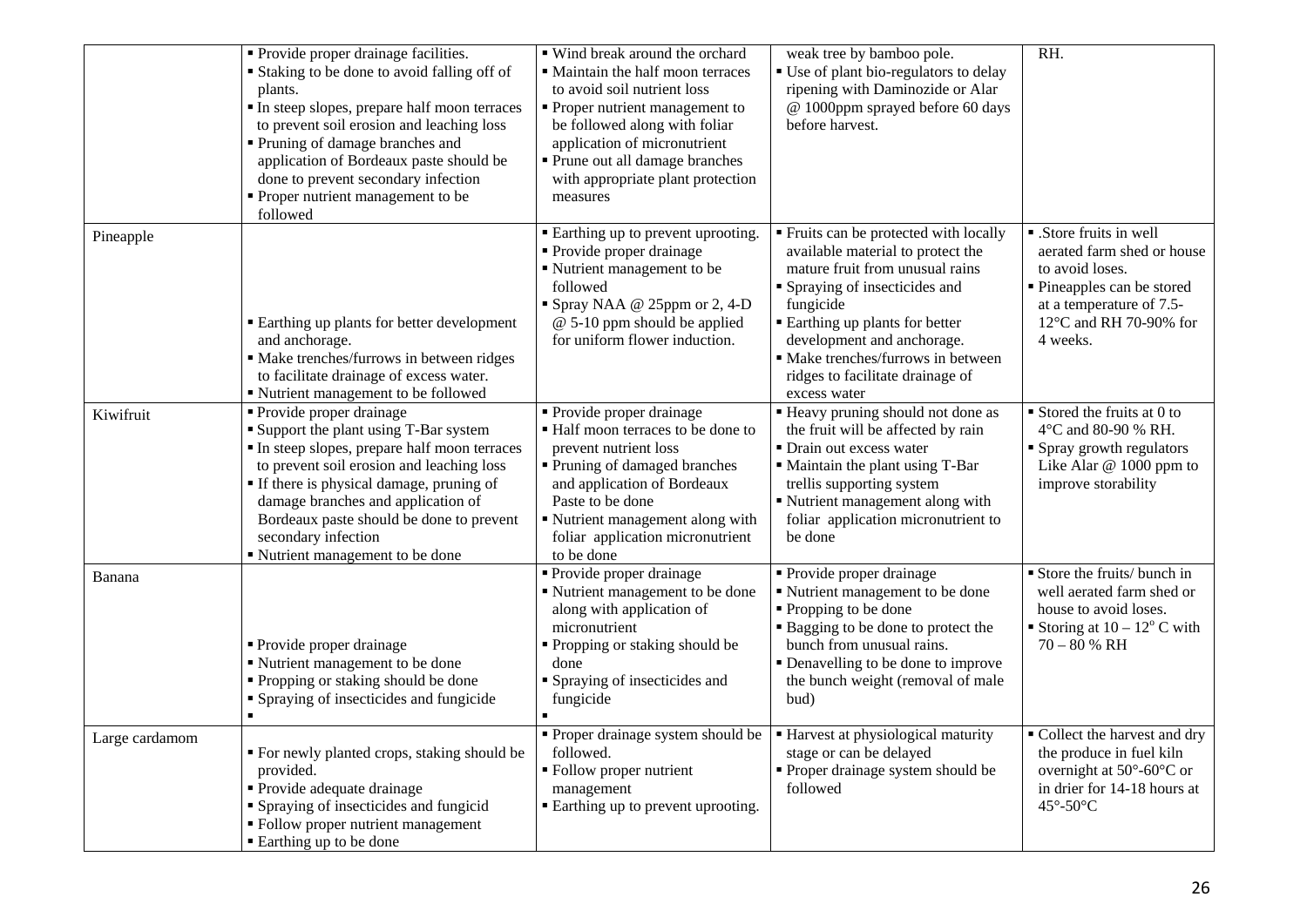| | | | | |
|---|---|---|---|---|
| | ▪ Provide proper drainage facilities.<br>▪ Staking to be done to avoid falling off of plants.<br>▪ In steep slopes, prepare half moon terraces to prevent soil erosion and leaching loss<br>▪ Pruning of damage branches and application of Bordeaux paste should be done to prevent secondary infection<br>▪ Proper nutrient management to be followed | ▪ Wind break around the orchard<br>▪ Maintain the half moon terraces to avoid soil nutrient loss<br>▪ Proper nutrient management to be followed along with foliar application of micronutrient<br>▪ Prune out all damage branches with appropriate plant protection measures | weak tree by bamboo pole.<br>▪ Use of plant bio-regulators to delay ripening with Daminozide or Alar @ 1000ppm sprayed before 60 days before harvest. | RH. |
| Pineapple | ▪ Earthing up plants for better development and anchorage.<br>▪ Make trenches/furrows in between ridges to facilitate drainage of excess water.<br>▪ Nutrient management to be followed | ▪ Earthing up to prevent uprooting.<br>▪ Provide proper drainage<br>▪ Nutrient management to be followed<br>▪ Spray NAA @ 25ppm or 2, 4-D @ 5-10 ppm should be applied for uniform flower induction. | ▪ Fruits can be protected with locally available material to protect the mature fruit from unusual rains<br>▪ Spraying of insecticides and fungicide<br>▪ Earthing up plants for better development and anchorage.<br>▪ Make trenches/furrows in between ridges to facilitate drainage of excess water | ▪ .Store fruits in well aerated farm shed or house to avoid loses.<br>▪ Pineapples can be stored at a temperature of 7.5-12°C and RH 70-90% for 4 weeks. |
| Kiwifruit | ▪ Provide proper drainage<br>▪ Support the plant using T-Bar system<br>▪ In steep slopes, prepare half moon terraces to prevent soil erosion and leaching loss<br>▪ If there is physical damage, pruning of damage branches and application of Bordeaux paste should be done to prevent secondary infection<br>▪ Nutrient management to be done | ▪ Provide proper drainage<br>▪ Half moon terraces to be done to prevent nutrient loss<br>▪ Pruning of damaged branches and application of Bordeaux Paste to be done<br>▪ Nutrient management along with foliar application micronutrient to be done | ▪ Heavy pruning should not done as the fruit will be affected by rain<br>▪ Drain out excess water<br>▪ Maintain the plant using T-Bar trellis supporting system<br>▪ Nutrient management along with foliar application micronutrient to be done | ▪ Stored the fruits at 0 to 4°C and 80-90 % RH.<br>▪ Spray growth regulators Like Alar @ 1000 ppm to improve storability |
| Banana | ▪ Provide proper drainage<br>▪ Nutrient management to be done<br>▪ Propping or staking should be done<br>▪ Spraying of insecticides and fungicide<br>▪ | ▪ Provide proper drainage<br>▪ Nutrient management to be done along with application of micronutrient<br>▪ Propping or staking should be done<br>▪ Spraying of insecticides and fungicide<br>▪ | ▪ Provide proper drainage<br>▪ Nutrient management to be done<br>▪ Propping to be done<br>▪ Bagging to be done to protect the bunch from unusual rains.<br>▪ Denavelling to be done to improve the bunch weight (removal of male bud) | ▪ Store the fruits/ bunch in well aerated farm shed or house to avoid loses.<br>▪ Storing at 10 – 12° C with 70 – 80 % RH |
| Large cardamom | ▪ For newly planted crops, staking should be provided.<br>▪ Provide adequate drainage<br>▪ Spraying of insecticides and fungicid<br>▪ Follow proper nutrient management<br>▪ Earthing up to be done | ▪ Proper drainage system should be followed.<br>▪ Follow proper nutrient management<br>▪ Earthing up to prevent uprooting. | ▪ Harvest at physiological maturity stage or can be delayed<br>▪ Proper drainage system should be followed | ▪ Collect the harvest and dry the produce in fuel kiln overnight at 50°-60°C or in drier for 14-18 hours at 45°-50°C |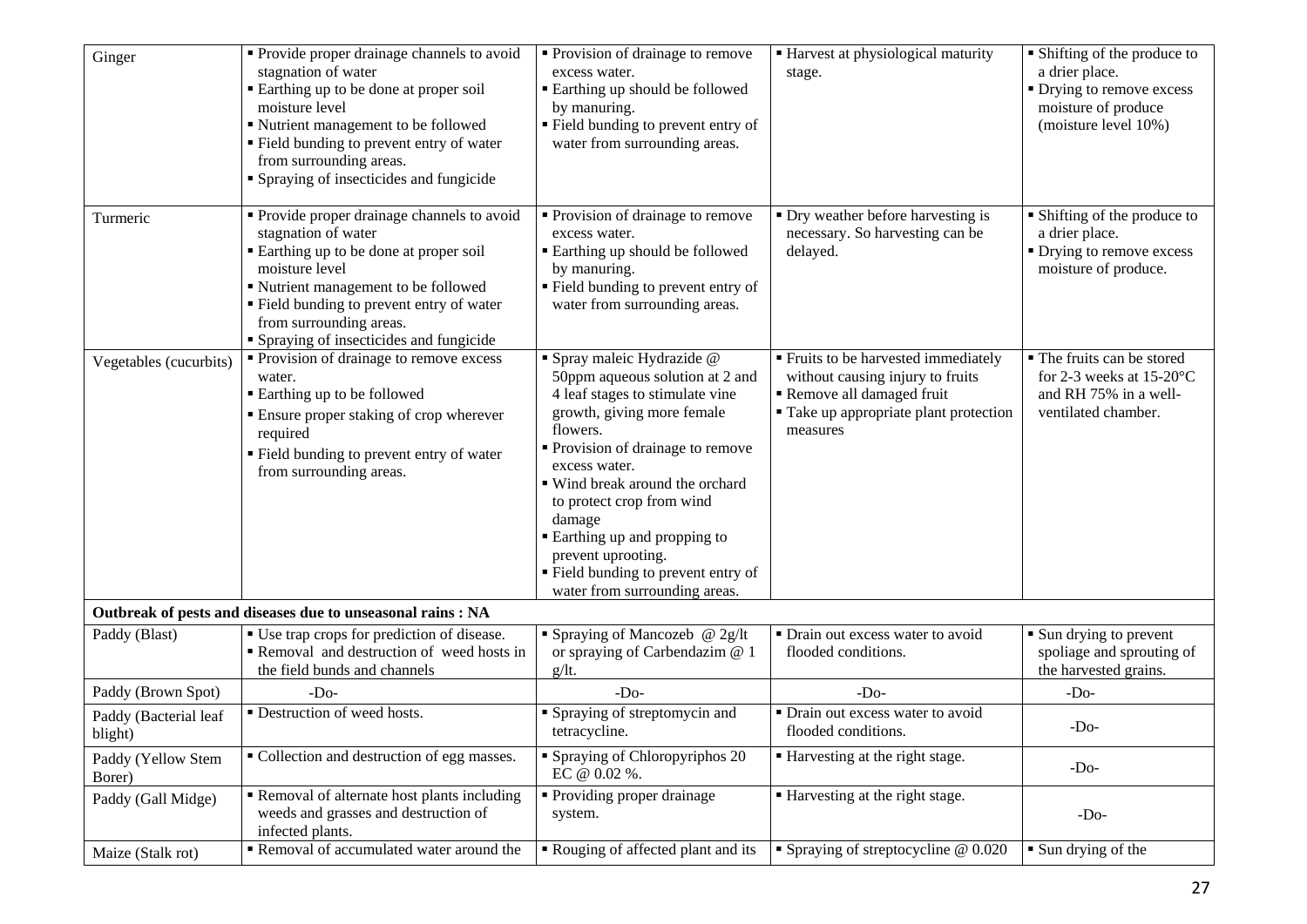| | | | | |
|---|---|---|---|---|
| Ginger | ▪ Provide proper drainage channels to avoid stagnation of water<br>▪ Earthing up to be done at proper soil moisture level<br>▪ Nutrient management to be followed<br>▪ Field bunding to prevent entry of water from surrounding areas.<br>▪ Spraying of insecticides and fungicide | ▪ Provision of drainage to remove excess water.<br>▪ Earthing up should be followed by manuring.<br>▪ Field bunding to prevent entry of water from surrounding areas. | ▪ Harvest at physiological maturity stage. | ▪ Shifting of the produce to a drier place.<br>▪ Drying to remove excess moisture of produce (moisture level 10%) |
| Turmeric | ▪ Provide proper drainage channels to avoid stagnation of water<br>▪ Earthing up to be done at proper soil moisture level<br>▪ Nutrient management to be followed<br>▪ Field bunding to prevent entry of water from surrounding areas.<br>▪ Spraying of insecticides and fungicide | ▪ Provision of drainage to remove excess water.<br>▪ Earthing up should be followed by manuring.<br>▪ Field bunding to prevent entry of water from surrounding areas. | ▪ Dry weather before harvesting is necessary. So harvesting can be delayed. | ▪ Shifting of the produce to a drier place.<br>▪ Drying to remove excess moisture of produce. |
| Vegetables (cucurbits) | ▪ Provision of drainage to remove excess water.<br>▪ Earthing up to be followed<br>▪ Ensure proper staking of crop wherever required<br>▪ Field bunding to prevent entry of water from surrounding areas. | ▪ Spray maleic Hydrazide @ 50ppm aqueous solution at 2 and 4 leaf stages to stimulate vine growth, giving more female flowers.<br>▪ Provision of drainage to remove excess water.<br>▪ Wind break around the orchard to protect crop from wind damage<br>▪ Earthing up and propping to prevent uprooting.<br>▪ Field bunding to prevent entry of water from surrounding areas. | ▪ Fruits to be harvested immediately without causing injury to fruits<br>▪ Remove all damaged fruit<br>▪ Take up appropriate plant protection measures | ▪ The fruits can be stored for 2-3 weeks at 15-20°C and RH 75% in a well-ventilated chamber. |
| **Outbreak of pests and diseases due to unseasonal rains : NA** | | | | |
| Paddy (Blast) | ▪ Use trap crops for prediction of disease.<br>▪ Removal and destruction of weed hosts in the field bunds and channels | ▪ Spraying of Mancozeb @ 2g/lt or spraying of Carbendazim @ 1 g/lt. | ▪ Drain out excess water to avoid flooded conditions. | ▪ Sun drying to prevent spoliage and sprouting of the harvested grains. |
| Paddy (Brown Spot) | -Do- | -Do- | -Do- | -Do- |
| Paddy (Bacterial leaf blight) | ▪ Destruction of weed hosts. | ▪ Spraying of streptomycin and tetracycline. | ▪ Drain out excess water to avoid flooded conditions. | -Do- |
| Paddy (Yellow Stem Borer) | ▪ Collection and destruction of egg masses. | ▪ Spraying of Chloropyriphos 20 EC @ 0.02 %. | ▪ Harvesting at the right stage. | -Do- |
| Paddy (Gall Midge) | ▪ Removal of alternate host plants including weeds and grasses and destruction of infected plants. | ▪ Providing proper drainage system. | ▪ Harvesting at the right stage. | -Do- |
| Maize (Stalk rot) | ▪ Removal of accumulated water around the | ▪ Rouging of affected plant and its | ▪ Spraying of streptocycline @ 0.020 | ▪ Sun drying of the |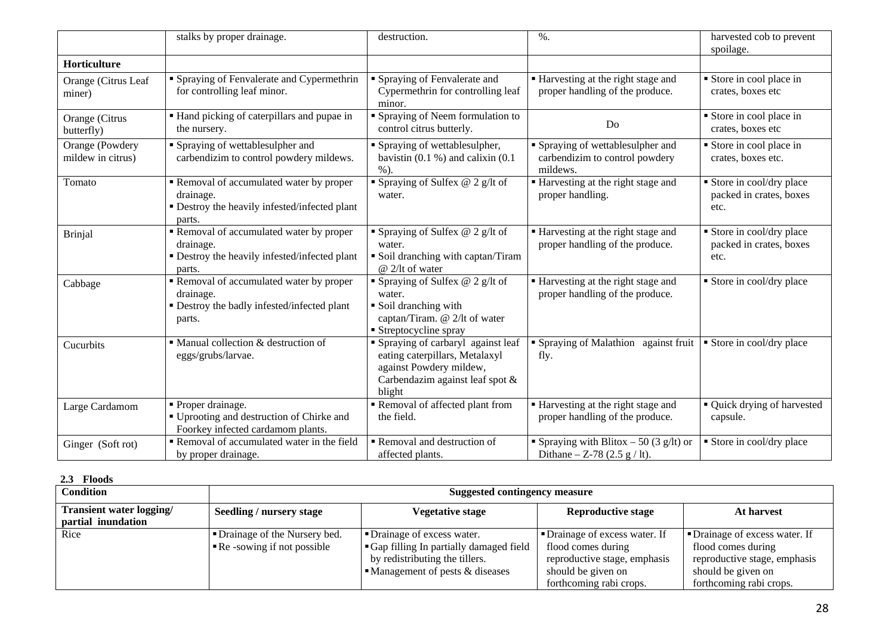|  | stalks by proper drainage. | destruction. | %. | harvested cob to prevent spoilage. |
|---|---|---|---|---|
| **Horticulture** |  |  |  |  |
| Orange (Citrus Leaf miner) | ▪ Spraying of Fenvalerate and Cypermethrin for controlling leaf minor. | ▪ Spraying of Fenvalerate and Cypermethrin for controlling leaf minor. | ▪ Harvesting at the right stage and proper handling of the produce. | ▪ Store in cool place in crates, boxes etc |
| Orange (Citrus butterfly) | ▪ Hand picking of caterpillars and pupae in the nursery. | ▪ Spraying of Neem formulation to control citrus butterly. | Do | ▪ Store in cool place in crates, boxes etc |
| Orange (Powdery mildew in citrus) | ▪ Spraying of wettablesulpher and carbendizim to control powdery mildews. | ▪ Spraying of wettablesulpher, bavistin (0.1 %) and calixin (0.1 %). | ▪ Spraying of wettablesulpher and carbendizim to control powdery mildews. | ▪ Store in cool place in crates, boxes etc. |
| Tomato | ▪ Removal of accumulated water by proper drainage.<br>▪ Destroy the heavily infested/infected plant parts. | ▪ Spraying of Sulfex @ 2 g/lt of water. | ▪ Harvesting at the right stage and proper handling. | ▪ Store in cool/dry place packed in crates, boxes etc. |
| Brinjal | ▪ Removal of accumulated water by proper drainage.<br>▪ Destroy the heavily infested/infected plant parts. | ▪ Spraying of Sulfex @ 2 g/lt of water.<br>▪ Soil dranching with captan/Tiram @ 2/lt of water | ▪ Harvesting at the right stage and proper handling of the produce. | ▪ Store in cool/dry place packed in crates, boxes etc. |
| Cabbage | ▪ Removal of accumulated water by proper drainage.<br>▪ Destroy the badly infested/infected plant parts. | ▪ Spraying of Sulfex @ 2 g/lt of water.<br>▪ Soil dranching with captan/Tiram. @ 2/lt of water<br>▪ Streptocycline spray | ▪ Harvesting at the right stage and proper handling of the produce. | ▪ Store in cool/dry place |
| Cucurbits | ▪ Manual collection & destruction of eggs/grubs/larvae. | ▪ Spraying of carbaryl against leaf eating caterpillars, Metalaxyl against Powdery mildew, Carbendazim against leaf spot & blight | ▪ Spraying of Malathion against fruit fly. | ▪ Store in cool/dry place |
| Large Cardamom | ▪ Proper drainage.<br>▪ Uprooting and destruction of Chirke and Foorkey infected cardamom plants. | ▪ Removal of affected plant from the field. | ▪ Harvesting at the right stage and proper handling of the produce. | ▪ Quick drying of harvested capsule. |
| Ginger (Soft rot) | ▪ Removal of accumulated water in the field by proper drainage. | ▪ Removal and destruction of affected plants. | ▪ Spraying with Blitox – 50 (3 g/lt) or Dithane – Z-78 (2.5 g / lt). | ▪ Store in cool/dry place |

**2.3 Floods**

| Condition | Suggested contingency measure | | | |
|---|---|---|---|---|
| **Transient water logging/ partial inundation** | **Seedling / nursery stage** | **Vegetative stage** | **Reproductive stage** | **At harvest** |
| Rice | ▪ Drainage of the Nursery bed.<br>▪ Re -sowing if not possible | ▪ Drainage of excess water.<br>▪ Gap filling In partially damaged field by redistributing the tillers.<br>▪ Management of pests & diseases | ▪ Drainage of excess water. If flood comes during reproductive stage, emphasis should be given on forthcoming rabi crops. | ▪ Drainage of excess water. If flood comes during reproductive stage, emphasis should be given on forthcoming rabi crops. |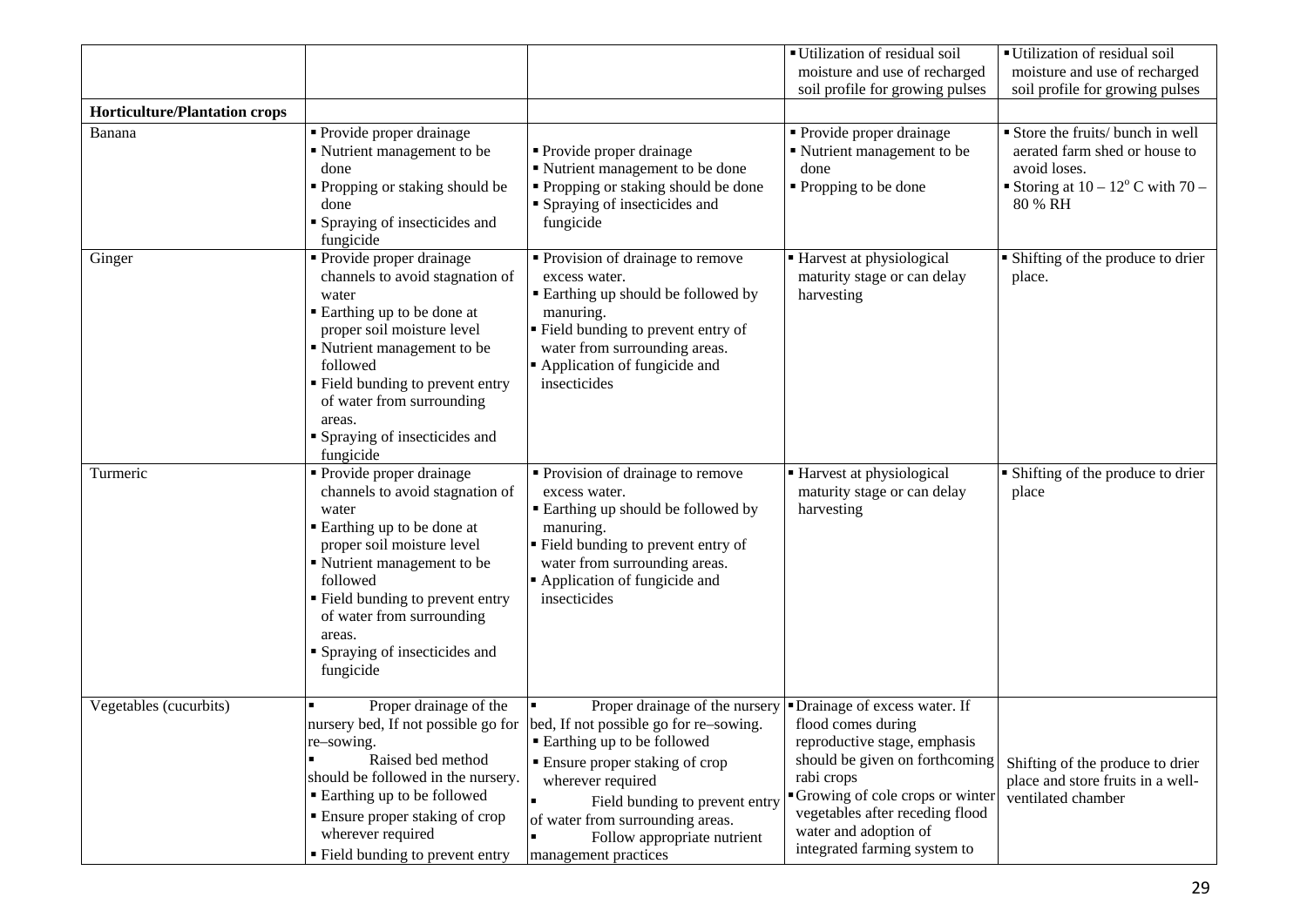| | | | | |
|---|---|---|---|---|
| | | | ▪ Utilization of residual soil moisture and use of recharged soil profile for growing pulses | ▪ Utilization of residual soil moisture and use of recharged soil profile for growing pulses |
| **Horticulture/Plantation crops** | | | | |
| Banana | ▪ Provide proper drainage<br>▪ Nutrient management to be done<br>▪ Propping or staking should be done<br>▪ Spraying of insecticides and fungicide | ▪ Provide proper drainage<br>▪ Nutrient management to be done<br>▪ Propping or staking should be done<br>▪ Spraying of insecticides and fungicide | ▪ Provide proper drainage<br>▪ Nutrient management to be done<br>▪ Propping to be done | ▪ Store the fruits/ bunch in well aerated farm shed or house to avoid loses.<br>▪ Storing at 10 – 12$^{o}$ C with 70 – 80 % RH |
| Ginger | ▪ Provide proper drainage channels to avoid stagnation of water<br>▪ Earthing up to be done at proper soil moisture level<br>▪ Nutrient management to be followed<br>▪ Field bunding to prevent entry of water from surrounding areas.<br>▪ Spraying of insecticides and fungicide | ▪ Provision of drainage to remove excess water.<br>▪ Earthing up should be followed by manuring.<br>▪ Field bunding to prevent entry of water from surrounding areas.<br>▪ Application of fungicide and insecticides | ▪ Harvest at physiological maturity stage or can delay harvesting | ▪ Shifting of the produce to drier place. |
| Turmeric | ▪ Provide proper drainage channels to avoid stagnation of water<br>▪ Earthing up to be done at proper soil moisture level<br>▪ Nutrient management to be followed<br>▪ Field bunding to prevent entry of water from surrounding areas.<br>▪ Spraying of insecticides and fungicide | ▪ Provision of drainage to remove excess water.<br>▪ Earthing up should be followed by manuring.<br>▪ Field bunding to prevent entry of water from surrounding areas.<br>▪ Application of fungicide and insecticides | ▪ Harvest at physiological maturity stage or can delay harvesting | ▪ Shifting of the produce to drier place |
| Vegetables (cucurbits) | ▪ Proper drainage of the nursery bed, If not possible go for re–sowing.<br>▪ Raised bed method should be followed in the nursery.<br>▪ Earthing up to be followed<br>▪ Ensure proper staking of crop wherever required<br>▪ Field bunding to prevent entry | ▪ Proper drainage of the nursery bed, If not possible go for re–sowing.<br>▪ Earthing up to be followed<br>▪ Ensure proper staking of crop wherever required<br>▪ Field bunding to prevent entry of water from surrounding areas.<br>▪ Follow appropriate nutrient management practices | ▪ Drainage of excess water. If flood comes during reproductive stage, emphasis should be given on forthcoming rabi crops<br>▪ Growing of cole crops or winter vegetables after receding flood water and adoption of integrated farming system to | Shifting of the produce to drier place and store fruits in a well-ventilated chamber |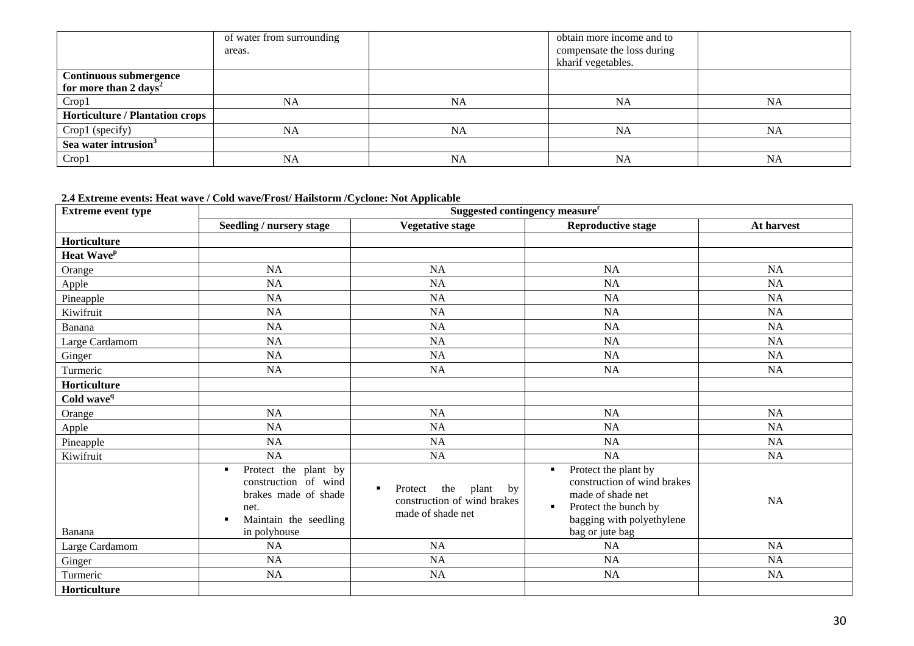|  | of water from surrounding areas. |  | obtain more income and to compensate the loss during kharif vegetables. |  |
|---|---|---|---|---|
| **Continuous submergence for more than 2 days[2]** |  |  |  |  |
| Crop1 | NA | NA | NA | NA |
| **Horticulture / Plantation crops** |  |  |  |  |
| Crop1 (specify) | NA | NA | NA | NA |
| **Sea water intrusion[3]** |  |  |  |  |
| Crop1 | NA | NA | NA | NA |

**2.4 Extreme events: Heat wave / Cold wave/Frost/ Hailstorm /Cyclone: Not Applicable**

| **Extreme event type** | **Suggested contingency measure[r]** |  |  |  |
|---|---|---|---|---|
|  | **Seedling / nursery stage** | **Vegetative stage** | **Reproductive stage** | **At harvest** |
| **Horticulture** |  |  |  |  |
| **Heat Wave[p]** |  |  |  |  |
| Orange | NA | NA | NA | NA |
| Apple | NA | NA | NA | NA |
| Pineapple | NA | NA | NA | NA |
| Kiwifruit | NA | NA | NA | NA |
| Banana | NA | NA | NA | NA |
| Large Cardamom | NA | NA | NA | NA |
| Ginger | NA | NA | NA | NA |
| Turmeric | NA | NA | NA | NA |
| **Horticulture** |  |  |  |  |
| **Cold wave[q]** |  |  |  |  |
| Orange | NA | NA | NA | NA |
| Apple | NA | NA | NA | NA |
| Pineapple | NA | NA | NA | NA |
| Kiwifruit | NA | NA | NA | NA |
| Banana | ▪ Protect the plant by construction of wind brakes made of shade net. ▪ Maintain the seedling in polyhouse | ▪ Protect the plant by construction of wind brakes made of shade net | ▪ Protect the plant by construction of wind brakes made of shade net ▪ Protect the bunch by bagging with polyethylene bag or jute bag | NA |
| Large Cardamom | NA | NA | NA | NA |
| Ginger | NA | NA | NA | NA |
| Turmeric | NA | NA | NA | NA |
| **Horticulture** |  |  |  |  |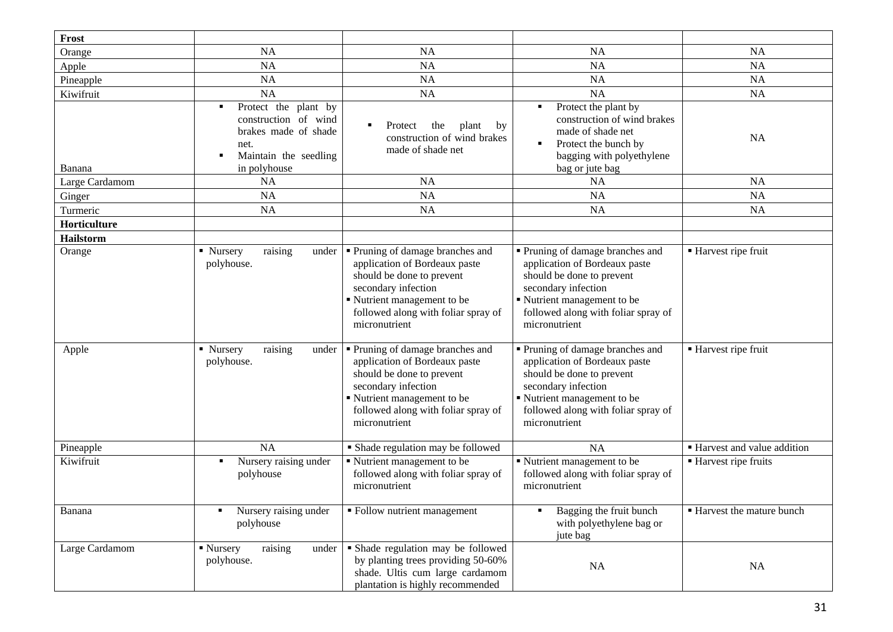| Frost | | | | |
|---|---|---|---|---|
| Orange | NA | NA | NA | NA |
| Apple | NA | NA | NA | NA |
| Pineapple | NA | NA | NA | NA |
| Kiwifruit | NA | NA | NA | NA |
| Banana | ▪ Protect the plant by construction of wind brakes made of shade net.<br>▪ Maintain the seedling in polyhouse | ▪ Protect the plant by construction of wind brakes made of shade net | ▪ Protect the plant by construction of wind brakes made of shade net<br>▪ Protect the bunch by bagging with polyethylene bag or jute bag | NA |
| Large Cardamom | NA | NA | NA | NA |
| Ginger | NA | NA | NA | NA |
| Turmeric | NA | NA | NA | NA |
| **Horticulture** | | | | |
| **Hailstorm** | | | | |
| Orange | ▪ Nursery raising under polyhouse. | ▪ Pruning of damage branches and application of Bordeaux paste should be done to prevent secondary infection<br>▪ Nutrient management to be followed along with foliar spray of micronutrient | ▪ Pruning of damage branches and application of Bordeaux paste should be done to prevent secondary infection<br>▪ Nutrient management to be followed along with foliar spray of micronutrient | ▪ Harvest ripe fruit |
| Apple | ▪ Nursery raising under polyhouse. | ▪ Pruning of damage branches and application of Bordeaux paste should be done to prevent secondary infection<br>▪ Nutrient management to be followed along with foliar spray of micronutrient | ▪ Pruning of damage branches and application of Bordeaux paste should be done to prevent secondary infection<br>▪ Nutrient management to be followed along with foliar spray of micronutrient | ▪ Harvest ripe fruit |
| Pineapple | NA | ▪ Shade regulation may be followed | NA | ▪ Harvest and value addition |
| Kiwifruit | ▪ Nursery raising under polyhouse | ▪ Nutrient management to be followed along with foliar spray of micronutrient | ▪ Nutrient management to be followed along with foliar spray of micronutrient | ▪ Harvest ripe fruits |
| Banana | ▪ Nursery raising under polyhouse | ▪ Follow nutrient management | ▪ Bagging the fruit bunch with polyethylene bag or jute bag | ▪ Harvest the mature bunch |
| Large Cardamom | ▪ Nursery raising under polyhouse. | ▪ Shade regulation may be followed by planting trees providing 50-60% shade. Ultis cum large cardamom plantation is highly recommended | NA | NA |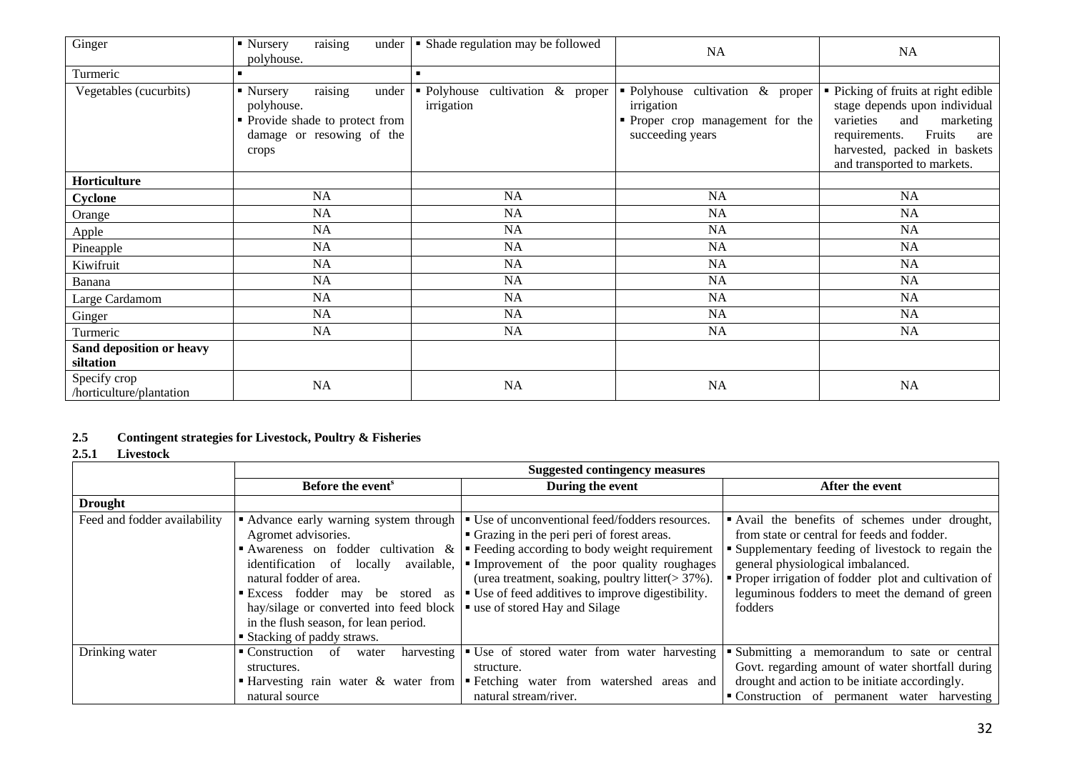| Ginger | ▪ Nursery raising under polyhouse. | ▪ Shade regulation may be followed | NA | NA |
|---|---|---|---|---|
| Turmeric | ▪ | ▪ | | |
| Vegetables (cucurbits) | ▪ Nursery raising under polyhouse.<br>▪ Provide shade to protect from damage or resowing of the crops | ▪ Polyhouse cultivation & proper irrigation | ▪ Polyhouse cultivation & proper irrigation<br>▪ Proper crop management for the succeeding years | ▪ Picking of fruits at right edible stage depends upon individual varieties and marketing requirements. Fruits are harvested, packed in baskets and transported to markets. |
| **Horticulture** | | | | |
| **Cyclone** | NA | NA | NA | NA |
| Orange | NA | NA | NA | NA |
| Apple | NA | NA | NA | NA |
| Pineapple | NA | NA | NA | NA |
| Kiwifruit | NA | NA | NA | NA |
| Banana | NA | NA | NA | NA |
| Large Cardamom | NA | NA | NA | NA |
| Ginger | NA | NA | NA | NA |
| Turmeric | NA | NA | NA | NA |
| **Sand deposition or heavy siltation** | | | | |
| Specify crop /horticulture/plantation | NA | NA | NA | NA |

## 2.5 Contingent strategies for Livestock, Poultry & Fisheries

### 2.5.1 Livestock

| | **Suggested contingency measures** | | |
|---|---|---|---|
| | **Before the event[s]** | **During the event** | **After the event** |
| **Drought** | | | |
| Feed and fodder availability | ▪ Advance early warning system through Agromet advisories.<br>▪ Awareness on fodder cultivation & identification of locally available, natural fodder of area.<br>▪ Excess fodder may be stored as hay/silage or converted into feed block in the flush season, for lean period.<br>▪ Stacking of paddy straws. | ▪ Use of unconventional feed/fodders resources.<br>▪ Grazing in the peri peri of forest areas.<br>▪ Feeding according to body weight requirement<br>▪ Improvement of the poor quality roughages (urea treatment, soaking, poultry litter(> 37%).<br>▪ Use of feed additives to improve digestibility.<br>▪ use of stored Hay and Silage | ▪ Avail the benefits of schemes under drought, from state or central for feeds and fodder.<br>▪ Supplementary feeding of livestock to regain the general physiological imbalanced.<br>▪ Proper irrigation of fodder plot and cultivation of leguminous fodders to meet the demand of green fodders |
| Drinking water | ▪ Construction of water harvesting structures.<br>▪ Harvesting rain water & water from natural source | ▪ Use of stored water from water harvesting structure.<br>▪ Fetching water from watershed areas and natural stream/river. | ▪ Submitting a memorandum to sate or central Govt. regarding amount of water shortfall during drought and action to be initiate accordingly.<br>▪ Construction of permanent water harvesting |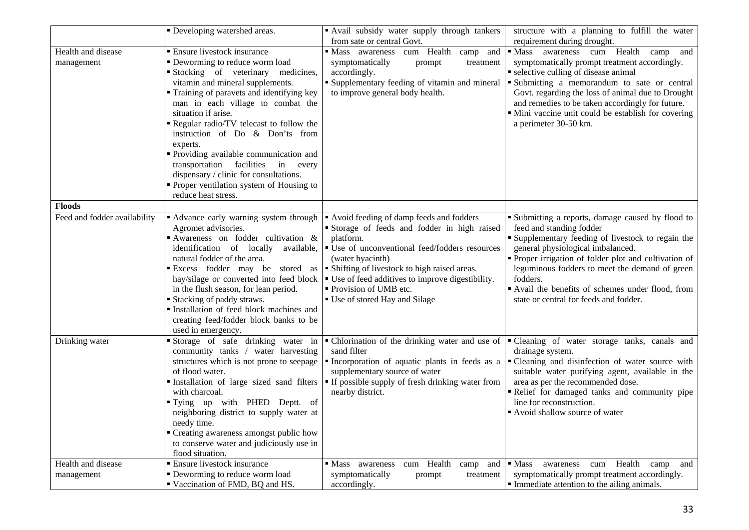| | | | |
|---|---|---|---|
| | ▪ Developing watershed areas. | ▪ Avail subsidy water supply through tankers from sate or central Govt. | structure with a planning to fulfill the water requirement during drought. |
| Health and disease management | ▪ Ensure livestock insurance<br>▪ Deworming to reduce worm load<br>▪ Stocking of veterinary medicines, vitamin and mineral supplements.<br>▪ Training of paravets and identifying key man in each village to combat the situation if arise.<br>▪ Regular radio/TV telecast to follow the instruction of Do & Don'ts from experts.<br>▪ Providing available communication and transportation facilities in every dispensary / clinic for consultations.<br>▪ Proper ventilation system of Housing to reduce heat stress. | ▪ Mass awareness cum Health camp and symptomatically prompt treatment accordingly.<br>▪ Supplementary feeding of vitamin and mineral to improve general body health. | ▪ Mass awareness cum Health camp and symptomatically prompt treatment accordingly.<br>▪ selective culling of disease animal<br>▪ Submitting a memorandum to sate or central Govt. regarding the loss of animal due to Drought and remedies to be taken accordingly for future.<br>▪ Mini vaccine unit could be establish for covering a perimeter 30-50 km. |
| **Floods** | | | |
| Feed and fodder availability | ▪ Advance early warning system through Agromet advisories.<br>▪ Awareness on fodder cultivation & identification of locally available, natural fodder of the area.<br>▪ Excess fodder may be stored as hay/silage or converted into feed block in the flush season, for lean period.<br>▪ Stacking of paddy straws.<br>▪ Installation of feed block machines and creating feed/fodder block banks to be used in emergency. | ▪ Avoid feeding of damp feeds and fodders<br>▪ Storage of feeds and fodder in high raised platform.<br>▪ Use of unconventional feed/fodders resources (water hyacinth)<br>▪ Shifting of livestock to high raised areas.<br>▪ Use of feed additives to improve digestibility.<br>▪ Provision of UMB etc.<br>▪ Use of stored Hay and Silage | ▪ Submitting a reports, damage caused by flood to feed and standing fodder<br>▪ Supplementary feeding of livestock to regain the general physiological imbalanced.<br>▪ Proper irrigation of folder plot and cultivation of leguminous fodders to meet the demand of green fodders.<br>▪ Avail the benefits of schemes under flood, from state or central for feeds and fodder. |
| Drinking water | ▪ Storage of safe drinking water in community tanks / water harvesting structures which is not prone to seepage of flood water.<br>▪ Installation of large sized sand filters with charcoal.<br>▪ Tying up with PHED Deptt. of neighboring district to supply water at needy time.<br>▪ Creating awareness amongst public how to conserve water and judiciously use in flood situation. | ▪ Chlorination of the drinking water and use of sand filter<br>▪ Incorporation of aquatic plants in feeds as a supplementary source of water<br>▪ If possible supply of fresh drinking water from nearby district. | ▪ Cleaning of water storage tanks, canals and drainage system.<br>▪ Cleaning and disinfection of water source with suitable water purifying agent, available in the area as per the recommended dose.<br>▪ Relief for damaged tanks and community pipe line for reconstruction.<br>▪ Avoid shallow source of water |
| Health and disease management | ▪ Ensure livestock insurance<br>▪ Deworming to reduce worm load<br>▪ Vaccination of FMD, BQ and HS. | ▪ Mass awareness cum Health camp and symptomatically prompt treatment accordingly. | ▪ Mass awareness cum Health camp and symptomatically prompt treatment accordingly.<br>▪ Immediate attention to the ailing animals. |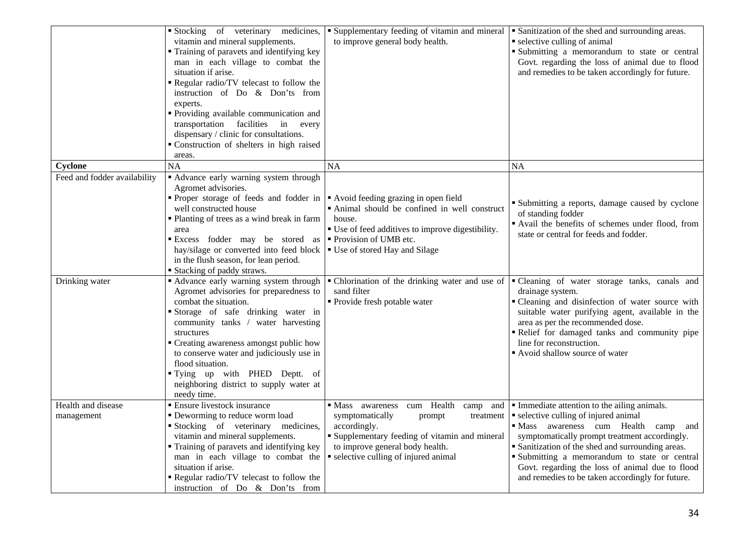|  |  |  |  |
|---|---|---|---|
|  | ▪ Stocking of veterinary medicines, vitamin and mineral supplements.<br>▪ Training of paravets and identifying key man in each village to combat the situation if arise.<br>▪ Regular radio/TV telecast to follow the instruction of Do & Don'ts from experts.<br>▪ Providing available communication and transportation facilities in every dispensary / clinic for consultations.<br>▪ Construction of shelters in high raised areas. | ▪ Supplementary feeding of vitamin and mineral to improve general body health. | ▪ Sanitization of the shed and surrounding areas.<br>▪ selective culling of animal<br>▪ Submitting a memorandum to state or central Govt. regarding the loss of animal due to flood and remedies to be taken accordingly for future. |
| **Cyclone** | NA | NA | NA |
| Feed and fodder availability | ▪ Advance early warning system through Agromet advisories.<br>▪ Proper storage of feeds and fodder in well constructed house<br>▪ Planting of trees as a wind break in farm area<br>▪ Excess fodder may be stored as hay/silage or converted into feed block in the flush season, for lean period.<br>▪ Stacking of paddy straws. | ▪ Avoid feeding grazing in open field<br>▪ Animal should be confined in well construct house.<br>▪ Use of feed additives to improve digestibility.<br>▪ Provision of UMB etc.<br>▪ Use of stored Hay and Silage | ▪ Submitting a reports, damage caused by cyclone of standing fodder<br>▪ Avail the benefits of schemes under flood, from state or central for feeds and fodder. |
| Drinking water | ▪ Advance early warning system through Agromet advisories for preparedness to combat the situation.<br>▪ Storage of safe drinking water in community tanks / water harvesting structures<br>▪ Creating awareness amongst public how to conserve water and judiciously use in flood situation.<br>▪ Tying up with PHED Deptt. of neighboring district to supply water at needy time. | ▪ Chlorination of the drinking water and use of sand filter<br>▪ Provide fresh potable water | ▪ Cleaning of water storage tanks, canals and drainage system.<br>▪ Cleaning and disinfection of water source with suitable water purifying agent, available in the area as per the recommended dose.<br>▪ Relief for damaged tanks and community pipe line for reconstruction.<br>▪ Avoid shallow source of water |
| Health and disease management | ▪ Ensure livestock insurance<br>▪ Deworming to reduce worm load<br>▪ Stocking of veterinary medicines, vitamin and mineral supplements.<br>▪ Training of paravets and identifying key man in each village to combat the situation if arise.<br>▪ Regular radio/TV telecast to follow the instruction of Do & Don'ts from | ▪ Mass awareness cum Health camp and symptomatically prompt treatment accordingly.<br>▪ Supplementary feeding of vitamin and mineral to improve general body health.<br>▪ selective culling of injured animal | ▪ Immediate attention to the ailing animals.<br>▪ selective culling of injured animal<br>▪ Mass awareness cum Health camp and symptomatically prompt treatment accordingly.<br>▪ Sanitization of the shed and surrounding areas.<br>▪ Submitting a memorandum to state or central Govt. regarding the loss of animal due to flood and remedies to be taken accordingly for future. |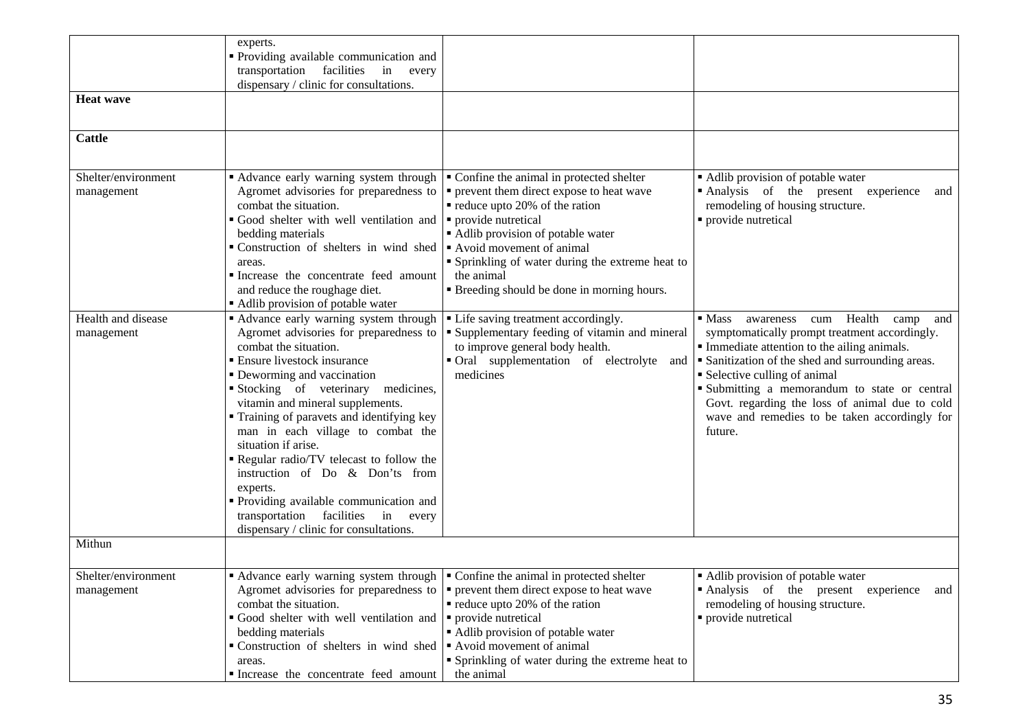| | | | |
|---|---|---|---|
| | experts.<br>▪ Providing available communication and transportation facilities in every dispensary / clinic for consultations. | | |
| **Heat wave** | | | |
| **Cattle** | | | |
| Shelter/environment management | ▪ Advance early warning system through Agromet advisories for preparedness to combat the situation.<br>▪ Good shelter with well ventilation and bedding materials<br>▪ Construction of shelters in wind shed areas.<br>▪ Increase the concentrate feed amount and reduce the roughage diet.<br>▪ Adlib provision of potable water | ▪ Confine the animal in protected shelter<br>▪ prevent them direct expose to heat wave<br>▪ reduce upto 20% of the ration<br>▪ provide nutretical<br>▪ Adlib provision of potable water<br>▪ Avoid movement of animal<br>▪ Sprinkling of water during the extreme heat to the animal<br>▪ Breeding should be done in morning hours. | ▪ Adlib provision of potable water<br>▪ Analysis of the present experience and remodeling of housing structure.<br>▪ provide nutretical |
| Health and disease management | ▪ Advance early warning system through Agromet advisories for preparedness to combat the situation.<br>▪ Ensure livestock insurance<br>▪ Deworming and vaccination<br>▪ Stocking of veterinary medicines, vitamin and mineral supplements.<br>▪ Training of paravets and identifying key man in each village to combat the situation if arise.<br>▪ Regular radio/TV telecast to follow the instruction of Do & Don'ts from experts.<br>▪ Providing available communication and transportation facilities in every dispensary / clinic for consultations. | ▪ Life saving treatment accordingly.<br>▪ Supplementary feeding of vitamin and mineral to improve general body health.<br>▪ Oral supplementation of electrolyte and medicines | ▪ Mass awareness cum Health camp and symptomatically prompt treatment accordingly.<br>▪ Immediate attention to the ailing animals.<br>▪ Sanitization of the shed and surrounding areas.<br>▪ Selective culling of animal<br>▪ Submitting a memorandum to state or central Govt. regarding the loss of animal due to cold wave and remedies to be taken accordingly for future. |
| Mithun | | | |
| Shelter/environment management | ▪ Advance early warning system through Agromet advisories for preparedness to combat the situation.<br>▪ Good shelter with well ventilation and bedding materials<br>▪ Construction of shelters in wind shed areas.<br>▪ Increase the concentrate feed amount | ▪ Confine the animal in protected shelter<br>▪ prevent them direct expose to heat wave<br>▪ reduce upto 20% of the ration<br>▪ provide nutretical<br>▪ Adlib provision of potable water<br>▪ Avoid movement of animal<br>▪ Sprinkling of water during the extreme heat to the animal | ▪ Adlib provision of potable water<br>▪ Analysis of the present experience and remodeling of housing structure.<br>▪ provide nutretical |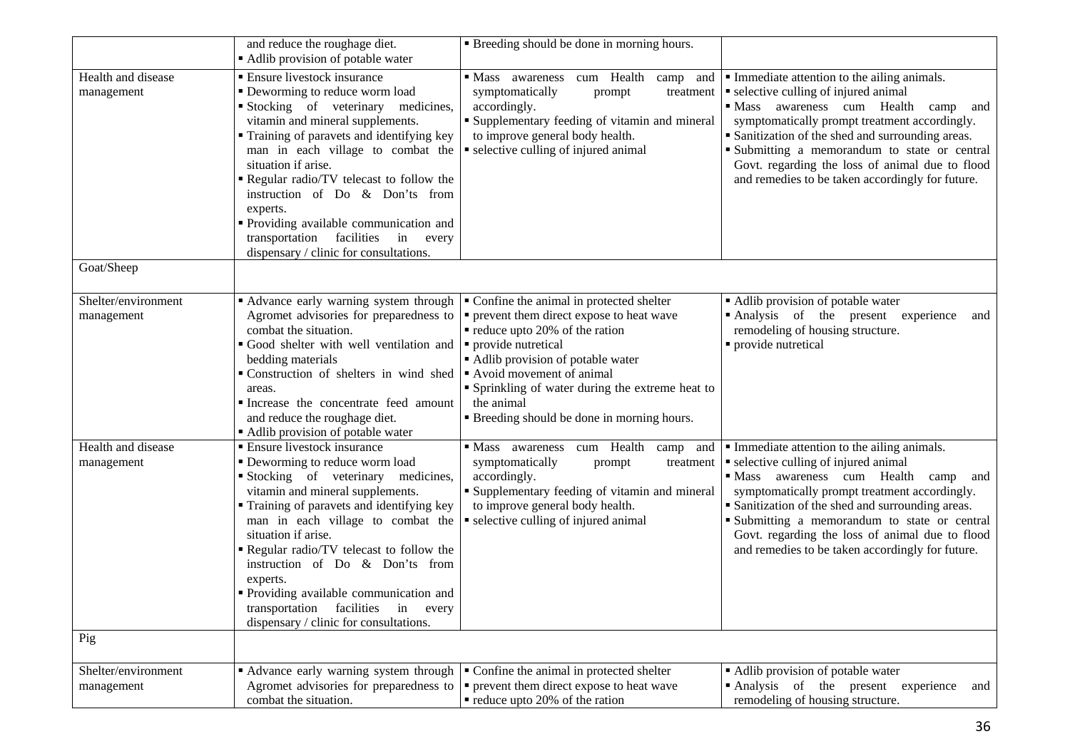|  |  |  |  |
|---|---|---|---|
|  | and reduce the roughage diet.<br>▪ Adlib provision of potable water | ▪ Breeding should be done in morning hours. |  |
| Health and disease management | ▪ Ensure livestock insurance<br>▪ Deworming to reduce worm load<br>▪ Stocking of veterinary medicines, vitamin and mineral supplements.<br>▪ Training of paravets and identifying key man in each village to combat the situation if arise.<br>▪ Regular radio/TV telecast to follow the instruction of Do & Don'ts from experts.<br>▪ Providing available communication and transportation facilities in every dispensary / clinic for consultations. | ▪ Mass awareness cum Health camp and symptomatically prompt treatment accordingly.<br>▪ Supplementary feeding of vitamin and mineral to improve general body health.<br>▪ selective culling of injured animal | ▪ Immediate attention to the ailing animals.<br>▪ selective culling of injured animal<br>▪ Mass awareness cum Health camp and symptomatically prompt treatment accordingly.<br>▪ Sanitization of the shed and surrounding areas.<br>▪ Submitting a memorandum to state or central Govt. regarding the loss of animal due to flood and remedies to be taken accordingly for future. |
| Goat/Sheep |  |  |  |
| Shelter/environment management | ▪ Advance early warning system through Agromet advisories for preparedness to combat the situation.<br>▪ Good shelter with well ventilation and bedding materials<br>▪ Construction of shelters in wind shed areas.<br>▪ Increase the concentrate feed amount and reduce the roughage diet.<br>▪ Adlib provision of potable water | ▪ Confine the animal in protected shelter<br>▪ prevent them direct expose to heat wave<br>▪ reduce upto 20% of the ration<br>▪ provide nutretical<br>▪ Adlib provision of potable water<br>▪ Avoid movement of animal<br>▪ Sprinkling of water during the extreme heat to the animal<br>▪ Breeding should be done in morning hours. | ▪ Adlib provision of potable water<br>▪ Analysis of the present experience and remodeling of housing structure.<br>▪ provide nutretical |
| Health and disease management | ▪ Ensure livestock insurance<br>▪ Deworming to reduce worm load<br>▪ Stocking of veterinary medicines, vitamin and mineral supplements.<br>▪ Training of paravets and identifying key man in each village to combat the situation if arise.<br>▪ Regular radio/TV telecast to follow the instruction of Do & Don'ts from experts.<br>▪ Providing available communication and transportation facilities in every dispensary / clinic for consultations. | ▪ Mass awareness cum Health camp and symptomatically prompt treatment accordingly.<br>▪ Supplementary feeding of vitamin and mineral to improve general body health.<br>▪ selective culling of injured animal | ▪ Immediate attention to the ailing animals.<br>▪ selective culling of injured animal<br>▪ Mass awareness cum Health camp and symptomatically prompt treatment accordingly.<br>▪ Sanitization of the shed and surrounding areas.<br>▪ Submitting a memorandum to state or central Govt. regarding the loss of animal due to flood and remedies to be taken accordingly for future. |
| Pig |  |  |  |
| Shelter/environment management | ▪ Advance early warning system through Agromet advisories for preparedness to combat the situation. | ▪ Confine the animal in protected shelter<br>▪ prevent them direct expose to heat wave<br>▪ reduce upto 20% of the ration | ▪ Adlib provision of potable water<br>▪ Analysis of the present experience and remodeling of housing structure. |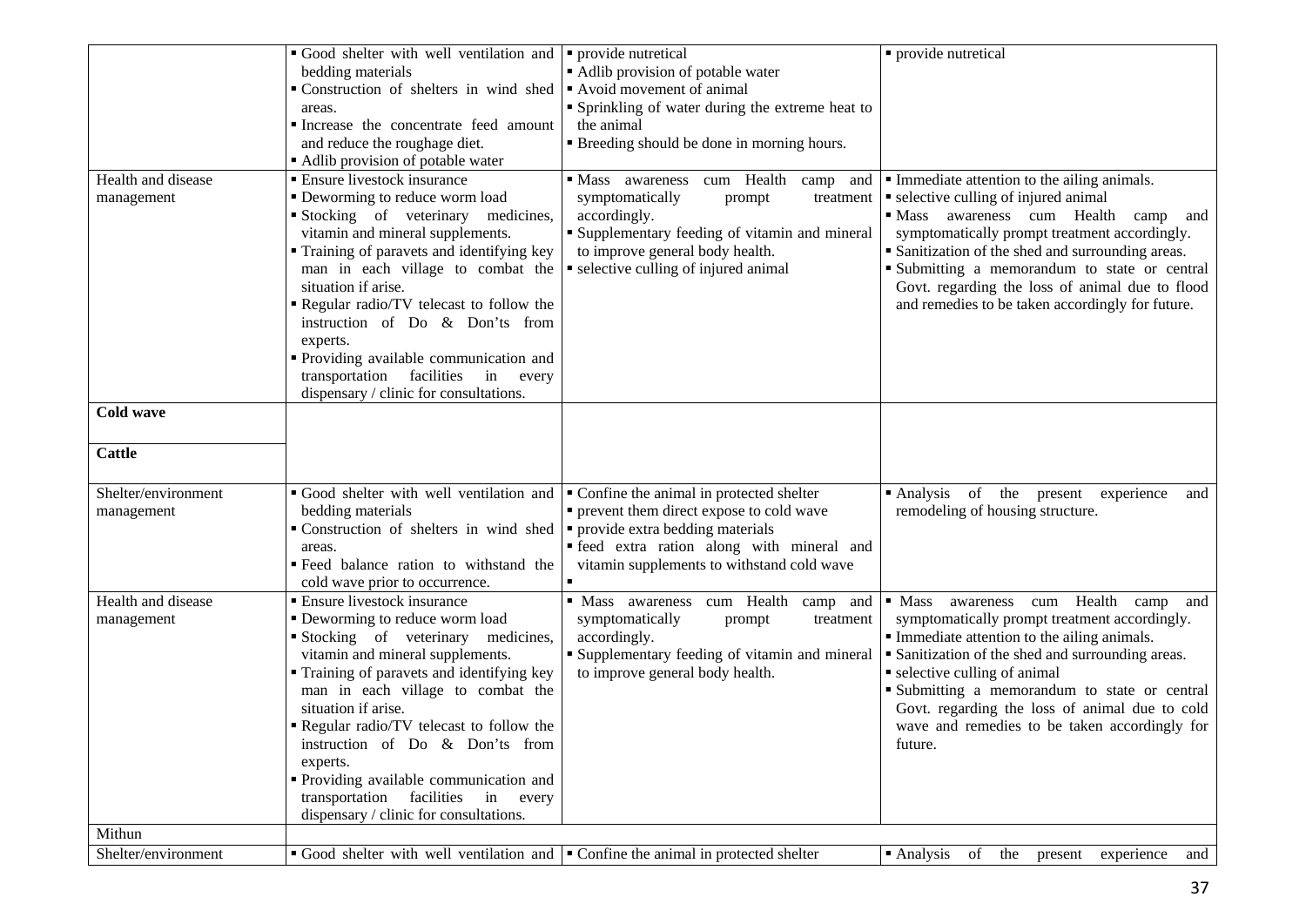| | | | |
|---|---|---|---|
| | ▪ Good shelter with well ventilation and bedding materials<br>▪ Construction of shelters in wind shed areas.<br>▪ Increase the concentrate feed amount and reduce the roughage diet.<br>▪ Adlib provision of potable water | ▪ provide nutretical<br>▪ Adlib provision of potable water<br>▪ Avoid movement of animal<br>▪ Sprinkling of water during the extreme heat to the animal<br>▪ Breeding should be done in morning hours. | ▪ provide nutretical |
| Health and disease management | ▪ Ensure livestock insurance<br>▪ Deworming to reduce worm load<br>▪ Stocking of veterinary medicines, vitamin and mineral supplements.<br>▪ Training of paravets and identifying key man in each village to combat the situation if arise.<br>▪ Regular radio/TV telecast to follow the instruction of Do & Don'ts from experts.<br>▪ Providing available communication and transportation facilities in every dispensary / clinic for consultations. | ▪ Mass awareness cum Health camp and symptomatically prompt treatment accordingly.<br>▪ Supplementary feeding of vitamin and mineral to improve general body health.<br>▪ selective culling of injured animal | ▪ Immediate attention to the ailing animals.<br>▪ selective culling of injured animal<br>▪ Mass awareness cum Health camp and symptomatically prompt treatment accordingly.<br>▪ Sanitization of the shed and surrounding areas.<br>▪ Submitting a memorandum to state or central Govt. regarding the loss of animal due to flood and remedies to be taken accordingly for future. |
| **Cold wave**<br><br>**Cattle** | | | |
| Shelter/environment management | ▪ Good shelter with well ventilation and bedding materials<br>▪ Construction of shelters in wind shed areas.<br>▪ Feed balance ration to withstand the cold wave prior to occurrence. | ▪ Confine the animal in protected shelter<br>▪ prevent them direct expose to cold wave<br>▪ provide extra bedding materials<br>▪ feed extra ration along with mineral and vitamin supplements to withstand cold wave<br>▪ | ▪ Analysis of the present experience and remodeling of housing structure. |
| Health and disease management | ▪ Ensure livestock insurance<br>▪ Deworming to reduce worm load<br>▪ Stocking of veterinary medicines, vitamin and mineral supplements.<br>▪ Training of paravets and identifying key man in each village to combat the situation if arise.<br>▪ Regular radio/TV telecast to follow the instruction of Do & Don'ts from experts.<br>▪ Providing available communication and transportation facilities in every dispensary / clinic for consultations. | ▪ Mass awareness cum Health camp and symptomatically prompt treatment accordingly.<br>▪ Supplementary feeding of vitamin and mineral to improve general body health. | ▪ Mass awareness cum Health camp and symptomatically prompt treatment accordingly.<br>▪ Immediate attention to the ailing animals.<br>▪ Sanitization of the shed and surrounding areas.<br>▪ selective culling of animal<br>▪ Submitting a memorandum to state or central Govt. regarding the loss of animal due to cold wave and remedies to be taken accordingly for future. |
| Mithun | | | |
| Shelter/environment | ▪ Good shelter with well ventilation and | ▪ Confine the animal in protected shelter | ▪ Analysis of the present experience and |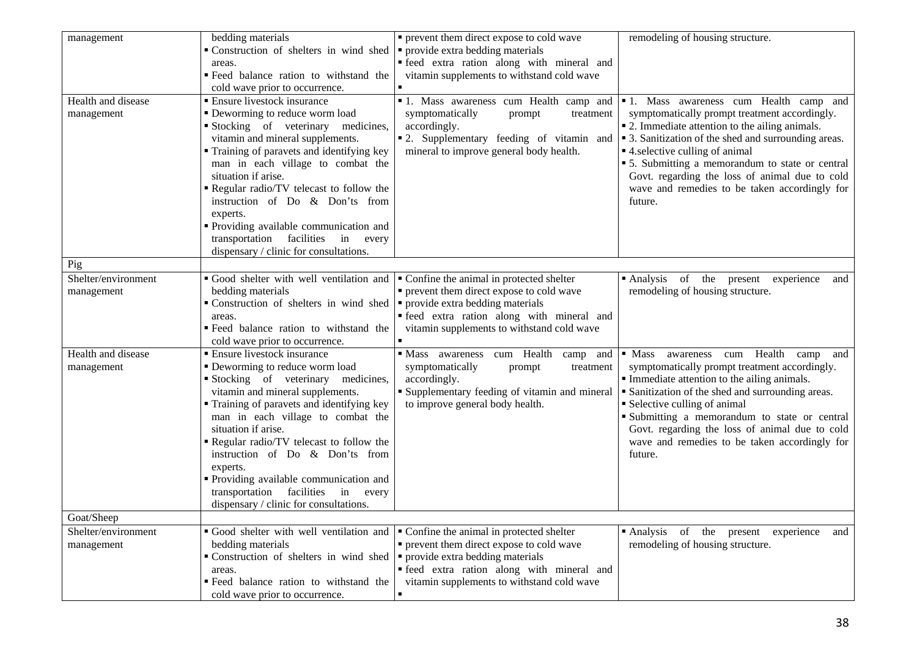| management | bedding materials<br>▪ Construction of shelters in wind shed areas.<br>▪ Feed balance ration to withstand the cold wave prior to occurrence. | ▪ prevent them direct expose to cold wave<br>▪ provide extra bedding materials<br>▪ feed extra ration along with mineral and vitamin supplements to withstand cold wave<br>▪ | remodeling of housing structure. |
|---|---|---|---|
| Health and disease management | ▪ Ensure livestock insurance<br>▪ Deworming to reduce worm load<br>▪ Stocking of veterinary medicines, vitamin and mineral supplements.<br>▪ Training of paravets and identifying key man in each village to combat the situation if arise.<br>▪ Regular radio/TV telecast to follow the instruction of Do & Don'ts from experts.<br>▪ Providing available communication and transportation facilities in every dispensary / clinic for consultations. | ▪ 1. Mass awareness cum Health camp and symptomatically prompt treatment accordingly.<br>▪ 2. Supplementary feeding of vitamin and mineral to improve general body health. | ▪ 1. Mass awareness cum Health camp and symptomatically prompt treatment accordingly.<br>▪ 2. Immediate attention to the ailing animals.<br>▪ 3. Sanitization of the shed and surrounding areas.<br>▪ 4.selective culling of animal<br>▪ 5. Submitting a memorandum to state or central Govt. regarding the loss of animal due to cold wave and remedies to be taken accordingly for future. |
| Pig | | | |
| Shelter/environment management | ▪ Good shelter with well ventilation and bedding materials<br>▪ Construction of shelters in wind shed areas.<br>▪ Feed balance ration to withstand the cold wave prior to occurrence. | ▪ Confine the animal in protected shelter<br>▪ prevent them direct expose to cold wave<br>▪ provide extra bedding materials<br>▪ feed extra ration along with mineral and vitamin supplements to withstand cold wave<br>▪ | ▪ Analysis of the present experience and remodeling of housing structure. |
| Health and disease management | ▪ Ensure livestock insurance<br>▪ Deworming to reduce worm load<br>▪ Stocking of veterinary medicines, vitamin and mineral supplements.<br>▪ Training of paravets and identifying key man in each village to combat the situation if arise.<br>▪ Regular radio/TV telecast to follow the instruction of Do & Don'ts from experts.<br>▪ Providing available communication and transportation facilities in every dispensary / clinic for consultations. | ▪ Mass awareness cum Health camp and symptomatically prompt treatment accordingly.<br>▪ Supplementary feeding of vitamin and mineral to improve general body health. | ▪ Mass awareness cum Health camp and symptomatically prompt treatment accordingly.<br>▪ Immediate attention to the ailing animals.<br>▪ Sanitization of the shed and surrounding areas.<br>▪ Selective culling of animal<br>▪ Submitting a memorandum to state or central Govt. regarding the loss of animal due to cold wave and remedies to be taken accordingly for future. |
| Goat/Sheep | | | |
| Shelter/environment management | ▪ Good shelter with well ventilation and bedding materials<br>▪ Construction of shelters in wind shed areas.<br>▪ Feed balance ration to withstand the cold wave prior to occurrence. | ▪ Confine the animal in protected shelter<br>▪ prevent them direct expose to cold wave<br>▪ provide extra bedding materials<br>▪ feed extra ration along with mineral and vitamin supplements to withstand cold wave<br>▪ | ▪ Analysis of the present experience and remodeling of housing structure. |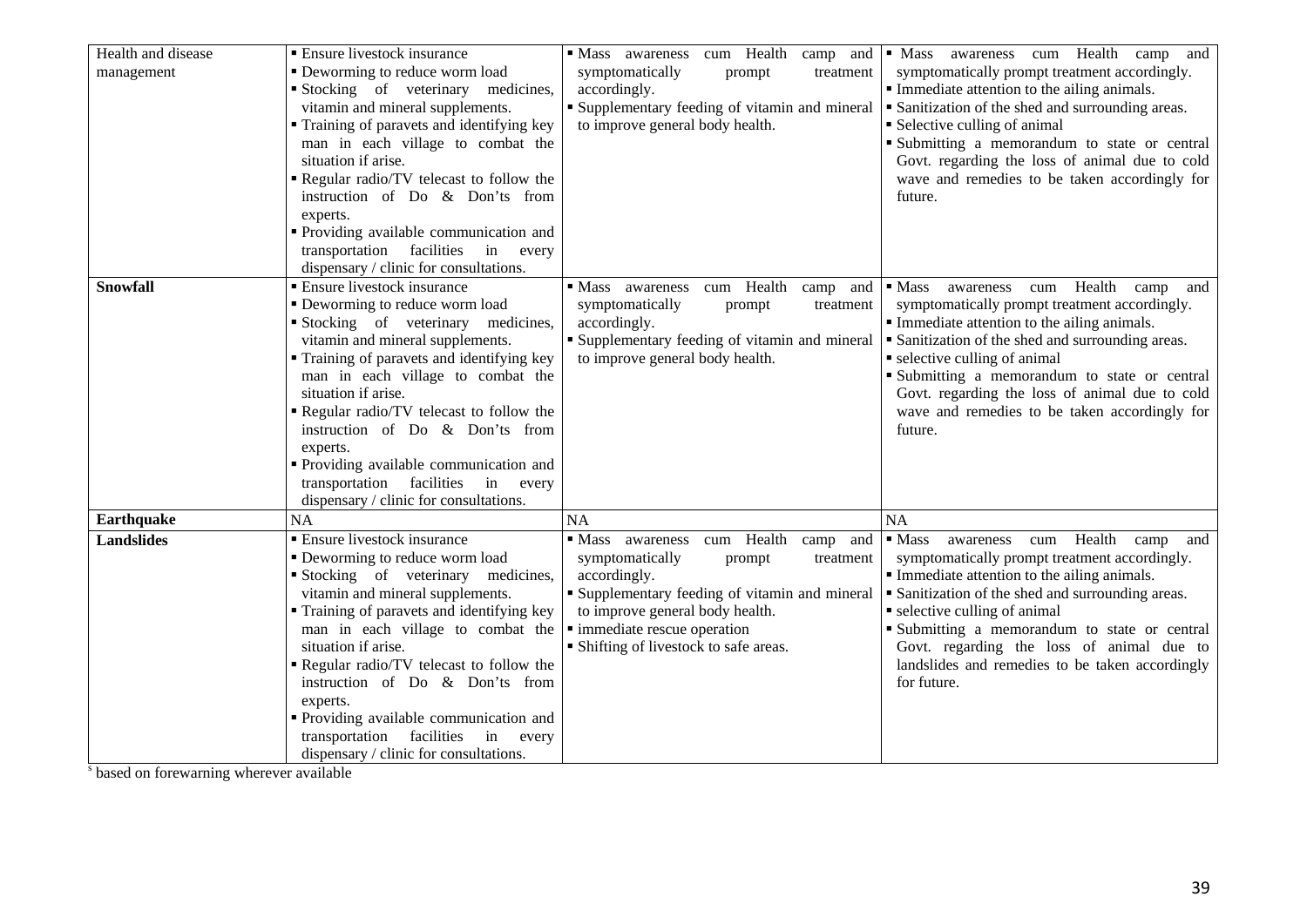| | | | |
|---|---|---|---|
| Health and disease management | ▪ Ensure livestock insurance<br>▪ Deworming to reduce worm load<br>▪ Stocking of veterinary medicines, vitamin and mineral supplements.<br>▪ Training of paravets and identifying key man in each village to combat the situation if arise.<br>▪ Regular radio/TV telecast to follow the instruction of Do & Don'ts from experts.<br>▪ Providing available communication and transportation facilities in every dispensary / clinic for consultations. | ▪ Mass awareness cum Health camp and symptomatically prompt treatment accordingly.<br>▪ Supplementary feeding of vitamin and mineral to improve general body health. | ▪ Mass awareness cum Health camp and symptomatically prompt treatment accordingly.<br>▪ Immediate attention to the ailing animals.<br>▪ Sanitization of the shed and surrounding areas.<br>▪ Selective culling of animal<br>▪ Submitting a memorandum to state or central Govt. regarding the loss of animal due to cold wave and remedies to be taken accordingly for future. |
| **Snowfall** | ▪ Ensure livestock insurance<br>▪ Deworming to reduce worm load<br>▪ Stocking of veterinary medicines, vitamin and mineral supplements.<br>▪ Training of paravets and identifying key man in each village to combat the situation if arise.<br>▪ Regular radio/TV telecast to follow the instruction of Do & Don'ts from experts.<br>▪ Providing available communication and transportation facilities in every dispensary / clinic for consultations. | ▪ Mass awareness cum Health camp and symptomatically prompt treatment accordingly.<br>▪ Supplementary feeding of vitamin and mineral to improve general body health. | ▪ Mass awareness cum Health camp and symptomatically prompt treatment accordingly.<br>▪ Immediate attention to the ailing animals.<br>▪ Sanitization of the shed and surrounding areas.<br>▪ selective culling of animal<br>▪ Submitting a memorandum to state or central Govt. regarding the loss of animal due to cold wave and remedies to be taken accordingly for future. |
| **Earthquake** | NA | NA | NA |
| **Landslides** | ▪ Ensure livestock insurance<br>▪ Deworming to reduce worm load<br>▪ Stocking of veterinary medicines, vitamin and mineral supplements.<br>▪ Training of paravets and identifying key man in each village to combat the situation if arise.<br>▪ Regular radio/TV telecast to follow the instruction of Do & Don'ts from experts.<br>▪ Providing available communication and transportation facilities in every dispensary / clinic for consultations. | ▪ Mass awareness cum Health camp and symptomatically prompt treatment accordingly.<br>▪ Supplementary feeding of vitamin and mineral to improve general body health.<br>▪ immediate rescue operation<br>▪ Shifting of livestock to safe areas. | ▪ Mass awareness cum Health camp and symptomatically prompt treatment accordingly.<br>▪ Immediate attention to the ailing animals.<br>▪ Sanitization of the shed and surrounding areas.<br>▪ selective culling of animal<br>▪ Submitting a memorandum to state or central Govt. regarding the loss of animal due to landslides and remedies to be taken accordingly for future. |

[s] based on forewarning wherever available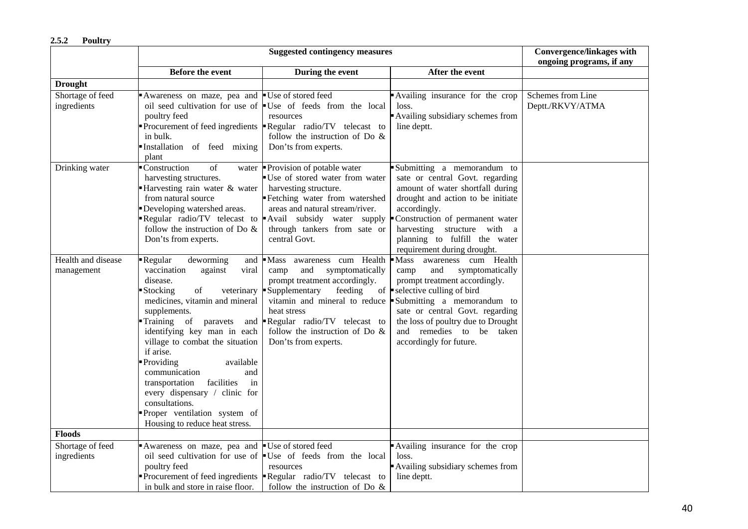### 2.5.2 Poultry

| | Suggested contingency measures | | | Convergence/linkages with ongoing programs, if any |
|---|---|---|---|---|
| | Before the event | During the event | After the event | |
| **Drought** | | | | |
| Shortage of feed ingredients | ▪ Awareness on maze, pea and oil seed cultivation for use of poultry feed<br>▪ Procurement of feed ingredients in bulk.<br>▪ Installation of feed mixing plant | ▪ Use of stored feed<br>▪ Use of feeds from the local resources<br>▪ Regular radio/TV telecast to follow the instruction of Do & Don'ts from experts. | ▪ Availing insurance for the crop loss.<br>▪ Availing subsidiary schemes from line deptt. | Schemes from Line Deptt./RKVY/ATMA |
| Drinking water | ▪ Construction of water harvesting structures.<br>▪ Harvesting rain water & water from natural source<br>▪ Developing watershed areas.<br>▪ Regular radio/TV telecast to follow the instruction of Do & Don'ts from experts. | ▪ Provision of potable water<br>▪ Use of stored water from water harvesting structure.<br>▪ Fetching water from watershed areas and natural stream/river.<br>▪ Avail subsidy water supply through tankers from sate or central Govt. | ▪ Submitting a memorandum to sate or central Govt. regarding amount of water shortfall during drought and action to be initiate accordingly.<br>▪ Construction of permanent water harvesting structure with a planning to fulfill the water requirement during drought. | |
| Health and disease management | ▪ Regular deworming and vaccination against viral disease.<br>▪ Stocking of veterinary medicines, vitamin and mineral supplements.<br>▪ Training of paravets and identifying key man in each village to combat the situation if arise.<br>▪ Providing available communication and transportation facilities in every dispensary / clinic for consultations.<br>▪ Proper ventilation system of Housing to reduce heat stress. | ▪ Mass awareness cum Health camp and symptomatically prompt treatment accordingly.<br>▪ Supplementary feeding of vitamin and mineral to reduce heat stress<br>▪ Regular radio/TV telecast to follow the instruction of Do & Don'ts from experts. | ▪ Mass awareness cum Health camp and symptomatically prompt treatment accordingly.<br>▪ selective culling of bird<br>▪ Submitting a memorandum to sate or central Govt. regarding the loss of poultry due to Drought and remedies to be taken accordingly for future. | |
| **Floods** | | | | |
| Shortage of feed ingredients | ▪ Awareness on maze, pea and oil seed cultivation for use of poultry feed<br>▪ Procurement of feed ingredients in bulk and store in raise floor. | ▪ Use of stored feed<br>▪ Use of feeds from the local resources<br>▪ Regular radio/TV telecast to follow the instruction of Do & | ▪ Availing insurance for the crop loss.<br>▪ Availing subsidiary schemes from line deptt. | |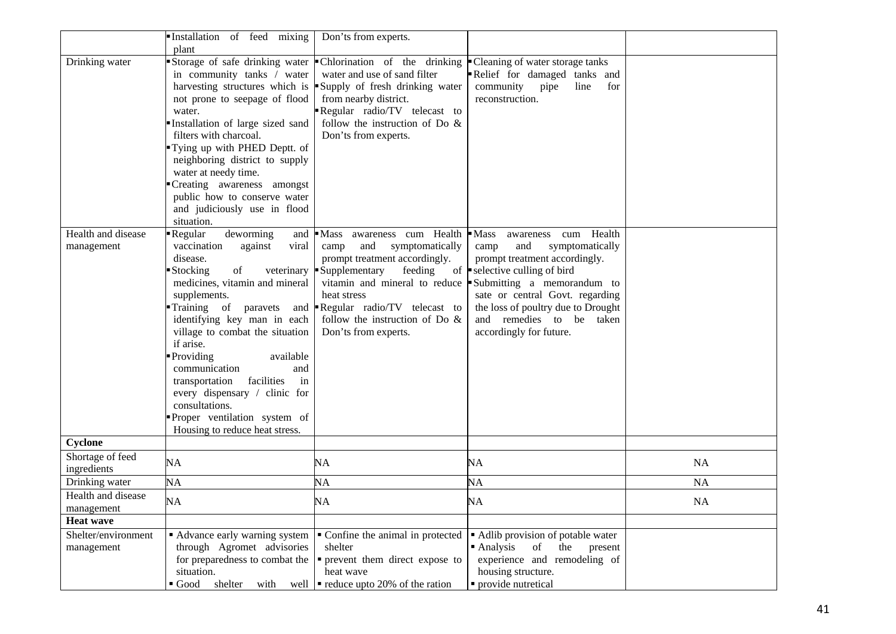| | | | | |
|---|---|---|---|---|
| | ▪Installation of feed mixing plant | Don'ts from experts. | | |
| Drinking water | ▪Storage of safe drinking water in community tanks / water harvesting structures which is not prone to seepage of flood water.<br>▪Installation of large sized sand filters with charcoal.<br>▪Tying up with PHED Deptt. of neighboring district to supply water at needy time.<br>▪Creating awareness amongst public how to conserve water and judiciously use in flood situation. | ▪Chlorination of the drinking water and use of sand filter<br>▪Supply of fresh drinking water from nearby district.<br>▪Regular radio/TV telecast to follow the instruction of Do & Don'ts from experts. | ▪Cleaning of water storage tanks<br>▪Relief for damaged tanks and community pipe line for reconstruction. | |
| Health and disease management | ▪Regular deworming and vaccination against viral disease.<br>▪Stocking of veterinary medicines, vitamin and mineral supplements.<br>▪Training of paravets and identifying key man in each village to combat the situation if arise.<br>▪Providing available communication and transportation facilities in every dispensary / clinic for consultations.<br>▪Proper ventilation system of Housing to reduce heat stress. | ▪Mass awareness cum Health camp and symptomatically prompt treatment accordingly.<br>▪Supplementary feeding of vitamin and mineral to reduce heat stress<br>▪Regular radio/TV telecast to follow the instruction of Do & Don'ts from experts. | ▪Mass awareness cum Health camp and symptomatically prompt treatment accordingly.<br>▪selective culling of bird<br>▪Submitting a memorandum to sate or central Govt. regarding the loss of poultry due to Drought and remedies to be taken accordingly for future. | |
| **Cyclone** | | | | |
| Shortage of feed ingredients | NA | NA | NA | NA |
| Drinking water | NA | NA | NA | NA |
| Health and disease management | NA | NA | NA | NA |
| **Heat wave** | | | | |
| Shelter/environment management | ▪ Advance early warning system through Agromet advisories for preparedness to combat the situation.<br>▪ Good shelter with well | ▪ Confine the animal in protected shelter<br>▪ prevent them direct expose to heat wave<br>▪ reduce upto 20% of the ration | ▪ Adlib provision of potable water<br>▪ Analysis of the present experience and remodeling of housing structure.<br>▪ provide nutretical | |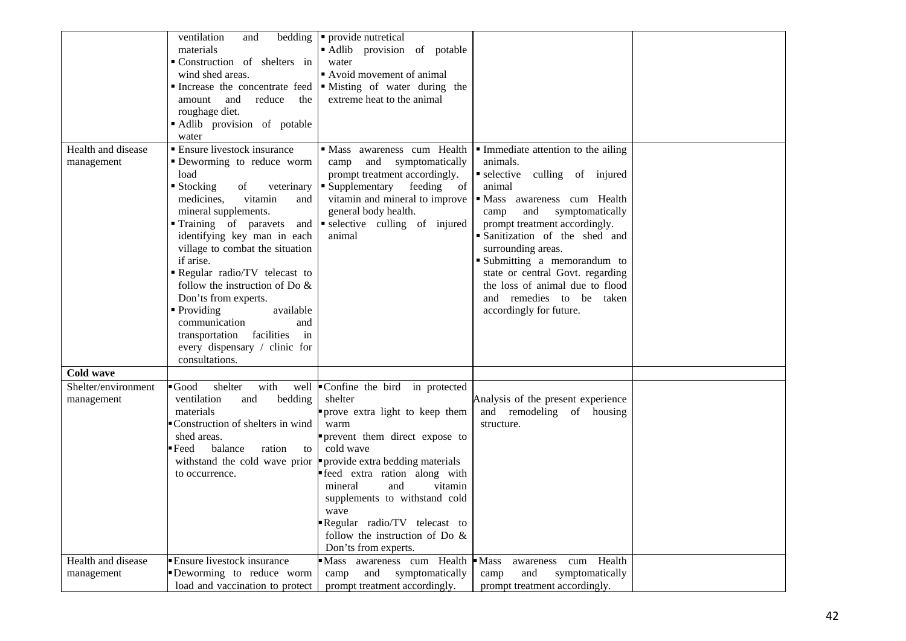| | | | | |
|---|---|---|---|---|
| | ventilation and bedding materials<br>▪ Construction of shelters in wind shed areas.<br>▪ Increase the concentrate feed amount and reduce the roughage diet.<br>▪ Adlib provision of potable water | ▪ provide nutretical<br>▪ Adlib provision of potable water<br>▪ Avoid movement of animal<br>▪ Misting of water during the extreme heat to the animal | | |
| Health and disease management | ▪ Ensure livestock insurance<br>▪ Deworming to reduce worm load<br>▪ Stocking of veterinary medicines, vitamin and mineral supplements.<br>▪ Training of paravets and identifying key man in each village to combat the situation if arise.<br>▪ Regular radio/TV telecast to follow the instruction of Do & Don'ts from experts.<br>▪ Providing available communication and transportation facilities in every dispensary / clinic for consultations. | ▪ Mass awareness cum Health camp and symptomatically prompt treatment accordingly.<br>▪ Supplementary feeding of vitamin and mineral to improve general body health.<br>▪ selective culling of injured animal | ▪ Immediate attention to the ailing animals.<br>▪ selective culling of injured animal<br>▪ Mass awareness cum Health camp and symptomatically prompt treatment accordingly.<br>▪ Sanitization of the shed and surrounding areas.<br>▪ Submitting a memorandum to state or central Govt. regarding the loss of animal due to flood and remedies to be taken accordingly for future. | |
| **Cold wave** | | | | |
| Shelter/environment management | ▪ Good shelter with well ventilation and bedding materials<br>▪ Construction of shelters in wind shed areas.<br>▪ Feed balance ration to withstand the cold wave prior to occurrence. | ▪ Confine the bird in protected shelter<br>▪ prove extra light to keep them warm<br>▪ prevent them direct expose to cold wave<br>▪ provide extra bedding materials<br>▪ feed extra ration along with mineral and vitamin supplements to withstand cold wave<br>▪ Regular radio/TV telecast to follow the instruction of Do & Don'ts from experts. | Analysis of the present experience and remodeling of housing structure. | |
| Health and disease management | ▪ Ensure livestock insurance<br>▪ Deworming to reduce worm load and vaccination to protect | ▪ Mass awareness cum Health camp and symptomatically prompt treatment accordingly. | ▪ Mass awareness cum Health camp and symptomatically prompt treatment accordingly. | |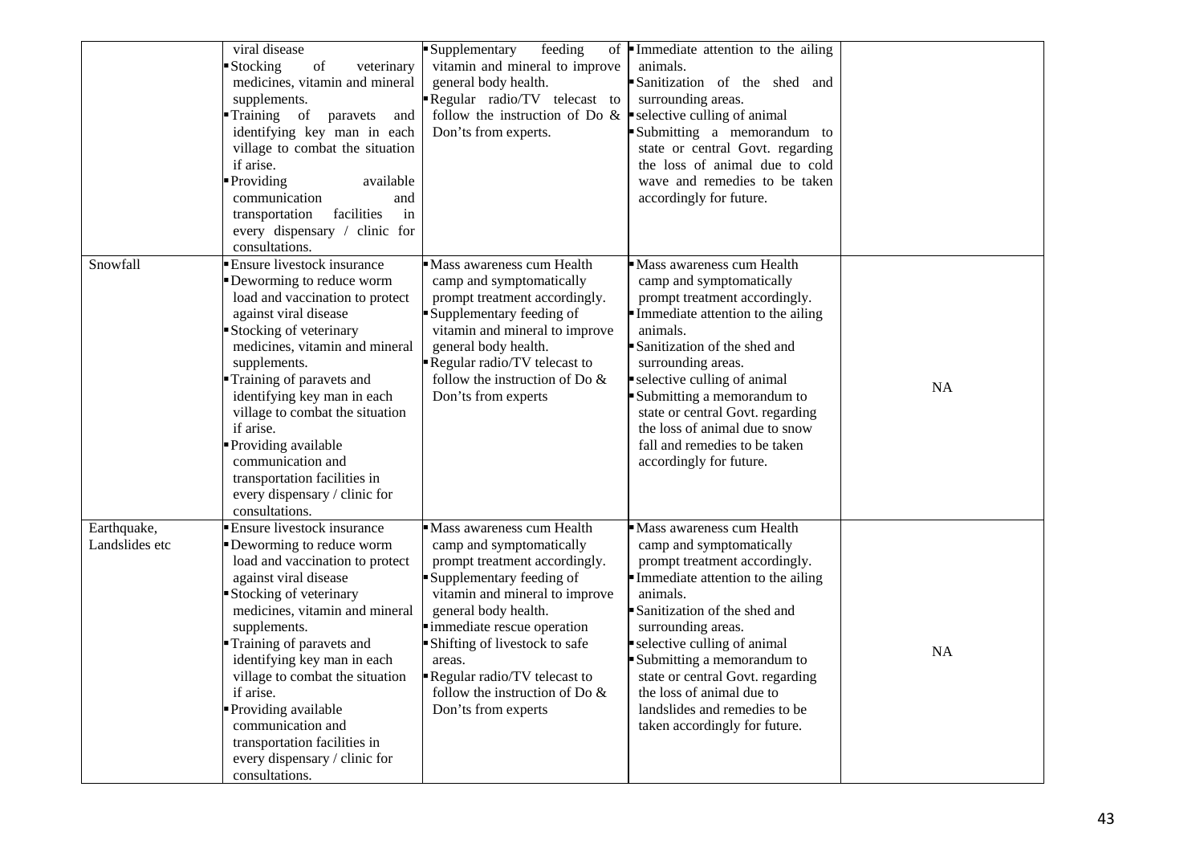| | | | | |
|---|---|---|---|---|
| | viral disease<br>▪ Stocking of veterinary medicines, vitamin and mineral supplements.<br>▪ Training of paravets and identifying key man in each village to combat the situation if arise.<br>▪ Providing available communication and transportation facilities in every dispensary / clinic for consultations. | ▪ Supplementary feeding of vitamin and mineral to improve general body health.<br>▪ Regular radio/TV telecast to follow the instruction of Do & Don's from experts. | ▪ Immediate attention to the ailing animals.<br>▪ Sanitization of the shed and surrounding areas.<br>▪ selective culling of animal<br>▪ Submitting a memorandum to state or central Govt. regarding the loss of animal due to cold wave and remedies to be taken accordingly for future. | |
| Snowfall | ▪ Ensure livestock insurance<br>▪ Deworming to reduce worm load and vaccination to protect against viral disease<br>▪ Stocking of veterinary medicines, vitamin and mineral supplements.<br>▪ Training of paravets and identifying key man in each village to combat the situation if arise.<br>▪ Providing available communication and transportation facilities in every dispensary / clinic for consultations. | ▪ Mass awareness cum Health camp and symptomatically prompt treatment accordingly.<br>▪ Supplementary feeding of vitamin and mineral to improve general body health.<br>▪ Regular radio/TV telecast to follow the instruction of Do & Don's from experts | ▪ Mass awareness cum Health camp and symptomatically prompt treatment accordingly.<br>▪ Immediate attention to the ailing animals.<br>▪ Sanitization of the shed and surrounding areas.<br>▪ selective culling of animal<br>▪ Submitting a memorandum to state or central Govt. regarding the loss of animal due to snow fall and remedies to be taken accordingly for future. | NA |
| Earthquake, Landslides etc | ▪ Ensure livestock insurance<br>▪ Deworming to reduce worm load and vaccination to protect against viral disease<br>▪ Stocking of veterinary medicines, vitamin and mineral supplements.<br>▪ Training of paravets and identifying key man in each village to combat the situation if arise.<br>▪ Providing available communication and transportation facilities in every dispensary / clinic for consultations. | ▪ Mass awareness cum Health camp and symptomatically prompt treatment accordingly.<br>▪ Supplementary feeding of vitamin and mineral to improve general body health.<br>▪ immediate rescue operation<br>▪ Shifting of livestock to safe areas.<br>▪ Regular radio/TV telecast to follow the instruction of Do & Don's from experts | ▪ Mass awareness cum Health camp and symptomatically prompt treatment accordingly.<br>▪ Immediate attention to the ailing animals.<br>▪ Sanitization of the shed and surrounding areas.<br>▪ selective culling of animal<br>▪ Submitting a memorandum to state or central Govt. regarding the loss of animal due to landslides and remedies to be taken accordingly for future. | NA |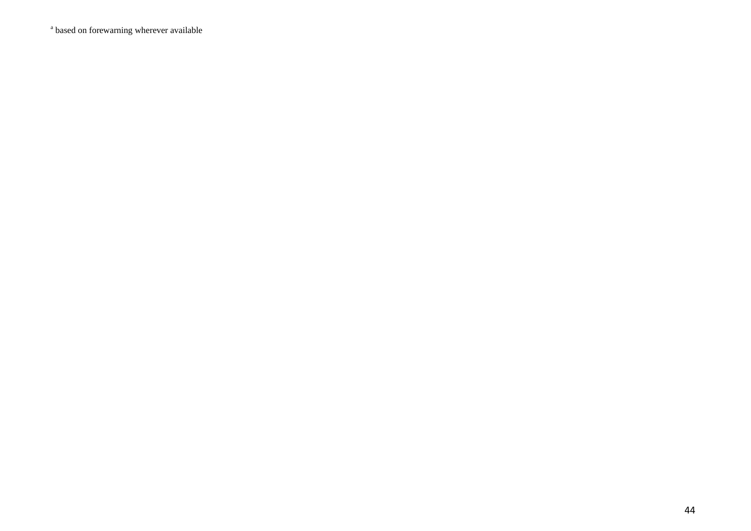[a] based on forewarning wherever available